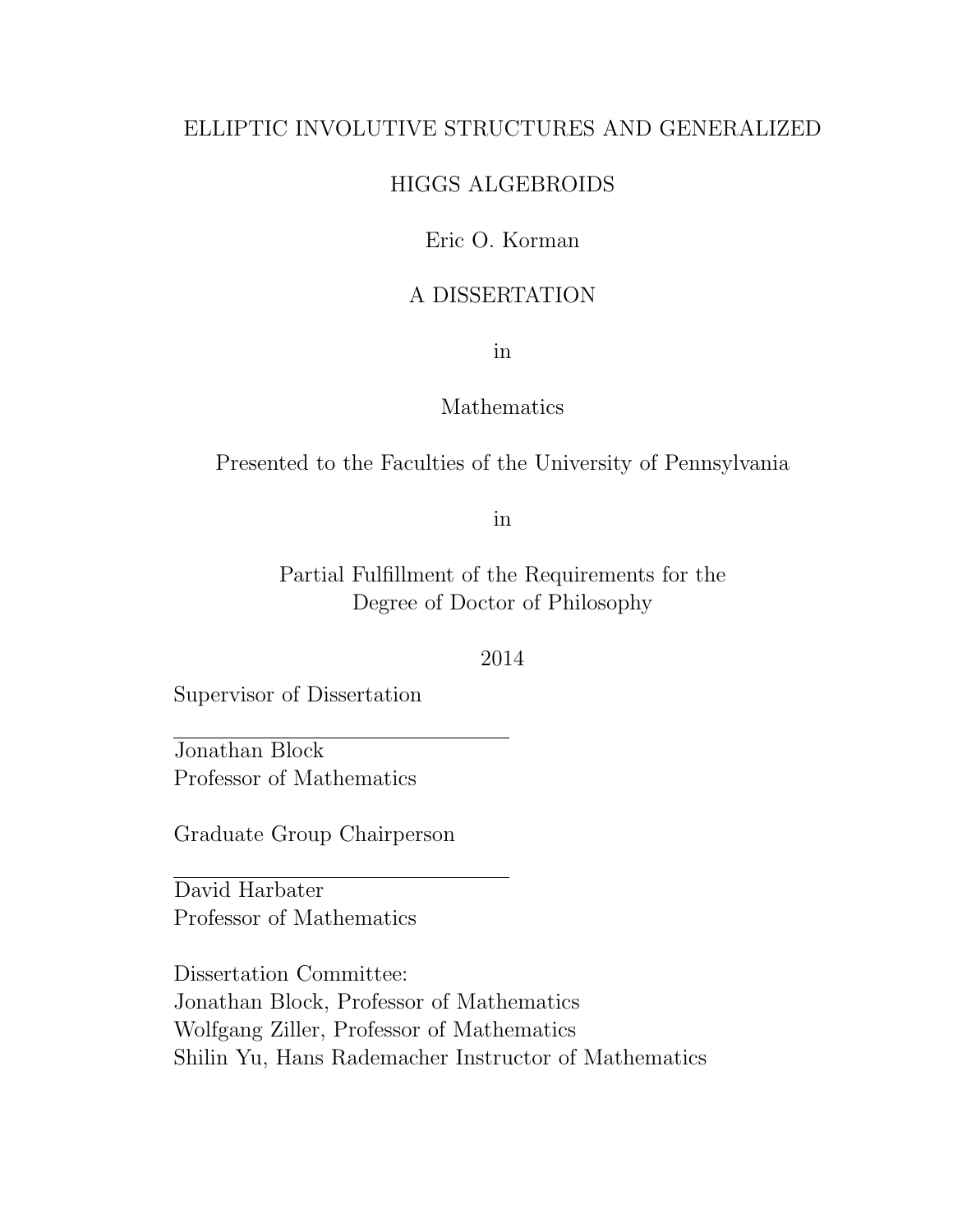# ELLIPTIC INVOLUTIVE STRUCTURES AND GENERALIZED HIGGS ALGEBROIDS

Eric O. Korman

A DISSERTATION

in

Mathematics

Presented to the Faculties of the University of Pennsylvania

in

Partial Fulfillment of the Requirements for the
Degree of Doctor of Philosophy

2014

Supervisor of Dissertation

\_\_\_\_\_\_\_\_\_\_\_\_\_\_\_\_\_\_\_\_\_\_\_\_\_\_\_\_\_\_

Jonathan Block
Professor of Mathematics

Graduate Group Chairperson

\_\_\_\_\_\_\_\_\_\_\_\_\_\_\_\_\_\_\_\_\_\_\_\_\_\_\_\_\_\_

David Harbater
Professor of Mathematics

Dissertation Committee:
Jonathan Block, Professor of Mathematics
Wolfgang Ziller, Professor of Mathematics
Shilin Yu, Hans Rademacher Instructor of Mathematics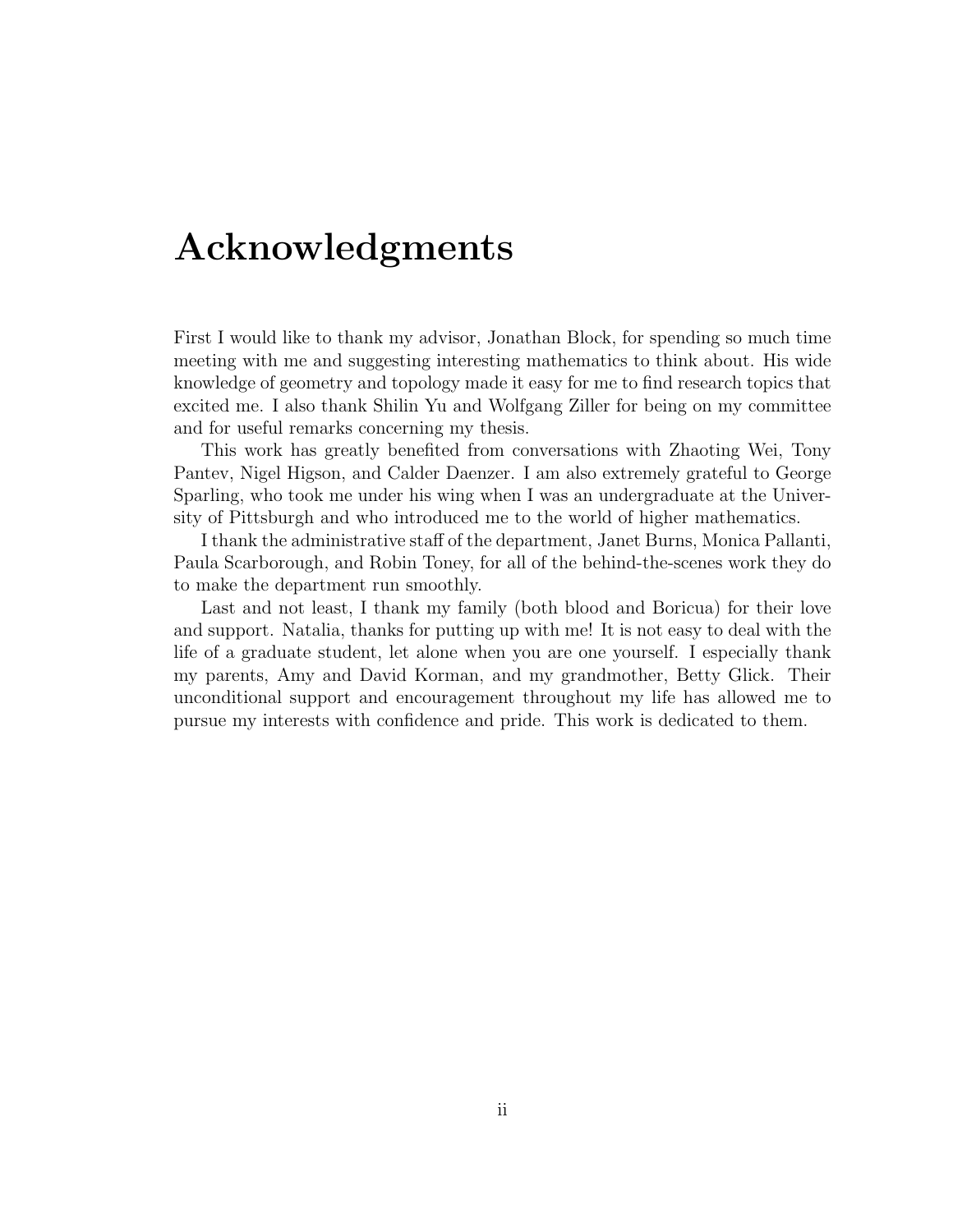# Acknowledgments

First I would like to thank my advisor, Jonathan Block, for spending so much time meeting with me and suggesting interesting mathematics to think about. His wide knowledge of geometry and topology made it easy for me to find research topics that excited me. I also thank Shilin Yu and Wolfgang Ziller for being on my committee and for useful remarks concerning my thesis.

This work has greatly benefited from conversations with Zhaoting Wei, Tony Pantev, Nigel Higson, and Calder Daenzer. I am also extremely grateful to George Sparling, who took me under his wing when I was an undergraduate at the University of Pittsburgh and who introduced me to the world of higher mathematics.

I thank the administrative staff of the department, Janet Burns, Monica Pallanti, Paula Scarborough, and Robin Toney, for all of the behind-the-scenes work they do to make the department run smoothly.

Last and not least, I thank my family (both blood and Boricua) for their love and support. Natalia, thanks for putting up with me! It is not easy to deal with the life of a graduate student, let alone when you are one yourself. I especially thank my parents, Amy and David Korman, and my grandmother, Betty Glick. Their unconditional support and encouragement throughout my life has allowed me to pursue my interests with confidence and pride. This work is dedicated to them.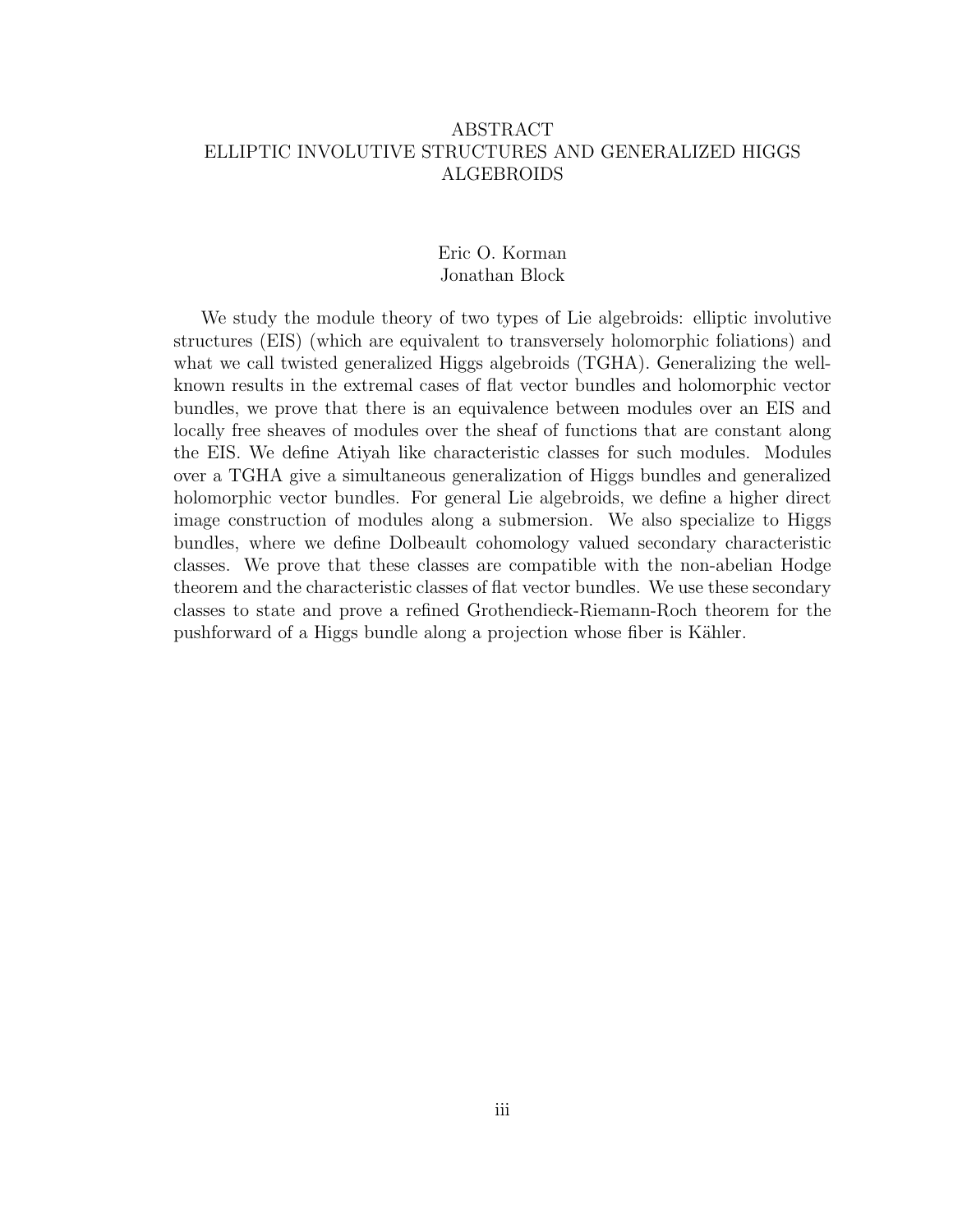# ABSTRACT

# ELLIPTIC INVOLUTIVE STRUCTURES AND GENERALIZED HIGGS ALGEBROIDS

Eric O. Korman
Jonathan Block

We study the module theory of two types of Lie algebroids: elliptic involutive structures (EIS) (which are equivalent to transversely holomorphic foliations) and what we call twisted generalized Higgs algebroids (TGHA). Generalizing the well-known results in the extremal cases of flat vector bundles and holomorphic vector bundles, we prove that there is an equivalence between modules over an EIS and locally free sheaves of modules over the sheaf of functions that are constant along the EIS. We define Atiyah like characteristic classes for such modules. Modules over a TGHA give a simultaneous generalization of Higgs bundles and generalized holomorphic vector bundles. For general Lie algebroids, we define a higher direct image construction of modules along a submersion. We also specialize to Higgs bundles, where we define Dolbeault cohomology valued secondary characteristic classes. We prove that these classes are compatible with the non-abelian Hodge theorem and the characteristic classes of flat vector bundles. We use these secondary classes to state and prove a refined Grothendieck-Riemann-Roch theorem for the pushforward of a Higgs bundle along a projection whose fiber is Kähler.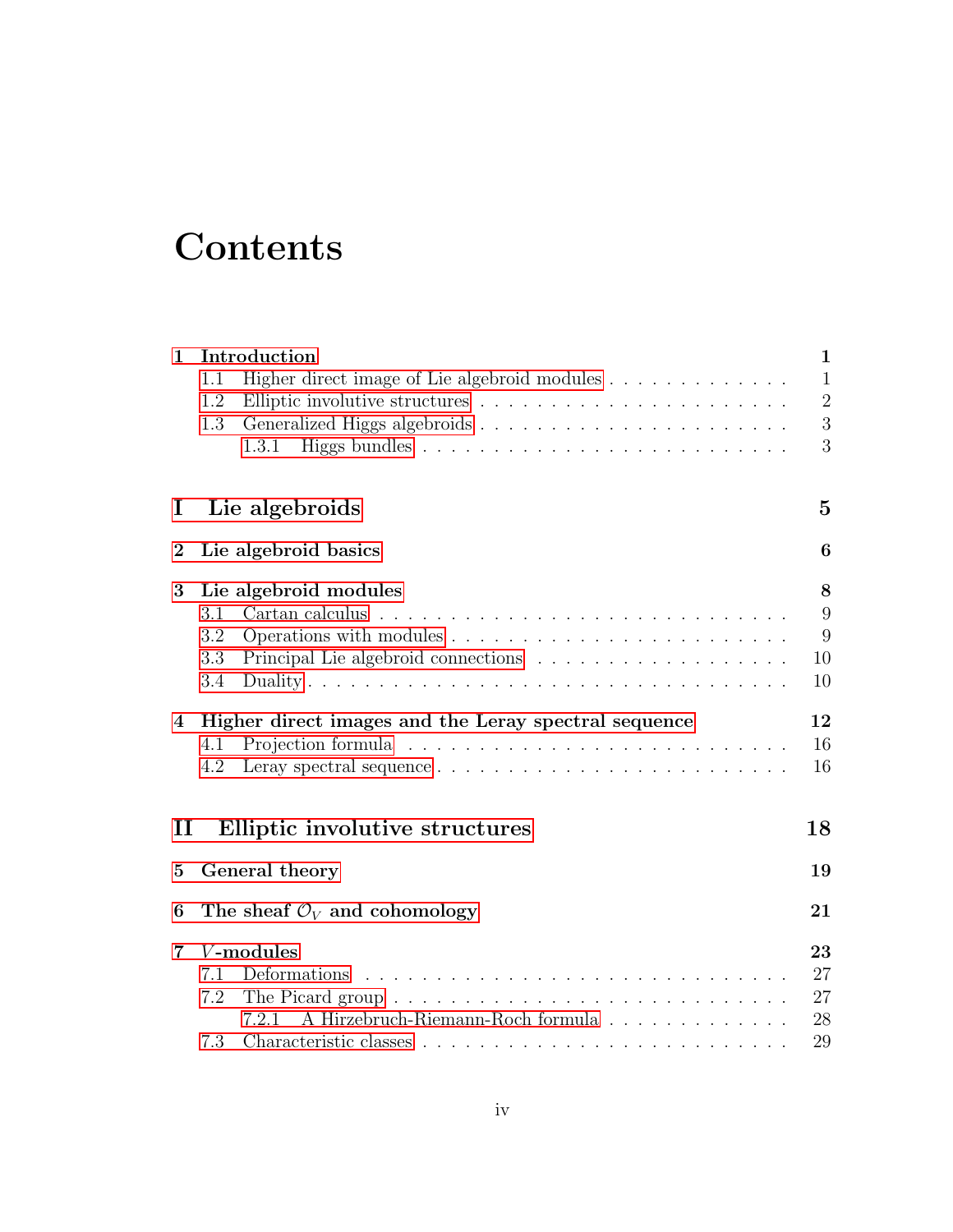# Contents

1 Introduction 1
- 1.1 Higher direct image of Lie algebroid modules 1
- 1.2 Elliptic involutive structures 2
- 1.3 Generalized Higgs algebroids 3
  - 1.3.1 Higgs bundles 3

I Lie algebroids 5

2 Lie algebroid basics 6

3 Lie algebroid modules 8
- 3.1 Cartan calculus 9
- 3.2 Operations with modules 9
- 3.3 Principal Lie algebroid connections 10
- 3.4 Duality 10

4 Higher direct images and the Leray spectral sequence 12
- 4.1 Projection formula 16
- 4.2 Leray spectral sequence 16

II Elliptic involutive structures 18

5 General theory 19

6 The sheaf $\mathcal{O}_V$ and cohomology 21

7 $V$-modules 23
- 7.1 Deformations 27
- 7.2 The Picard group 27
  - 7.2.1 A Hirzebruch-Riemann-Roch formula 28
- 7.3 Characteristic classes 29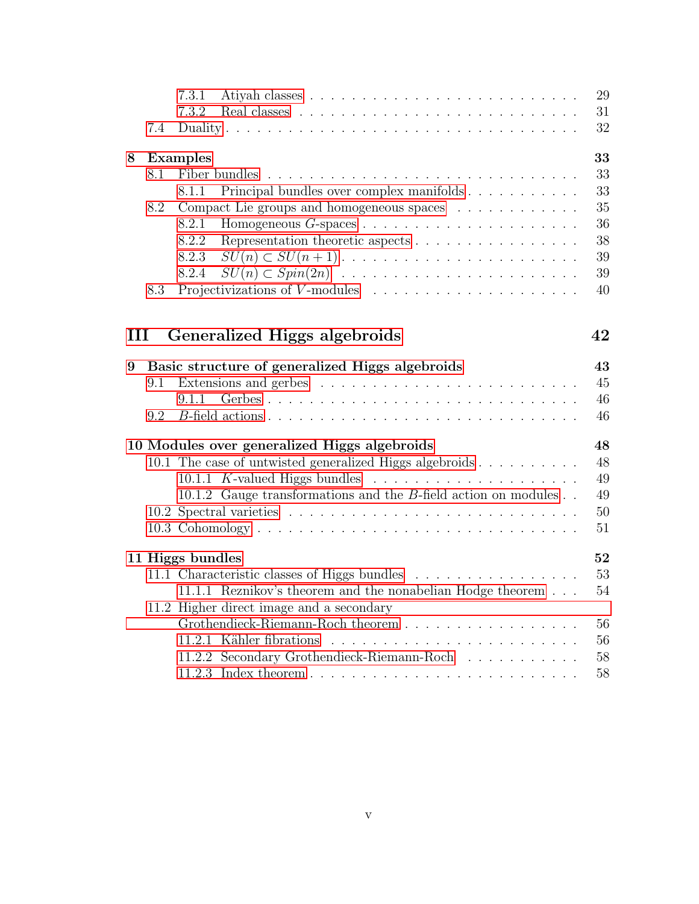- 7.3.1 Atiyah classes . . . . . . . . . . . . . . . . . . . . . . . . . 29
- 7.3.2 Real classes . . . . . . . . . . . . . . . . . . . . . . . . . . 31
- 7.4 Duality . . . . . . . . . . . . . . . . . . . . . . . . . . . . . . 32

**8 Examples** **33**

- 8.1 Fiber bundles . . . . . . . . . . . . . . . . . . . . . . . . . . . 33
  - 8.1.1 Principal bundles over complex manifolds . . . . . . . . . . . 33
- 8.2 Compact Lie groups and homogeneous spaces . . . . . . . . . . . . 35
  - 8.2.1 Homogeneous $G$-spaces . . . . . . . . . . . . . . . . . . . . 36
  - 8.2.2 Representation theoretic aspects . . . . . . . . . . . . . . . . 38
  - 8.2.3 $SU(n) \subset SU(n+1)$ . . . . . . . . . . . . . . . . . . . . . 39
  - 8.2.4 $SU(n) \subset Spin(2n)$ . . . . . . . . . . . . . . . . . . . . . 39
- 8.3 Projectivizations of $V$-modules . . . . . . . . . . . . . . . . . . 40

## III Generalized Higgs algebroids 42

**9 Basic structure of generalized Higgs algebroids** **43**

- 9.1 Extensions and gerbes . . . . . . . . . . . . . . . . . . . . . . . 45
  - 9.1.1 Gerbes . . . . . . . . . . . . . . . . . . . . . . . . . . . . . 46
- 9.2 $B$-field actions . . . . . . . . . . . . . . . . . . . . . . . . . . . 46

**10 Modules over generalized Higgs algebroids** **48**

- 10.1 The case of untwisted generalized Higgs algebroids . . . . . . . . . 48
  - 10.1.1 $K$-valued Higgs bundles . . . . . . . . . . . . . . . . . . . . 49
  - 10.1.2 Gauge transformations and the $B$-field action on modules . . 49
- 10.2 Spectral varieties . . . . . . . . . . . . . . . . . . . . . . . . . . 50
- 10.3 Cohomology . . . . . . . . . . . . . . . . . . . . . . . . . . . . . 51

**11 Higgs bundles** **52**

- 11.1 Characteristic classes of Higgs bundles . . . . . . . . . . . . . . . 53
  - 11.1.1 Reznikov's theorem and the nonabelian Hodge theorem . . . 54
- 11.2 Higher direct image and a secondary Grothendieck-Riemann-Roch theorem . . . . . . . . . . . . . . . . . 56
  - 11.2.1 Kähler fibrations . . . . . . . . . . . . . . . . . . . . . . . . 56
  - 11.2.2 Secondary Grothendieck-Riemann-Roch . . . . . . . . . . . . 58
  - 11.2.3 Index theorem . . . . . . . . . . . . . . . . . . . . . . . . . 58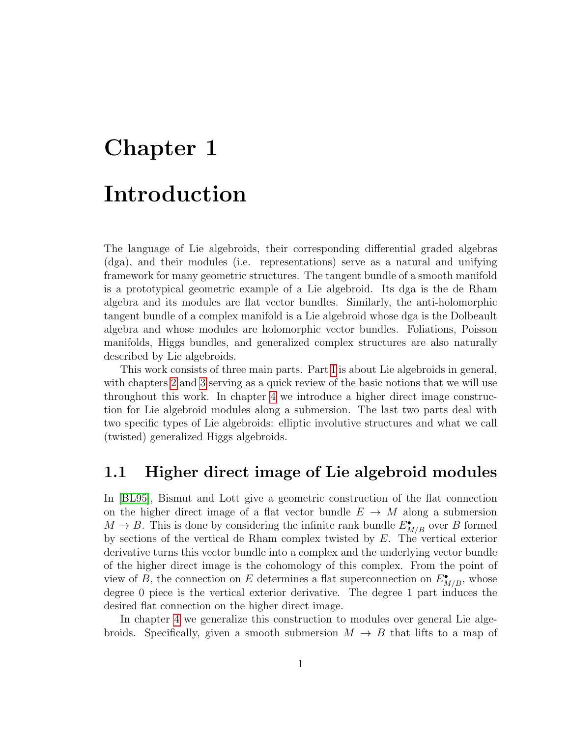# Chapter 1

# Introduction

The language of Lie algebroids, their corresponding differential graded algebras (dga), and their modules (i.e. representations) serve as a natural and unifying framework for many geometric structures. The tangent bundle of a smooth manifold is a prototypical geometric example of a Lie algebroid. Its dga is the de Rham algebra and its modules are flat vector bundles. Similarly, the anti-holomorphic tangent bundle of a complex manifold is a Lie algebroid whose dga is the Dolbeault algebra and whose modules are holomorphic vector bundles. Foliations, Poisson manifolds, Higgs bundles, and generalized complex structures are also naturally described by Lie algebroids.

This work consists of three main parts. Part I is about Lie algebroids in general, with chapters 2 and 3 serving as a quick review of the basic notions that we will use throughout this work. In chapter 4 we introduce a higher direct image construction for Lie algebroid modules along a submersion. The last two parts deal with two specific types of Lie algebroids: elliptic involutive structures and what we call (twisted) generalized Higgs algebroids.

## 1.1 Higher direct image of Lie algebroid modules

In [BL95], Bismut and Lott give a geometric construction of the flat connection on the higher direct image of a flat vector bundle $E \to M$ along a submersion $M \to B$. This is done by considering the infinite rank bundle $E^{\bullet}_{M/B}$ over $B$ formed by sections of the vertical de Rham complex twisted by $E$. The vertical exterior derivative turns this vector bundle into a complex and the underlying vector bundle of the higher direct image is the cohomology of this complex. From the point of view of $B$, the connection on $E$ determines a flat superconnection on $E^{\bullet}_{M/B}$, whose degree 0 piece is the vertical exterior derivative. The degree 1 part induces the desired flat connection on the higher direct image.

In chapter 4 we generalize this construction to modules over general Lie algebroids. Specifically, given a smooth submersion $M \to B$ that lifts to a map of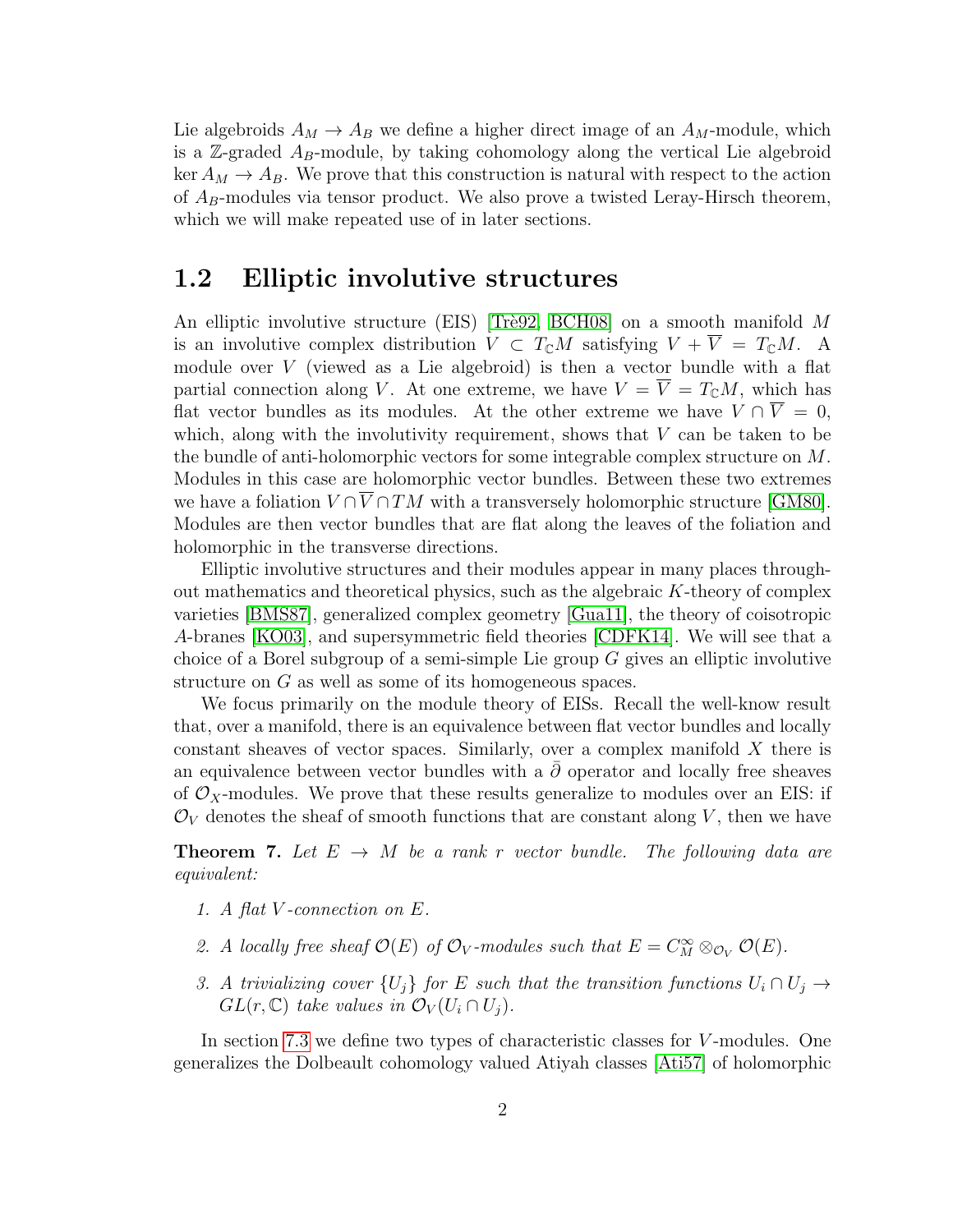Lie algebroids $A_M \to A_B$ we define a higher direct image of an $A_M$-module, which is a $\mathbb{Z}$-graded $A_B$-module, by taking cohomology along the vertical Lie algebroid $\ker A_M \to A_B$. We prove that this construction is natural with respect to the action of $A_B$-modules via tensor product. We also prove a twisted Leray-Hirsch theorem, which we will make repeated use of in later sections.

## 1.2 Elliptic involutive structures

An elliptic involutive structure (EIS) [Trè92, BCH08] on a smooth manifold $M$ is an involutive complex distribution $V \subset T_{\mathbb{C}}M$ satisfying $V + \overline{V} = T_{\mathbb{C}}M$. A module over $V$ (viewed as a Lie algebroid) is then a vector bundle with a flat partial connection along $V$. At one extreme, we have $V = \overline{V} = T_{\mathbb{C}}M$, which has flat vector bundles as its modules. At the other extreme we have $V \cap \overline{V} = 0$, which, along with the involutivity requirement, shows that $V$ can be taken to be the bundle of anti-holomorphic vectors for some integrable complex structure on $M$. Modules in this case are holomorphic vector bundles. Between these two extremes we have a foliation $V \cap \overline{V} \cap TM$ with a transversely holomorphic structure [GM80]. Modules are then vector bundles that are flat along the leaves of the foliation and holomorphic in the transverse directions.

Elliptic involutive structures and their modules appear in many places throughout mathematics and theoretical physics, such as the algebraic $K$-theory of complex varieties [BMS87], generalized complex geometry [Gua11], the theory of coisotropic $A$-branes [KO03], and supersymmetric field theories [CDFK14]. We will see that a choice of a Borel subgroup of a semi-simple Lie group $G$ gives an elliptic involutive structure on $G$ as well as some of its homogeneous spaces.

We focus primarily on the module theory of EISs. Recall the well-know result that, over a manifold, there is an equivalence between flat vector bundles and locally constant sheaves of vector spaces. Similarly, over a complex manifold $X$ there is an equivalence between vector bundles with a $\bar{\partial}$ operator and locally free sheaves of $\mathcal{O}_X$-modules. We prove that these results generalize to modules over an EIS: if $\mathcal{O}_V$ denotes the sheaf of smooth functions that are constant along $V$, then we have

**Theorem 7.** *Let $E \to M$ be a rank $r$ vector bundle. The following data are equivalent:*

1. *A flat $V$-connection on $E$.*
2. *A locally free sheaf $\mathcal{O}(E)$ of $\mathcal{O}_V$-modules such that $E = C^\infty_M \otimes_{\mathcal{O}_V} \mathcal{O}(E)$.*
3. *A trivializing cover $\{U_j\}$ for $E$ such that the transition functions $U_i \cap U_j \to GL(r, \mathbb{C})$ take values in $\mathcal{O}_V(U_i \cap U_j)$.*

In section 7.3 we define two types of characteristic classes for $V$-modules. One generalizes the Dolbeault cohomology valued Atiyah classes [Ati57] of holomorphic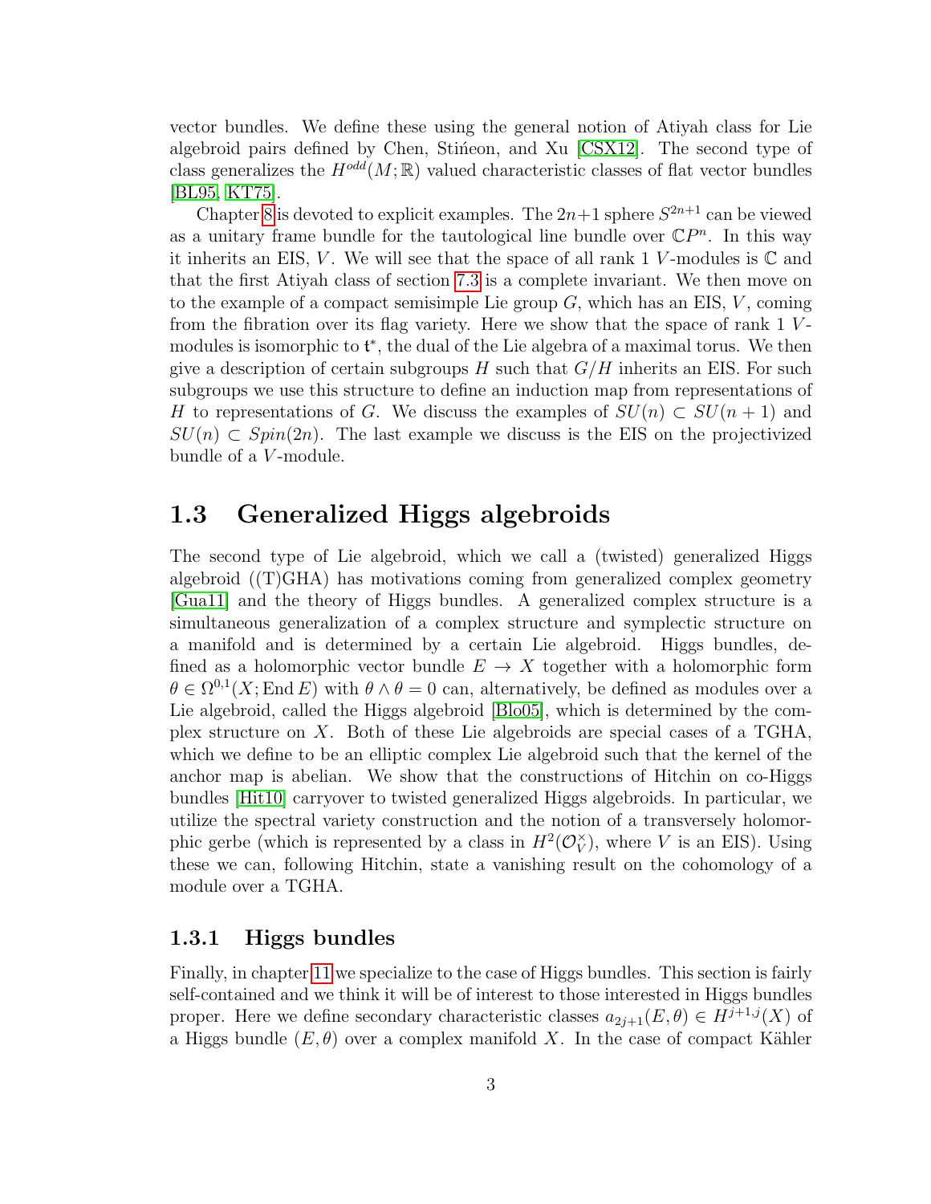vector bundles. We define these using the general notion of Atiyah class for Lie algebroid pairs defined by Chen, Stiénon, and Xu [CSX12]. The second type of class generalizes the $H^{odd}(M;\mathbb{R})$ valued characteristic classes of flat vector bundles [BL95, KT75].

Chapter 8 is devoted to explicit examples. The $2n+1$ sphere $S^{2n+1}$ can be viewed as a unitary frame bundle for the tautological line bundle over $\mathbb{C}P^n$. In this way it inherits an EIS, $V$. We will see that the space of all rank 1 $V$-modules is $\mathbb{C}$ and that the first Atiyah class of section 7.3 is a complete invariant. We then move on to the example of a compact semisimple Lie group $G$, which has an EIS, $V$, coming from the fibration over its flag variety. Here we show that the space of rank 1 $V$-modules is isomorphic to $\mathfrak{t}^*$, the dual of the Lie algebra of a maximal torus. We then give a description of certain subgroups $H$ such that $G/H$ inherits an EIS. For such subgroups we use this structure to define an induction map from representations of $H$ to representations of $G$. We discuss the examples of $SU(n) \subset SU(n+1)$ and $SU(n) \subset Spin(2n)$. The last example we discuss is the EIS on the projectivized bundle of a $V$-module.

## 1.3 Generalized Higgs algebroids

The second type of Lie algebroid, which we call a (twisted) generalized Higgs algebroid ((T)GHA) has motivations coming from generalized complex geometry [Gua11] and the theory of Higgs bundles. A generalized complex structure is a simultaneous generalization of a complex structure and symplectic structure on a manifold and is determined by a certain Lie algebroid. Higgs bundles, defined as a holomorphic vector bundle $E \to X$ together with a holomorphic form $\theta \in \Omega^{0,1}(X; \operatorname{End} E)$ with $\theta \wedge \theta = 0$ can, alternatively, be defined as modules over a Lie algebroid, called the Higgs algebroid [Blo05], which is determined by the complex structure on $X$. Both of these Lie algebroids are special cases of a TGHA, which we define to be an elliptic complex Lie algebroid such that the kernel of the anchor map is abelian. We show that the constructions of Hitchin on co-Higgs bundles [Hit10] carryover to twisted generalized Higgs algebroids. In particular, we utilize the spectral variety construction and the notion of a transversely holomorphic gerbe (which is represented by a class in $H^2(\mathcal{O}_V^\times)$, where $V$ is an EIS). Using these we can, following Hitchin, state a vanishing result on the cohomology of a module over a TGHA.

### 1.3.1 Higgs bundles

Finally, in chapter 11 we specialize to the case of Higgs bundles. This section is fairly self-contained and we think it will be of interest to those interested in Higgs bundles proper. Here we define secondary characteristic classes $a_{2j+1}(E, \theta) \in H^{j+1,j}(X)$ of a Higgs bundle $(E, \theta)$ over a complex manifold $X$. In the case of compact Kähler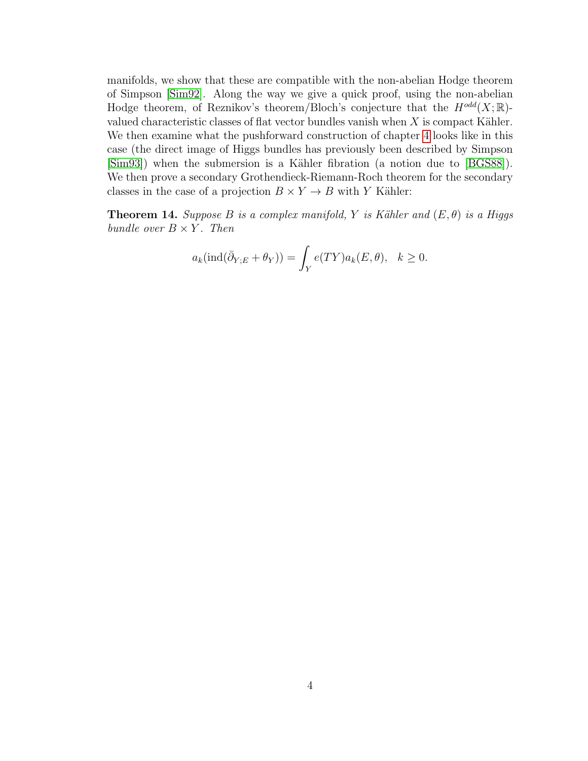manifolds, we show that these are compatible with the non-abelian Hodge theorem of Simpson [Sim92]. Along the way we give a quick proof, using the non-abelian Hodge theorem, of Reznikov's theorem/Bloch's conjecture that the $H^{odd}(X;\mathbb{R})$-valued characteristic classes of flat vector bundles vanish when $X$ is compact Kähler. We then examine what the pushforward construction of chapter 4 looks like in this case (the direct image of Higgs bundles has previously been described by Simpson [Sim93]) when the submersion is a Kähler fibration (a notion due to [BGS88]). We then prove a secondary Grothendieck-Riemann-Roch theorem for the secondary classes in the case of a projection $B \times Y \to B$ with $Y$ Kähler:

**Theorem 14.** *Suppose $B$ is a complex manifold, $Y$ is Kähler and $(E, \theta)$ is a Higgs bundle over $B \times Y$. Then*

$$a_k(\operatorname{ind}(\bar{\partial}_{Y;E} + \theta_Y)) = \int_Y e(TY) a_k(E, \theta), \quad k \geq 0.$$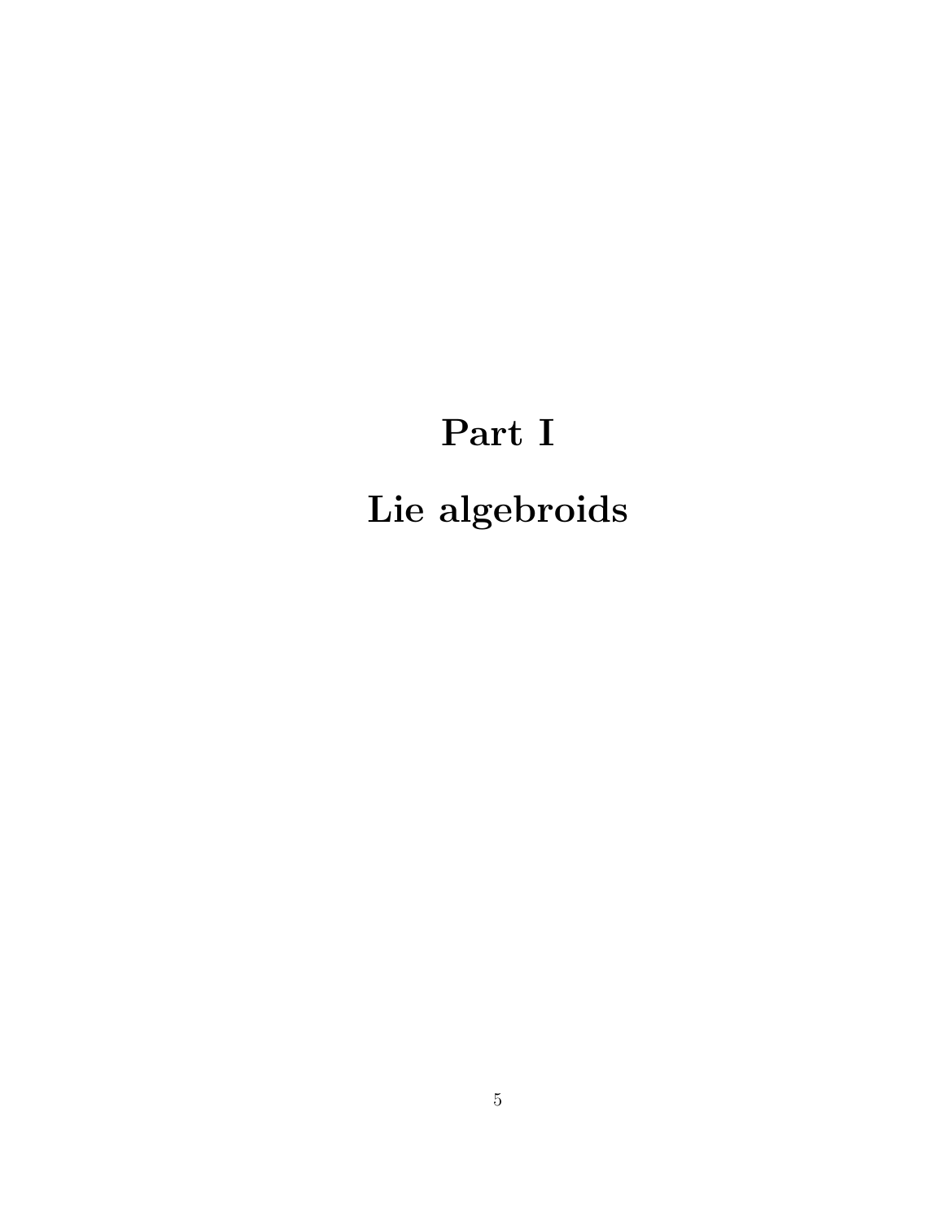# Part I

# Lie algebroids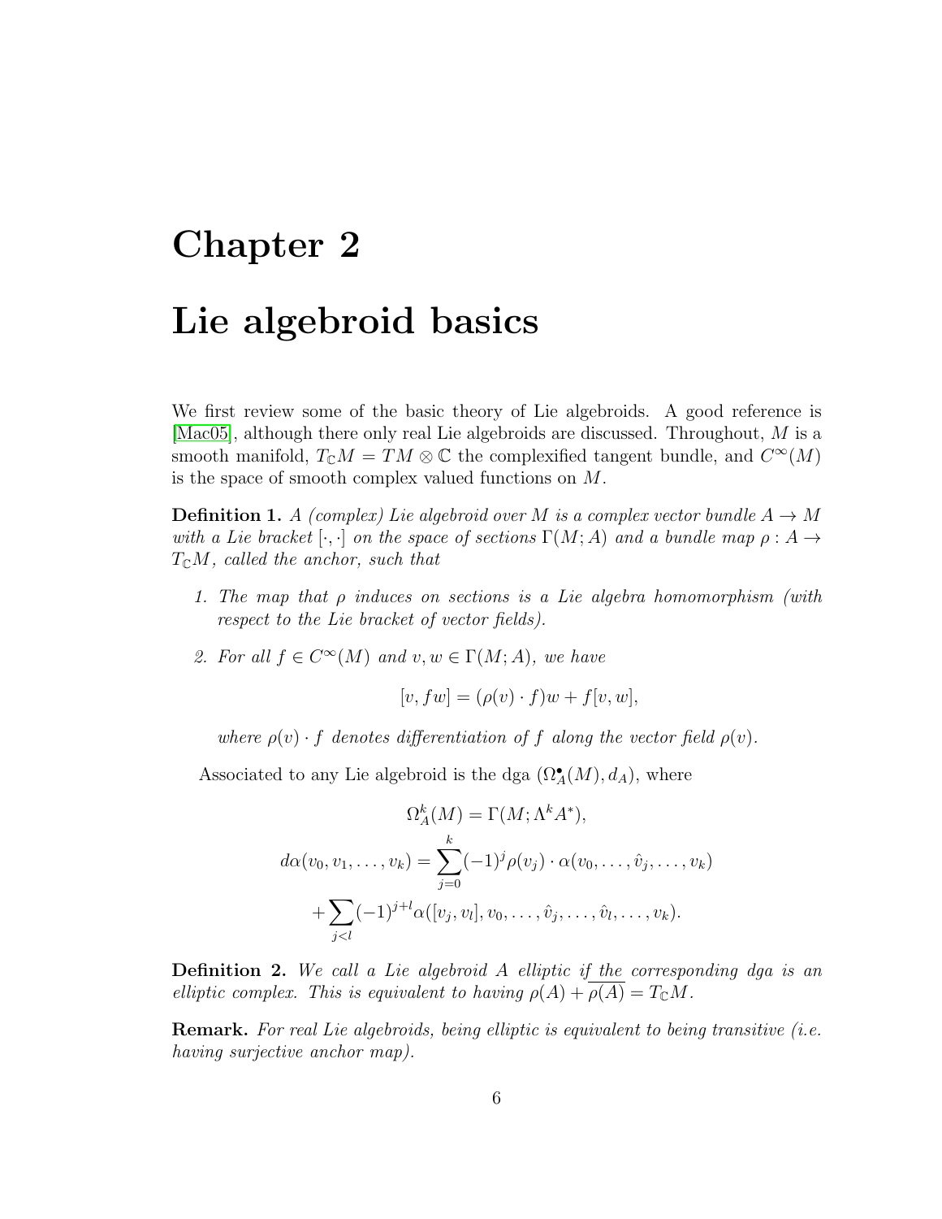# Chapter 2

# Lie algebroid basics

We first review some of the basic theory of Lie algebroids. A good reference is [Mac05], although there only real Lie algebroids are discussed. Throughout, $M$ is a smooth manifold, $T_{\mathbb{C}}M = TM \otimes \mathbb{C}$ the complexified tangent bundle, and $C^\infty(M)$ is the space of smooth complex valued functions on $M$.

**Definition 1.** *A (complex) Lie algebroid over $M$ is a complex vector bundle $A \to M$ with a Lie bracket $[\cdot,\cdot]$ on the space of sections $\Gamma(M; A)$ and a bundle map $\rho : A \to T_{\mathbb{C}}M$, called the anchor, such that*

1. *The map that $\rho$ induces on sections is a Lie algebra homomorphism (with respect to the Lie bracket of vector fields).*
2. *For all $f \in C^\infty(M)$ and $v, w \in \Gamma(M; A)$, we have*

$$[v, fw] = (\rho(v) \cdot f)w + f[v, w],$$

*where $\rho(v) \cdot f$ denotes differentiation of $f$ along the vector field $\rho(v)$.*

Associated to any Lie algebroid is the dga $(\Omega^\bullet_A(M), d_A)$, where

$$\Omega^k_A(M) = \Gamma(M; \Lambda^k A^*),$$

$$d\alpha(v_0, v_1, \ldots, v_k) = \sum_{j=0}^{k} (-1)^j \rho(v_j) \cdot \alpha(v_0, \ldots, \hat{v}_j, \ldots, v_k)$$

$$+ \sum_{j<l} (-1)^{j+l} \alpha([v_j, v_l], v_0, \ldots, \hat{v}_j, \ldots, \hat{v}_l, \ldots, v_k).$$

**Definition 2.** *We call a Lie algebroid $A$ elliptic if the corresponding dga is an elliptic complex. This is equivalent to having $\rho(A) + \overline{\rho(A)} = T_{\mathbb{C}}M$.*

**Remark.** *For real Lie algebroids, being elliptic is equivalent to being transitive (i.e. having surjective anchor map).*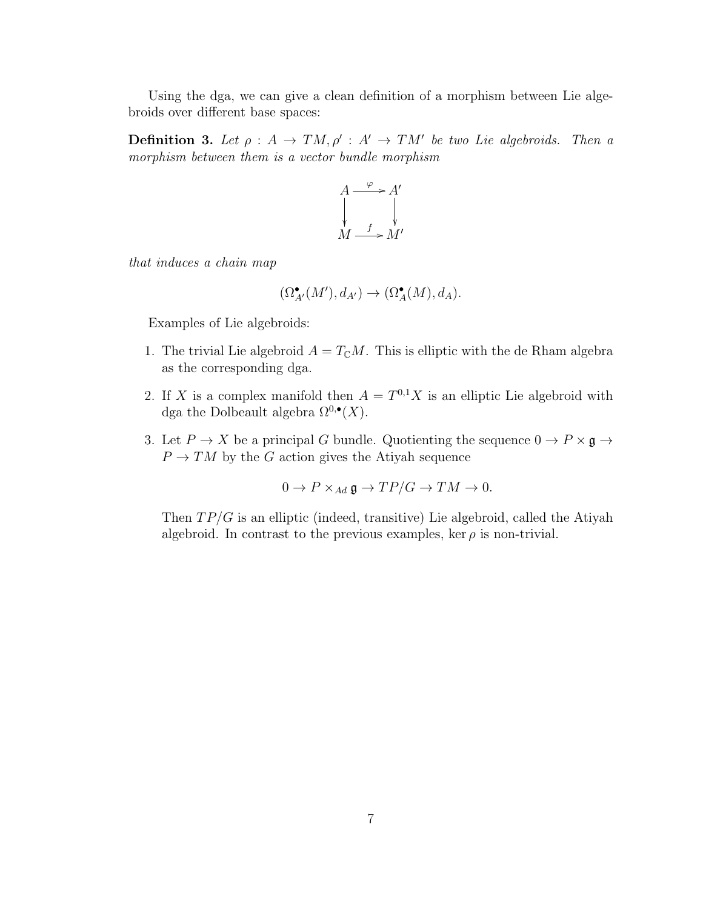Using the dga, we can give a clean definition of a morphism between Lie algebroids over different base spaces:

**Definition 3.** *Let $\rho : A \to TM, \rho' : A' \to TM'$ be two Lie algebroids. Then a morphism between them is a vector bundle morphism*

$$\begin{array}{ccc} A & \xrightarrow{\varphi} & A' \\ \downarrow & & \downarrow \\ M & \xrightarrow{f} & M' \end{array}$$

*that induces a chain map*

$$(\Omega^\bullet_{A'}(M'), d_{A'}) \to (\Omega^\bullet_A(M), d_A).$$

Examples of Lie algebroids:

1. The trivial Lie algebroid $A = T_{\mathbb{C}}M$. This is elliptic with the de Rham algebra as the corresponding dga.

2. If $X$ is a complex manifold then $A = T^{0,1}X$ is an elliptic Lie algebroid with dga the Dolbeault algebra $\Omega^{0,\bullet}(X)$.

3. Let $P \to X$ be a principal $G$ bundle. Quotienting the sequence $0 \to P \times \mathfrak{g} \to P \to TM$ by the $G$ action gives the Atiyah sequence

$$0 \to P \times_{Ad} \mathfrak{g} \to TP/G \to TM \to 0.$$

Then $TP/G$ is an elliptic (indeed, transitive) Lie algebroid, called the Atiyah algebroid. In contrast to the previous examples, $\ker \rho$ is non-trivial.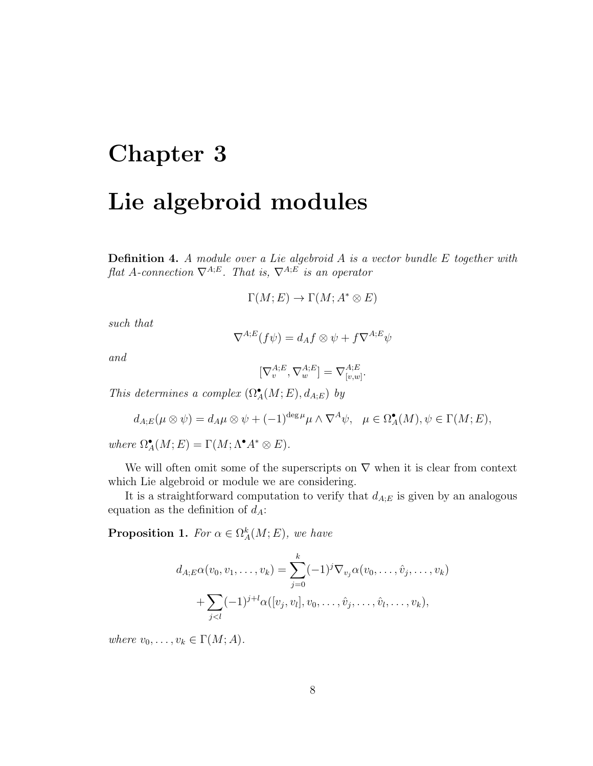# Chapter 3

# Lie algebroid modules

**Definition 4.** *A module over a Lie algebroid $A$ is a vector bundle $E$ together with flat $A$-connection $\nabla^{A;E}$. That is, $\nabla^{A;E}$ is an operator*

$$\Gamma(M;E) \to \Gamma(M;A^* \otimes E)$$

*such that*

$$\nabla^{A;E}(f\psi) = d_A f \otimes \psi + f\nabla^{A;E}\psi$$

*and*

$$[\nabla^{A;E}_v, \nabla^{A;E}_w] = \nabla^{A;E}_{[v,w]}.$$

*This determines a complex $(\Omega^\bullet_A(M;E), d_{A;E})$ by*

$$d_{A;E}(\mu \otimes \psi) = d_A\mu \otimes \psi + (-1)^{\deg \mu}\mu \wedge \nabla^A\psi, \quad \mu \in \Omega^\bullet_A(M), \psi \in \Gamma(M;E),$$

*where $\Omega^\bullet_A(M;E) = \Gamma(M;\Lambda^\bullet A^* \otimes E)$.*

We will often omit some of the superscripts on $\nabla$ when it is clear from context which Lie algebroid or module we are considering.

It is a straightforward computation to verify that $d_{A;E}$ is given by an analogous equation as the definition of $d_A$:

**Proposition 1.** *For $\alpha \in \Omega^k_A(M;E)$, we have*

$$\begin{aligned} d_{A;E}\alpha(v_0, v_1, \ldots, v_k) &= \sum_{j=0}^{k} (-1)^j \nabla_{v_j}\alpha(v_0, \ldots, \hat{v}_j, \ldots, v_k) \\ &+ \sum_{j<l} (-1)^{j+l}\alpha([v_j, v_l], v_0, \ldots, \hat{v}_j, \ldots, \hat{v}_l, \ldots, v_k), \end{aligned}$$

*where $v_0, \ldots, v_k \in \Gamma(M;A)$.*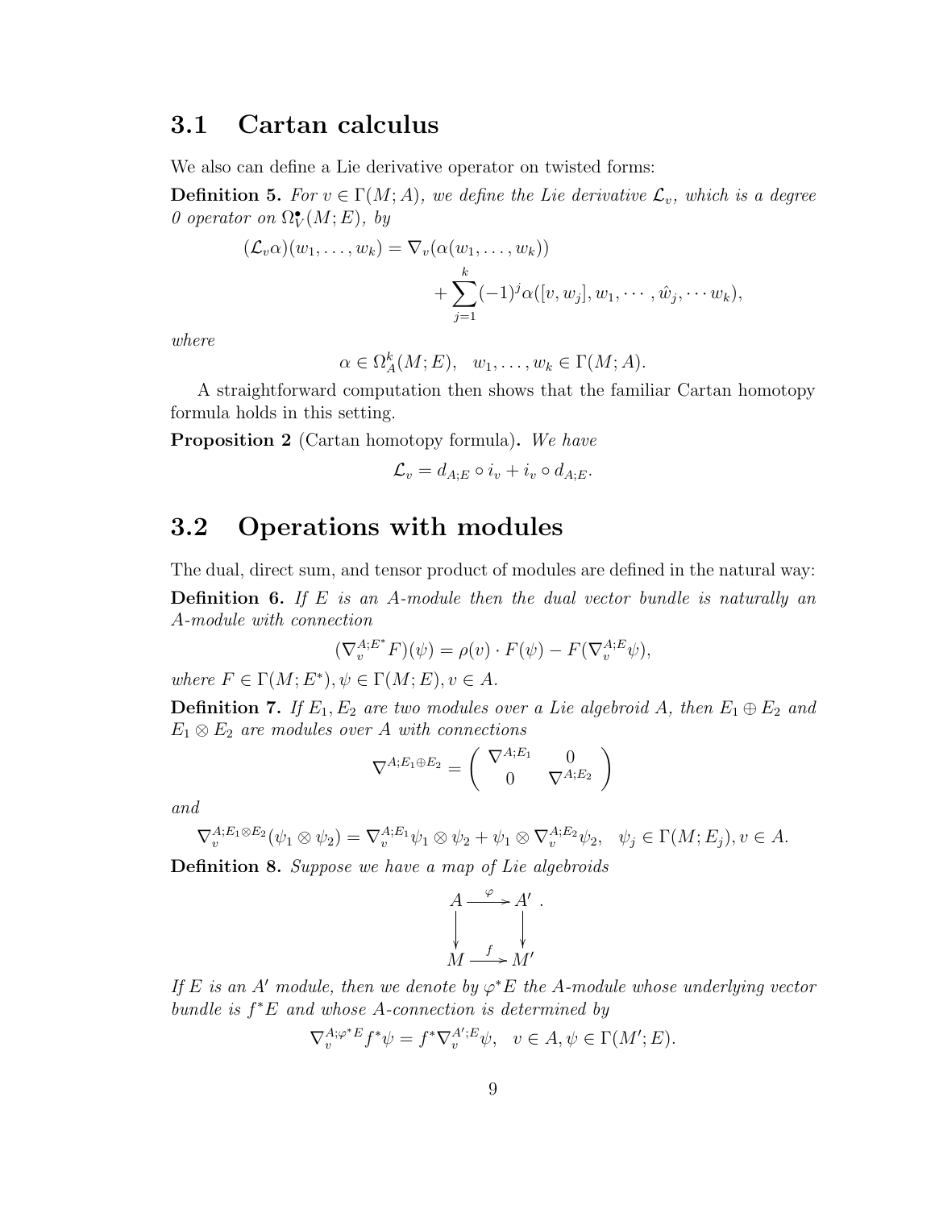## 3.1 Cartan calculus

We also can define a Lie derivative operator on twisted forms:

**Definition 5.** *For $v \in \Gamma(M; A)$, we define the Lie derivative $\mathcal{L}_v$, which is a degree 0 operator on $\Omega^\bullet_V(M; E)$, by*

$$(\mathcal{L}_v \alpha)(w_1, \ldots, w_k) = \nabla_v(\alpha(w_1, \ldots, w_k)) + \sum_{j=1}^{k} (-1)^j \alpha([v, w_j], w_1, \cdots, \hat{w}_j, \cdots w_k),$$

*where*

$$\alpha \in \Omega^k_A(M; E), \quad w_1, \ldots, w_k \in \Gamma(M; A).$$

A straightforward computation then shows that the familiar Cartan homotopy formula holds in this setting.

**Proposition 2** (Cartan homotopy formula)**.** *We have*

$$\mathcal{L}_v = d_{A;E} \circ i_v + i_v \circ d_{A;E}.$$

## 3.2 Operations with modules

The dual, direct sum, and tensor product of modules are defined in the natural way:

**Definition 6.** *If $E$ is an $A$-module then the dual vector bundle is naturally an $A$-module with connection*

$$(\nabla^{A;E^*}_v F)(\psi) = \rho(v) \cdot F(\psi) - F(\nabla^{A;E}_v \psi),$$

*where $F \in \Gamma(M; E^*), \psi \in \Gamma(M; E), v \in A$.*

**Definition 7.** *If $E_1, E_2$ are two modules over a Lie algebroid $A$, then $E_1 \oplus E_2$ and $E_1 \otimes E_2$ are modules over $A$ with connections*

$$\nabla^{A;E_1 \oplus E_2} = \begin{pmatrix} \nabla^{A;E_1} & 0 \\ 0 & \nabla^{A;E_2} \end{pmatrix}$$

*and*

$$\nabla^{A;E_1 \otimes E_2}_v (\psi_1 \otimes \psi_2) = \nabla^{A;E_1}_v \psi_1 \otimes \psi_2 + \psi_1 \otimes \nabla^{A;E_2}_v \psi_2, \quad \psi_j \in \Gamma(M; E_j), v \in A.$$

**Definition 8.** *Suppose we have a map of Lie algebroids*

$$\begin{array}{ccc} A & \xrightarrow{\varphi} & A' \\ \downarrow & & \downarrow \\ M & \xrightarrow{f} & M' \end{array}.$$

*If $E$ is an $A'$ module, then we denote by $\varphi^* E$ the $A$-module whose underlying vector bundle is $f^* E$ and whose $A$-connection is determined by*

$$\nabla^{A;\varphi^* E}_v f^* \psi = f^* \nabla^{A';E}_v \psi, \quad v \in A, \psi \in \Gamma(M'; E).$$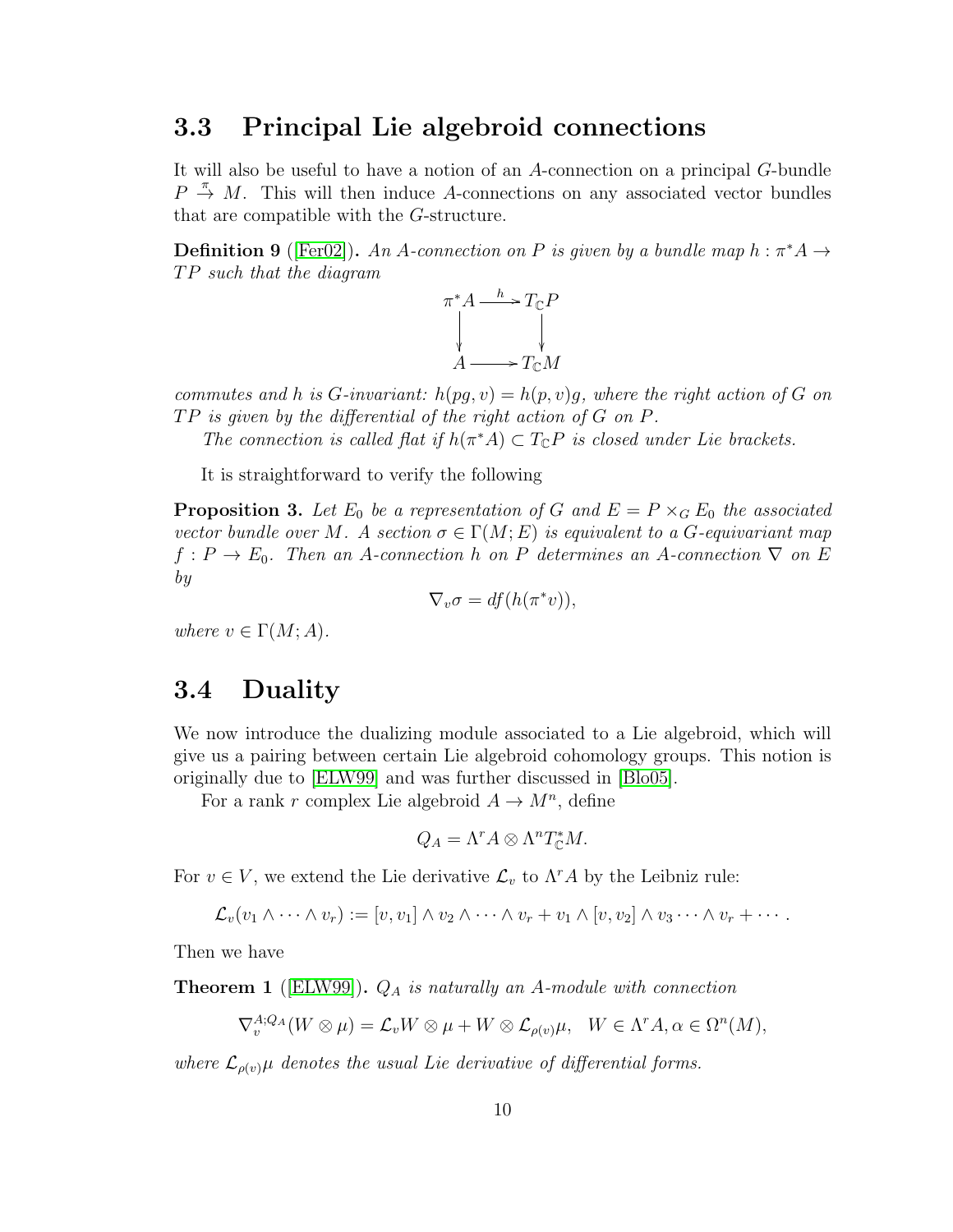### 3.3 Principal Lie algebroid connections

It will also be useful to have a notion of an $A$-connection on a principal $G$-bundle $P \xrightarrow{\pi} M$. This will then induce $A$-connections on any associated vector bundles that are compatible with the $G$-structure.

**Definition 9** ([Fer02]). *An $A$-connection on $P$ is given by a bundle map $h : \pi^* A \to TP$ such that the diagram*

$$\begin{array}{ccc} \pi^* A & \xrightarrow{h} & T_{\mathbb{C}}P \\ \downarrow & & \downarrow \\ A & \longrightarrow & T_{\mathbb{C}}M \end{array}$$

*commutes and $h$ is $G$-invariant: $h(pg, v) = h(p, v)g$, where the right action of $G$ on $TP$ is given by the differential of the right action of $G$ on $P$.*

*The connection is called flat if $h(\pi^* A) \subset T_{\mathbb{C}}P$ is closed under Lie brackets.*

It is straightforward to verify the following

**Proposition 3.** *Let $E_0$ be a representation of $G$ and $E = P \times_G E_0$ the associated vector bundle over $M$. A section $\sigma \in \Gamma(M; E)$ is equivalent to a $G$-equivariant map $f : P \to E_0$. Then an $A$-connection $h$ on $P$ determines an $A$-connection $\nabla$ on $E$ by*

$$\nabla_v \sigma = df(h(\pi^* v)),$$

*where $v \in \Gamma(M; A)$.*

### 3.4 Duality

We now introduce the dualizing module associated to a Lie algebroid, which will give us a pairing between certain Lie algebroid cohomology groups. This notion is originally due to [ELW99] and was further discussed in [Blo05].

For a rank $r$ complex Lie algebroid $A \to M^n$, define

$$Q_A = \Lambda^r A \otimes \Lambda^n T^*_{\mathbb{C}} M.$$

For $v \in V$, we extend the Lie derivative $\mathcal{L}_v$ to $\Lambda^r A$ by the Leibniz rule:

$$\mathcal{L}_v(v_1 \wedge \cdots \wedge v_r) := [v, v_1] \wedge v_2 \wedge \cdots \wedge v_r + v_1 \wedge [v, v_2] \wedge v_3 \cdots \wedge v_r + \cdots .$$

Then we have

**Theorem 1** ([ELW99]). *$Q_A$ is naturally an $A$-module with connection*

$$\nabla_v^{A;Q_A}(W \otimes \mu) = \mathcal{L}_v W \otimes \mu + W \otimes \mathcal{L}_{\rho(v)} \mu, \quad W \in \Lambda^r A, \alpha \in \Omega^n(M),$$

*where $\mathcal{L}_{\rho(v)} \mu$ denotes the usual Lie derivative of differential forms.*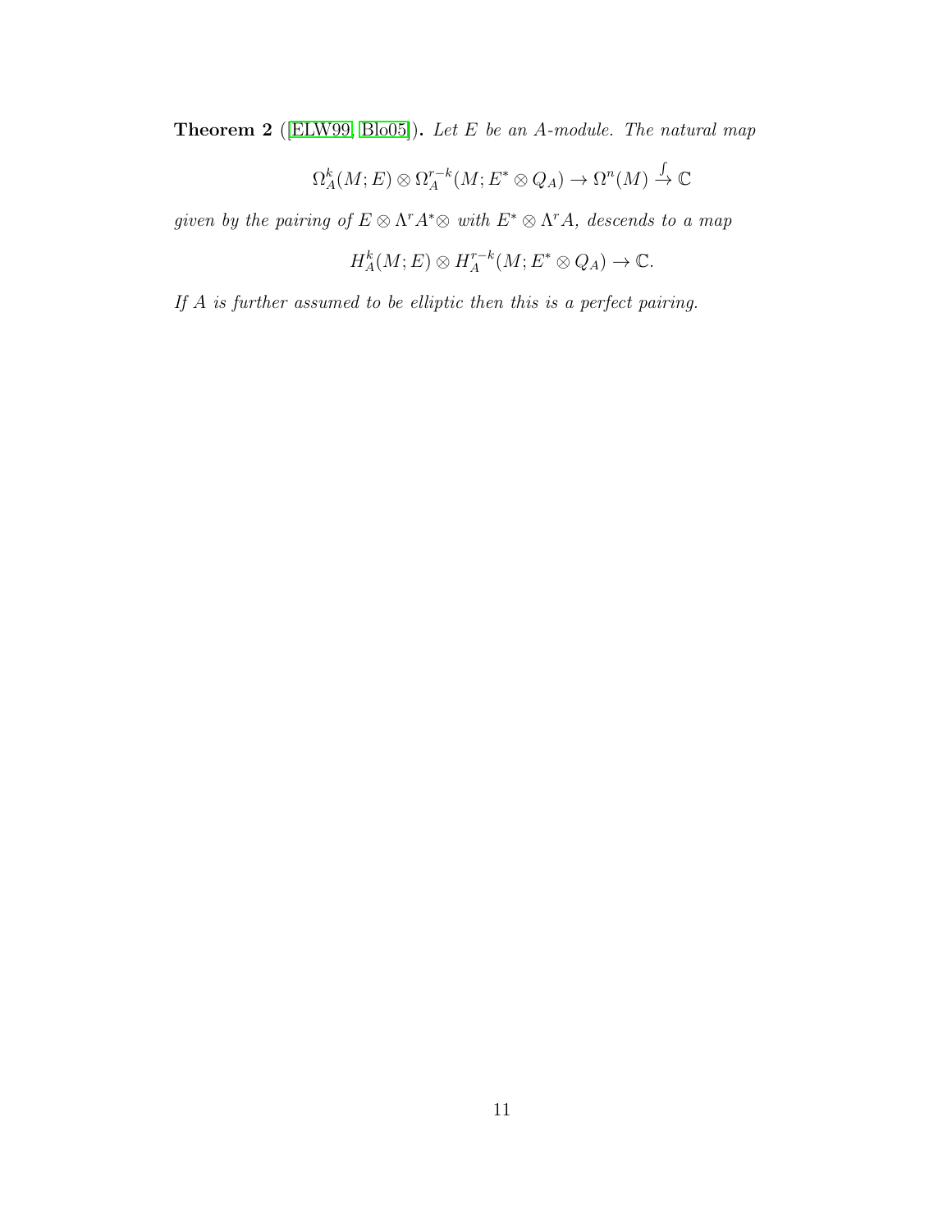**Theorem 2** ([ELW99, Blo05]). *Let $E$ be an $A$-module. The natural map*

$$\Omega_A^k(M;E) \otimes \Omega_A^{r-k}(M;E^* \otimes Q_A) \to \Omega^n(M) \xrightarrow{\int} \mathbb{C}$$

*given by the pairing of $E \otimes \Lambda^r A^* \otimes$ with $E^* \otimes \Lambda^r A$, descends to a map*

$$H_A^k(M;E) \otimes H_A^{r-k}(M;E^* \otimes Q_A) \to \mathbb{C}.$$

*If $A$ is further assumed to be elliptic then this is a perfect pairing.*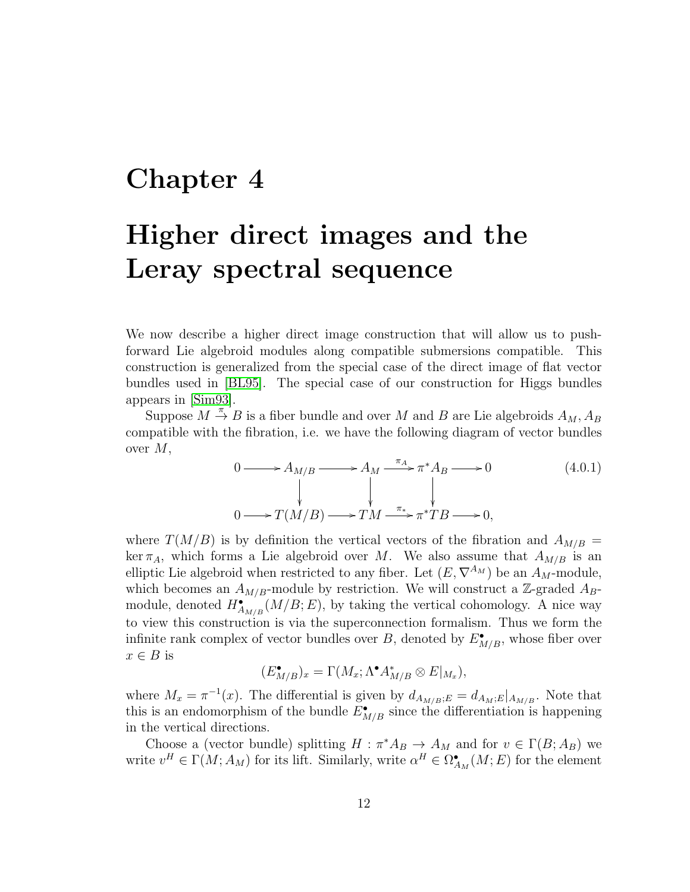# Chapter 4

# Higher direct images and the Leray spectral sequence

We now describe a higher direct image construction that will allow us to push-forward Lie algebroid modules along compatible submersions compatible. This construction is generalized from the special case of the direct image of flat vector bundles used in [BL95]. The special case of our construction for Higgs bundles appears in [Sim93].

Suppose $M \xrightarrow{\pi} B$ is a fiber bundle and over $M$ and $B$ are Lie algebroids $A_M, A_B$ compatible with the fibration, i.e. we have the following diagram of vector bundles over $M$,

$$
\begin{array}{ccccccccc}
0 & \longrightarrow & A_{M/B} & \longrightarrow & A_M & \xrightarrow{\pi_A} & \pi^* A_B & \longrightarrow & 0 \\
 & & \downarrow & & \downarrow & & \downarrow & & \\
0 & \longrightarrow & T(M/B) & \longrightarrow & TM & \xrightarrow{\pi_*} & \pi^* TB & \longrightarrow & 0,
\end{array}
\tag{4.0.1}
$$

where $T(M/B)$ is by definition the vertical vectors of the fibration and $A_{M/B} = \ker \pi_A$, which forms a Lie algebroid over $M$. We also assume that $A_{M/B}$ is an elliptic Lie algebroid when restricted to any fiber. Let $(E, \nabla^{A_M})$ be an $A_M$-module, which becomes an $A_{M/B}$-module by restriction. We will construct a $\mathbb{Z}$-graded $A_B$-module, denoted $H^\bullet_{A_{M/B}}(M/B; E)$, by taking the vertical cohomology. A nice way to view this construction is via the superconnection formalism. Thus we form the infinite rank complex of vector bundles over $B$, denoted by $E^\bullet_{M/B}$, whose fiber over $x \in B$ is

$$
(E^\bullet_{M/B})_x = \Gamma(M_x; \Lambda^\bullet A^*_{M/B} \otimes E|_{M_x}),
$$

where $M_x = \pi^{-1}(x)$. The differential is given by $d_{A_{M/B};E} = d_{A_M;E}|_{A_{M/B}}$. Note that this is an endomorphism of the bundle $E^\bullet_{M/B}$ since the differentiation is happening in the vertical directions.

Choose a (vector bundle) splitting $H : \pi^* A_B \to A_M$ and for $v \in \Gamma(B; A_B)$ we write $v^H \in \Gamma(M; A_M)$ for its lift. Similarly, write $\alpha^H \in \Omega^\bullet_{A_M}(M; E)$ for the element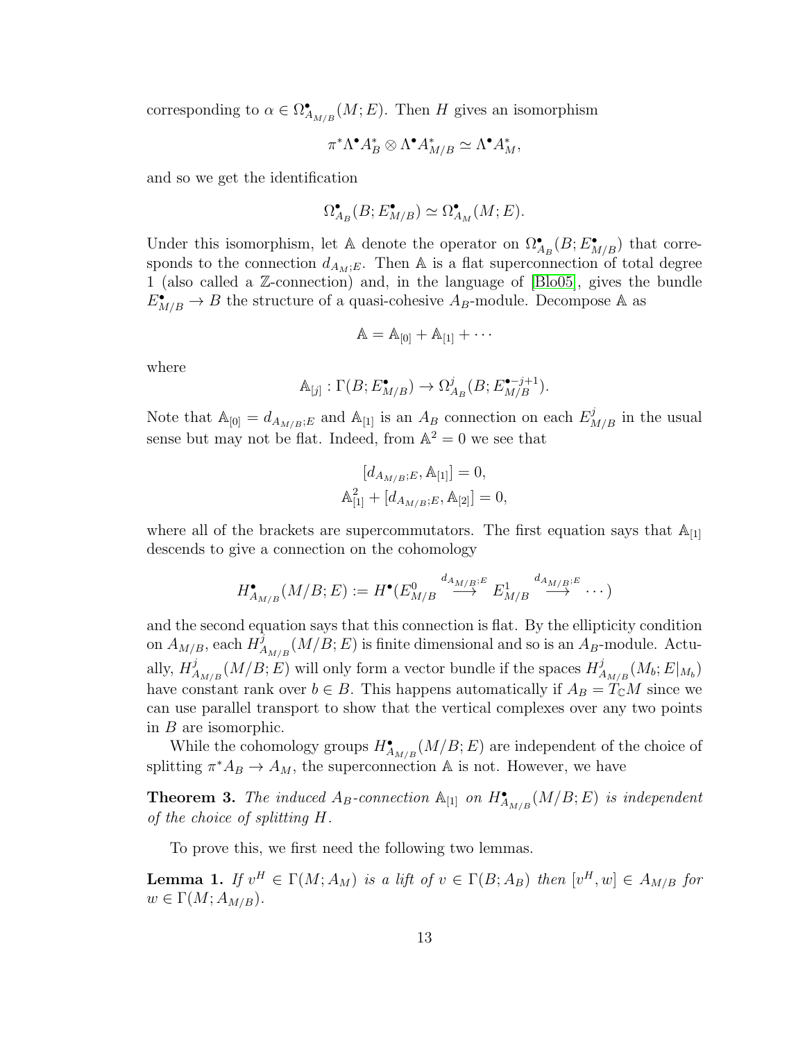corresponding to $\alpha \in \Omega^\bullet_{A_{M/B}}(M;E)$. Then $H$ gives an isomorphism

$$\pi^*\Lambda^\bullet A_B^* \otimes \Lambda^\bullet A_{M/B}^* \simeq \Lambda^\bullet A_M^*,$$

and so we get the identification

$$\Omega^\bullet_{A_B}(B; E^\bullet_{M/B}) \simeq \Omega^\bullet_{A_M}(M;E).$$

Under this isomorphism, let $\mathbb{A}$ denote the operator on $\Omega^\bullet_{A_B}(B; E^\bullet_{M/B})$ that corresponds to the connection $d_{A_M;E}$. Then $\mathbb{A}$ is a flat superconnection of total degree 1 (also called a $\mathbb{Z}$-connection) and, in the language of [Blo05], gives the bundle $E^\bullet_{M/B} \to B$ the structure of a quasi-cohesive $A_B$-module. Decompose $\mathbb{A}$ as

$$\mathbb{A} = \mathbb{A}_{[0]} + \mathbb{A}_{[1]} + \cdots$$

where

$$\mathbb{A}_{[j]} : \Gamma(B; E^\bullet_{M/B}) \to \Omega^j_{A_B}(B; E^{\bullet-j+1}_{M/B}).$$

Note that $\mathbb{A}_{[0]} = d_{A_{M/B};E}$ and $\mathbb{A}_{[1]}$ is an $A_B$ connection on each $E^j_{M/B}$ in the usual sense but may not be flat. Indeed, from $\mathbb{A}^2 = 0$ we see that

$$[d_{A_{M/B};E}, \mathbb{A}_{[1]}] = 0,$$
$$\mathbb{A}^2_{[1]} + [d_{A_{M/B};E}, \mathbb{A}_{[2]}] = 0,$$

where all of the brackets are supercommutators. The first equation says that $\mathbb{A}_{[1]}$ descends to give a connection on the cohomology

$$H^\bullet_{A_{M/B}}(M/B; E) := H^\bullet(E^0_{M/B} \stackrel{d_{A_{M/B};E}}{\longrightarrow} E^1_{M/B} \stackrel{d_{A_{M/B};E}}{\longrightarrow} \cdots)$$

and the second equation says that this connection is flat. By the ellipticity condition on $A_{M/B}$, each $H^j_{A_{M/B}}(M/B;E)$ is finite dimensional and so is an $A_B$-module. Actually, $H^j_{A_{M/B}}(M/B;E)$ will only form a vector bundle if the spaces $H^j_{A_{M/B}}(M_b; E|_{M_b})$ have constant rank over $b \in B$. This happens automatically if $A_B = T_{\mathbb{C}}M$ since we can use parallel transport to show that the vertical complexes over any two points in $B$ are isomorphic.

While the cohomology groups $H^\bullet_{A_{M/B}}(M/B;E)$ are independent of the choice of splitting $\pi^*A_B \to A_M$, the superconnection $\mathbb{A}$ is not. However, we have

**Theorem 3.** *The induced $A_B$-connection $\mathbb{A}_{[1]}$ on $H^\bullet_{A_{M/B}}(M/B;E)$ is independent of the choice of splitting $H$.*

To prove this, we first need the following two lemmas.

**Lemma 1.** *If $v^H \in \Gamma(M; A_M)$ is a lift of $v \in \Gamma(B; A_B)$ then $[v^H, w] \in A_{M/B}$ for $w \in \Gamma(M; A_{M/B})$.*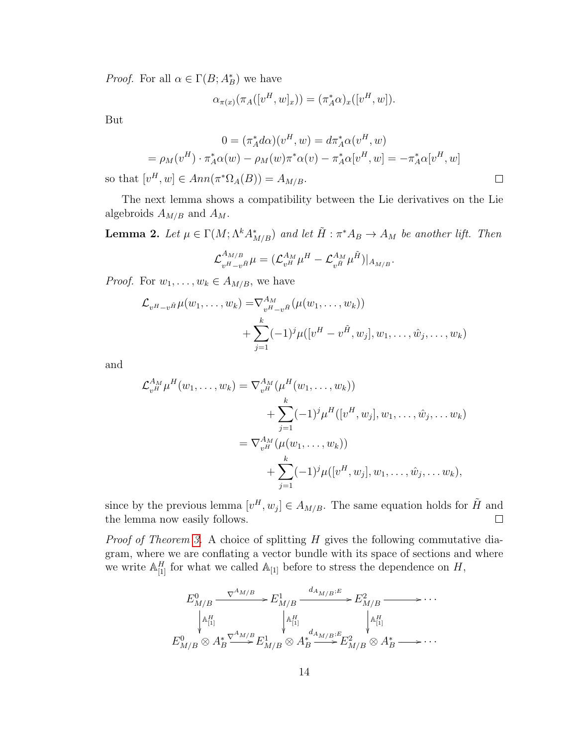*Proof.* For all $\alpha \in \Gamma(B; A_B^*)$ we have

$$\alpha_{\pi(x)}(\pi_A([v^H, w]_x)) = (\pi_A^*\alpha)_x([v^H, w]).$$

But

$$0 = (\pi_A^* d\alpha)(v^H, w) = d\pi_A^*\alpha(v^H, w)$$
$$= \rho_M(v^H) \cdot \pi_A^*\alpha(w) - \rho_M(w)\pi^*\alpha(v) - \pi_A^*\alpha[v^H, w] = -\pi_A^*\alpha[v^H, w]$$

so that $[v^H, w] \in Ann(\pi^*\Omega_A(B)) = A_{M/B}$. $\square$

The next lemma shows a compatibility between the Lie derivatives on the Lie algebroids $A_{M/B}$ and $A_M$.

**Lemma 2.** *Let $\mu \in \Gamma(M; \Lambda^k A_{M/B}^*)$ and let $\tilde{H} : \pi^* A_B \to A_M$ be another lift. Then*

$$\mathcal{L}^{A_{M/B}}_{v^H - v^{\tilde{H}}}\mu = (\mathcal{L}^{A_M}_{v^H}\mu^H - \mathcal{L}^{A_M}_{v^{\tilde{H}}}\mu^{\tilde{H}})|_{A_{M/B}}.$$

*Proof.* For $w_1, \ldots, w_k \in A_{M/B}$, we have

$$\begin{aligned}
\mathcal{L}_{v^H - v^{\tilde{H}}}\mu(w_1, \ldots, w_k) =& \nabla^{A_M}_{v^H - v^{\tilde{H}}}(\mu(w_1, \ldots, w_k)) \\
&+ \sum_{j=1}^{k}(-1)^j \mu([v^H - v^{\tilde{H}}, w_j], w_1, \ldots, \hat{w}_j, \ldots, w_k)
\end{aligned}$$

and

$$\begin{aligned}
\mathcal{L}^{A_M}_{v^H}\mu^H(w_1, \ldots, w_k) &= \nabla^{A_M}_{v^H}(\mu^H(w_1, \ldots, w_k)) \\
&\quad + \sum_{j=1}^{k}(-1)^j \mu^H([v^H, w_j], w_1, \ldots, \hat{w}_j, \ldots w_k) \\
&= \nabla^{A_M}_{v^H}(\mu(w_1, \ldots, w_k)) \\
&\quad + \sum_{j=1}^{k}(-1)^j \mu([v^H, w_j], w_1, \ldots, \hat{w}_j, \ldots w_k),
\end{aligned}$$

since by the previous lemma $[v^H, w_j] \in A_{M/B}$. The same equation holds for $\tilde{H}$ and the lemma now easily follows. $\square$

*Proof of Theorem 3.* A choice of splitting $H$ gives the following commutative diagram, where we are conflating a vector bundle with its space of sections and where we write $\mathbb{A}^H_{[1]}$ for what we called $\mathbb{A}_{[1]}$ before to stress the dependence on $H$,

$$\begin{array}{ccccccc}
E^0_{M/B} & \xrightarrow{\nabla^{A_{M/B}}} & E^1_{M/B} & \xrightarrow{d_{A_{M/B};E}} & E^2_{M/B} & \longrightarrow & \cdots \\
\downarrow{\scriptstyle \mathbb{A}^H_{[1]}} & & \downarrow{\scriptstyle \mathbb{A}^H_{[1]}} & & \downarrow{\scriptstyle \mathbb{A}^H_{[1]}} & & \\
E^0_{M/B} \otimes A_B^* & \xrightarrow{\nabla^{A_{M/B}}} & E^1_{M/B} \otimes A_B^* & \xrightarrow{d_{A_{M/B};E}} & E^2_{M/B} \otimes A_B^* & \longrightarrow & \cdots
\end{array}$$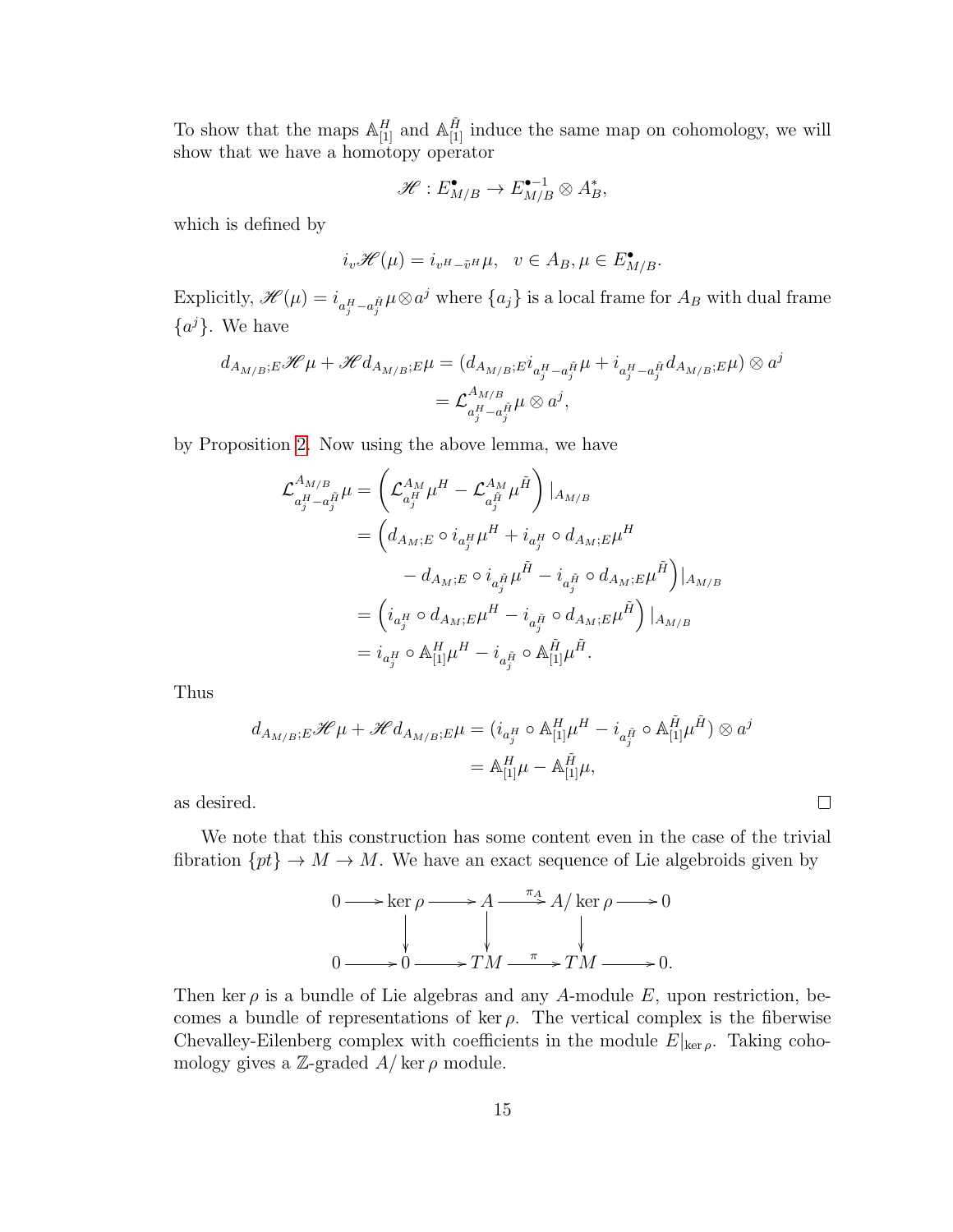To show that the maps $\mathbb{A}^H_{[1]}$ and $\mathbb{A}^{\tilde{H}}_{[1]}$ induce the same map on cohomology, we will show that we have a homotopy operator

$$\mathscr{H} : E^\bullet_{M/B} \to E^{\bullet-1}_{M/B} \otimes A^*_B,$$

which is defined by

$$i_v \mathscr{H}(\mu) = i_{v^H - \tilde{v}^H}\mu, \quad v \in A_B, \mu \in E^\bullet_{M/B}.$$

Explicitly, $\mathscr{H}(\mu) = i_{a^H_j - a^{\tilde{H}}_j}\mu \otimes a^j$ where $\{a_j\}$ is a local frame for $A_B$ with dual frame $\{a^j\}$. We have

$$\begin{aligned}
d_{A_{M/B};E}\mathscr{H}\mu + \mathscr{H} d_{A_{M/B};E}\mu &= (d_{A_{M/B};E} i_{a^H_j - a^{\tilde{H}}_j}\mu + i_{a^H_j - a^{\tilde{H}}_j} d_{A_{M/B};E}\mu) \otimes a^j \\
&= \mathcal{L}^{A_{M/B}}_{a^H_j - a^{\tilde{H}}_j}\mu \otimes a^j,
\end{aligned}$$

by Proposition 2. Now using the above lemma, we have

$$\begin{aligned}
\mathcal{L}^{A_{M/B}}_{a^H_j - a^{\tilde{H}}_j}\mu &= \left(\mathcal{L}^{A_M}_{a^H_j}\mu^H - \mathcal{L}^{A_M}_{a^{\tilde{H}}_j}\mu^{\tilde{H}}\right)|_{A_{M/B}} \\
&= \Big(d_{A_M;E} \circ i_{a^H_j}\mu^H + i_{a^H_j} \circ d_{A_M;E}\mu^H \\
&\qquad - d_{A_M;E} \circ i_{a^{\tilde{H}}_j}\mu^{\tilde{H}} - i_{a^{\tilde{H}}_j} \circ d_{A_M;E}\mu^{\tilde{H}}\Big)|_{A_{M/B}} \\
&= \left(i_{a^H_j} \circ d_{A_M;E}\mu^H - i_{a^{\tilde{H}}_j} \circ d_{A_M;E}\mu^{\tilde{H}}\right)|_{A_{M/B}} \\
&= i_{a^H_j} \circ \mathbb{A}^H_{[1]}\mu^H - i_{a^{\tilde{H}}_j} \circ \mathbb{A}^{\tilde{H}}_{[1]}\mu^{\tilde{H}}.
\end{aligned}$$

Thus

$$\begin{aligned}
d_{A_{M/B};E}\mathscr{H}\mu + \mathscr{H} d_{A_{M/B};E}\mu &= (i_{a^H_j} \circ \mathbb{A}^H_{[1]}\mu^H - i_{a^{\tilde{H}}_j} \circ \mathbb{A}^{\tilde{H}}_{[1]}\mu^{\tilde{H}}) \otimes a^j \\
&= \mathbb{A}^H_{[1]}\mu - \mathbb{A}^{\tilde{H}}_{[1]}\mu,
\end{aligned}$$

as desired. □

We note that this construction has some content even in the case of the trivial fibration $\{pt\} \to M \to M$. We have an exact sequence of Lie algebroids given by

$$\begin{array}{ccccccccc}
0 & \longrightarrow & \ker\rho & \longrightarrow & A & \xrightarrow{\pi_A} & A/\ker\rho & \longrightarrow & 0 \\
 & & \downarrow & & \downarrow & & \downarrow & & \\
0 & \longrightarrow & 0 & \longrightarrow & TM & \xrightarrow{\pi} & TM & \longrightarrow & 0.
\end{array}$$

Then $\ker\rho$ is a bundle of Lie algebras and any $A$-module $E$, upon restriction, becomes a bundle of representations of $\ker\rho$. The vertical complex is the fiberwise Chevalley-Eilenberg complex with coefficients in the module $E|_{\ker\rho}$. Taking cohomology gives a $\mathbb{Z}$-graded $A/\ker\rho$ module.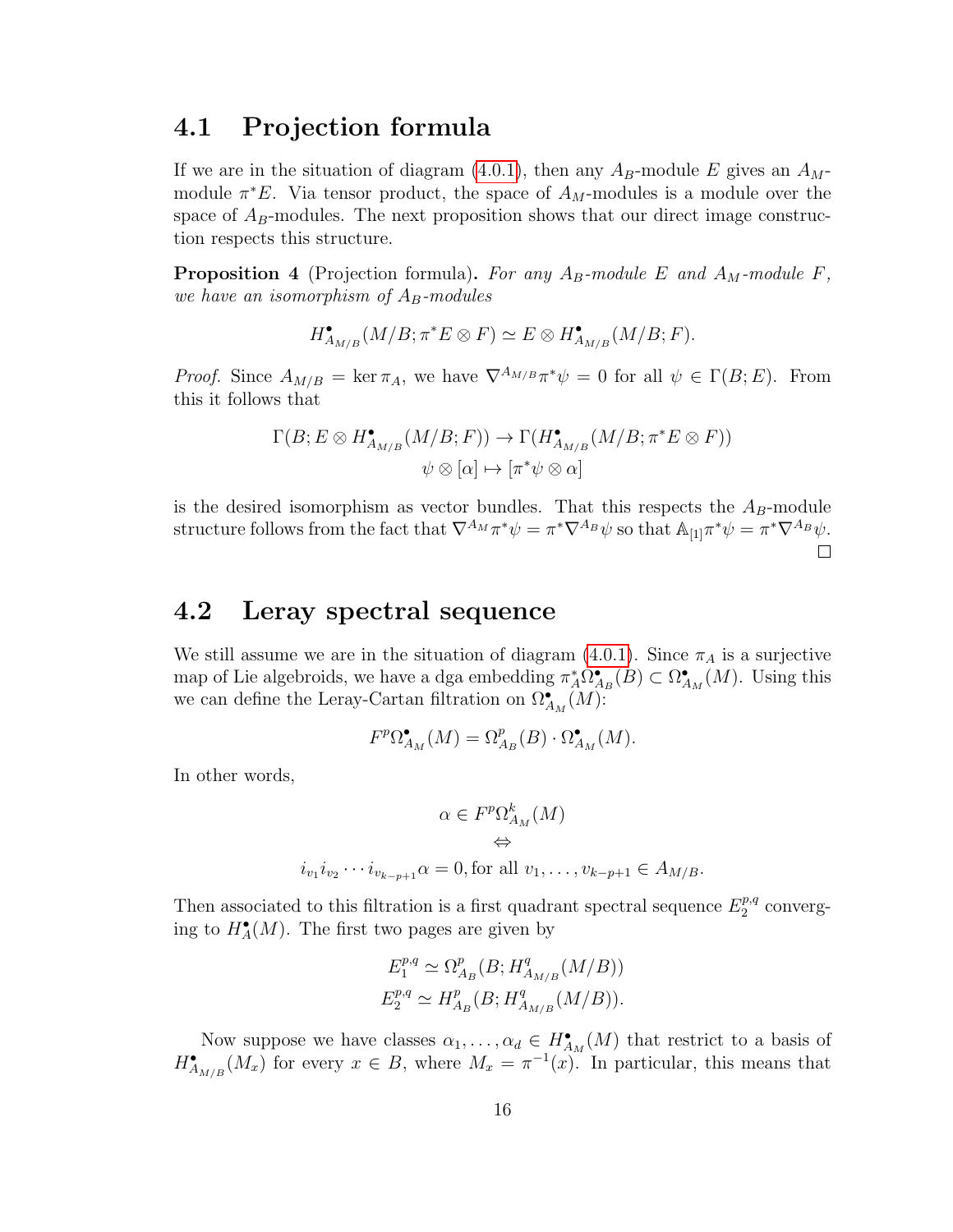## 4.1 Projection formula

If we are in the situation of diagram (4.0.1), then any $A_B$-module $E$ gives an $A_M$-module $\pi^*E$. Via tensor product, the space of $A_M$-modules is a module over the space of $A_B$-modules. The next proposition shows that our direct image construction respects this structure.

**Proposition 4** (Projection formula)**.** *For any $A_B$-module $E$ and $A_M$-module $F$, we have an isomorphism of $A_B$-modules*

$$H^\bullet_{A_{M/B}}(M/B; \pi^*E \otimes F) \simeq E \otimes H^\bullet_{A_{M/B}}(M/B; F).$$

*Proof.* Since $A_{M/B} = \ker \pi_A$, we have $\nabla^{A_{M/B}} \pi^*\psi = 0$ for all $\psi \in \Gamma(B; E)$. From this it follows that

$$\Gamma(B; E \otimes H^\bullet_{A_{M/B}}(M/B; F)) \to \Gamma(H^\bullet_{A_{M/B}}(M/B; \pi^*E \otimes F))$$
$$\psi \otimes [\alpha] \mapsto [\pi^*\psi \otimes \alpha]$$

is the desired isomorphism as vector bundles. That this respects the $A_B$-module structure follows from the fact that $\nabla^{A_M}\pi^*\psi = \pi^*\nabla^{A_B}\psi$ so that $\mathbb{A}_{[1]}\pi^*\psi = \pi^*\nabla^{A_B}\psi$. □

## 4.2 Leray spectral sequence

We still assume we are in the situation of diagram (4.0.1). Since $\pi_A$ is a surjective map of Lie algebroids, we have a dga embedding $\pi_A^*\Omega^\bullet_{A_B}(B) \subset \Omega^\bullet_{A_M}(M)$. Using this we can define the Leray-Cartan filtration on $\Omega^\bullet_{A_M}(M)$:

$$F^p\Omega^\bullet_{A_M}(M) = \Omega^p_{A_B}(B) \cdot \Omega^\bullet_{A_M}(M).$$

In other words,

$$\alpha \in F^p\Omega^k_{A_M}(M)$$
$$\Leftrightarrow$$
$$i_{v_1} i_{v_2} \cdots i_{v_{k-p+1}}\alpha = 0, \text{for all } v_1, \ldots, v_{k-p+1} \in A_{M/B}.$$

Then associated to this filtration is a first quadrant spectral sequence $E_2^{p,q}$ converging to $H^\bullet_A(M)$. The first two pages are given by

$$E_1^{p,q} \simeq \Omega^p_{A_B}(B; H^q_{A_{M/B}}(M/B))$$
$$E_2^{p,q} \simeq H^p_{A_B}(B; H^q_{A_{M/B}}(M/B)).$$

Now suppose we have classes $\alpha_1, \ldots, \alpha_d \in H^\bullet_{A_M}(M)$ that restrict to a basis of $H^\bullet_{A_{M/B}}(M_x)$ for every $x \in B$, where $M_x = \pi^{-1}(x)$. In particular, this means that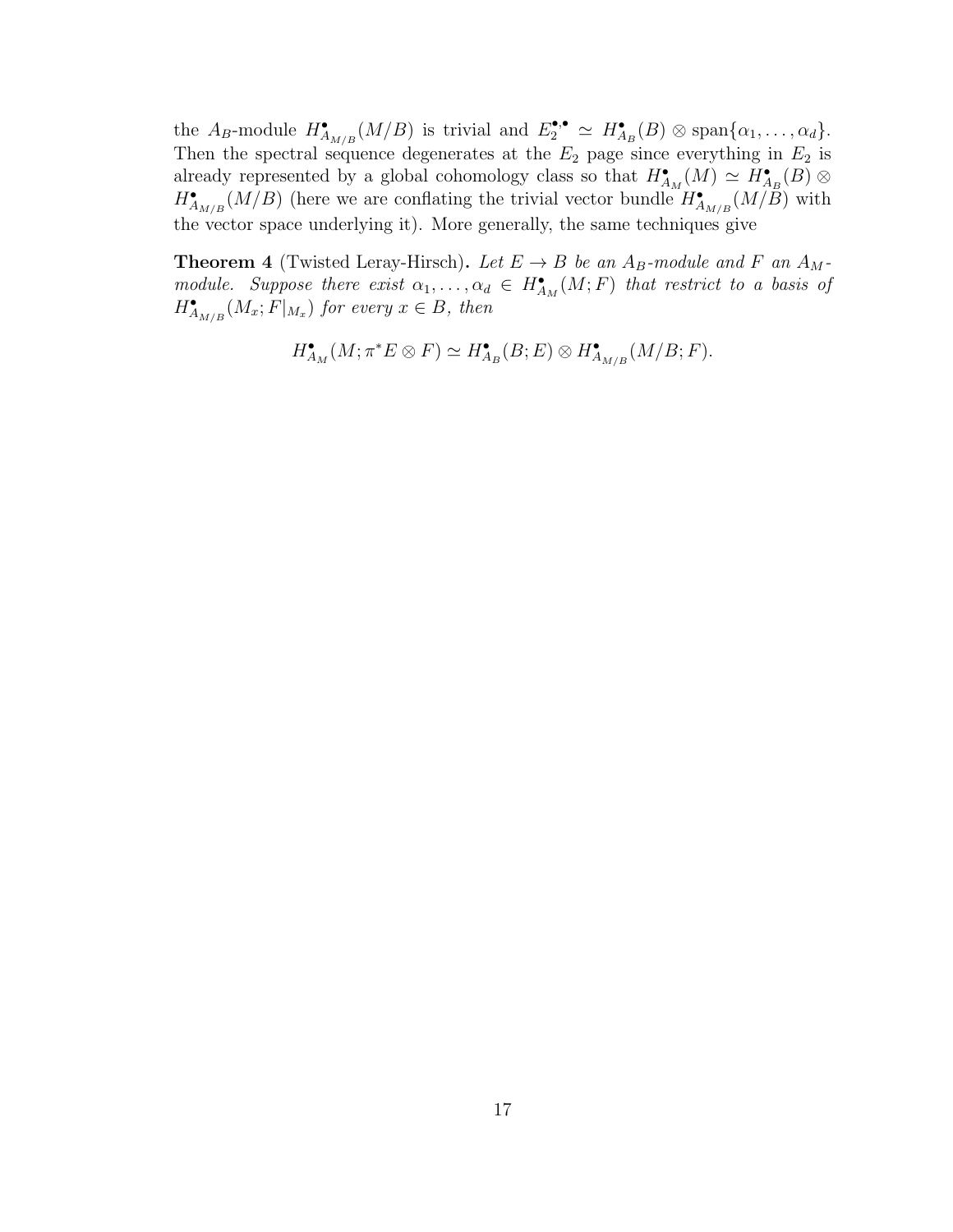the $A_B$-module $H^\bullet_{A_{M/B}}(M/B)$ is trivial and $E_2^{\bullet,\bullet} \simeq H^\bullet_{A_B}(B) \otimes \operatorname{span}\{\alpha_1, \ldots, \alpha_d\}$. Then the spectral sequence degenerates at the $E_2$ page since everything in $E_2$ is already represented by a global cohomology class so that $H^\bullet_{A_M}(M) \simeq H^\bullet_{A_B}(B) \otimes H^\bullet_{A_{M/B}}(M/B)$ (here we are conflating the trivial vector bundle $H^\bullet_{A_{M/B}}(M/B)$ with the vector space underlying it). More generally, the same techniques give

**Theorem 4** (Twisted Leray-Hirsch)**.** *Let $E \to B$ be an $A_B$-module and $F$ an $A_M$-module. Suppose there exist $\alpha_1, \ldots, \alpha_d \in H^\bullet_{A_M}(M; F)$ that restrict to a basis of $H^\bullet_{A_{M/B}}(M_x; F|_{M_x})$ for every $x \in B$, then*

$$H^\bullet_{A_M}(M; \pi^* E \otimes F) \simeq H^\bullet_{A_B}(B; E) \otimes H^\bullet_{A_{M/B}}(M/B; F).$$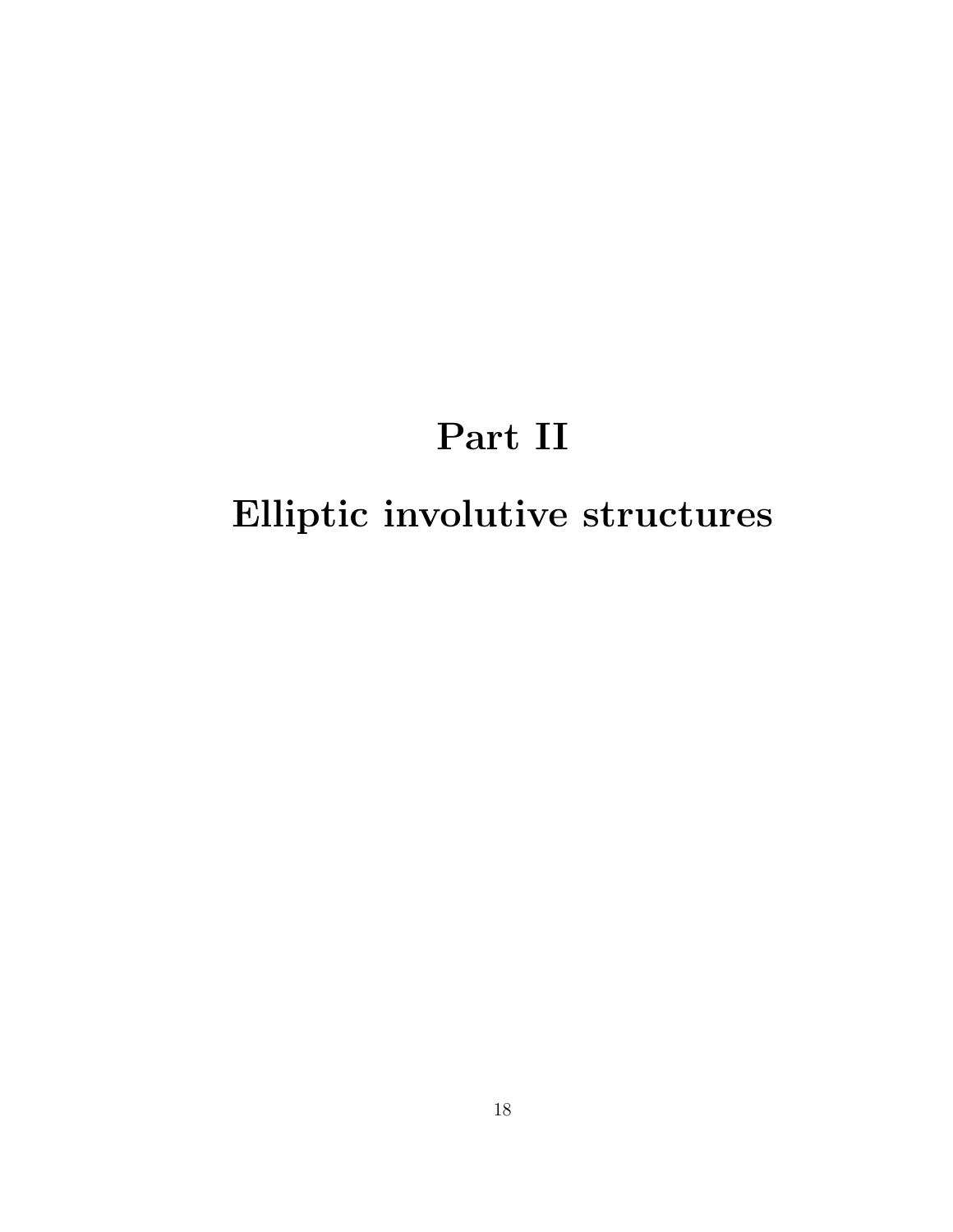# Part II

# Elliptic involutive structures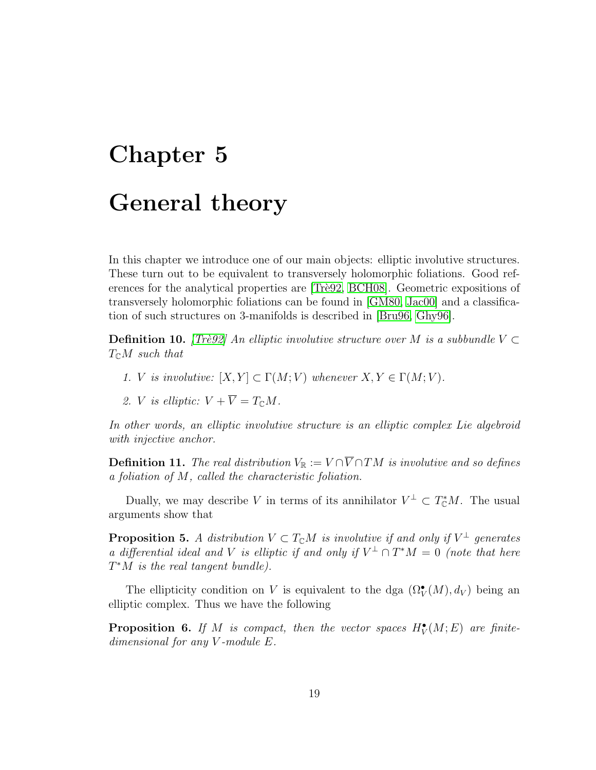# Chapter 5

# General theory

In this chapter we introduce one of our main objects: elliptic involutive structures. These turn out to be equivalent to transversely holomorphic foliations. Good references for the analytical properties are [Trè92, BCH08]. Geometric expositions of transversely holomorphic foliations can be found in [GM80, Jac00] and a classification of such structures on 3-manifolds is described in [Bru96, Ghy96].

**Definition 10.** *[Trè92] An elliptic involutive structure over $M$ is a subbundle $V \subset T_{\mathbb{C}}M$ such that*

1. *$V$ is involutive: $[X, Y] \subset \Gamma(M; V)$ whenever $X, Y \in \Gamma(M; V)$.*
2. *$V$ is elliptic: $V + \overline{V} = T_{\mathbb{C}}M$.*

*In other words, an elliptic involutive structure is an elliptic complex Lie algebroid with injective anchor.*

**Definition 11.** *The real distribution $V_{\mathbb{R}} := V \cap \overline{V} \cap TM$ is involutive and so defines a foliation of $M$, called the characteristic foliation.*

Dually, we may describe $V$ in terms of its annihilator $V^{\perp} \subset T^*_{\mathbb{C}}M$. The usual arguments show that

**Proposition 5.** *A distribution $V \subset T_{\mathbb{C}}M$ is involutive if and only if $V^{\perp}$ generates a differential ideal and $V$ is elliptic if and only if $V^{\perp} \cap T^*M = 0$ (note that here $T^*M$ is the real tangent bundle).*

The ellipticity condition on $V$ is equivalent to the dga $(\Omega^{\bullet}_V(M), d_V)$ being an elliptic complex. Thus we have the following

**Proposition 6.** *If $M$ is compact, then the vector spaces $H^{\bullet}_V(M; E)$ are finite-dimensional for any $V$-module $E$.*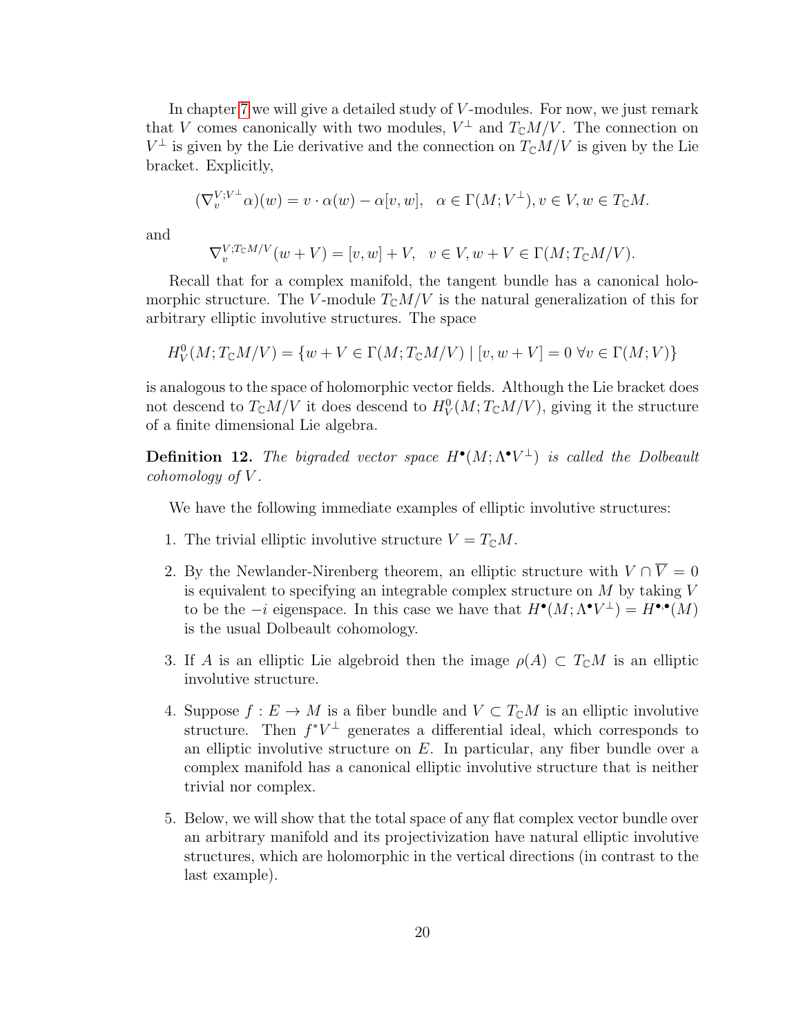In chapter 7 we will give a detailed study of $V$-modules. For now, we just remark that $V$ comes canonically with two modules, $V^\perp$ and $T_{\mathbb{C}}M/V$. The connection on $V^\perp$ is given by the Lie derivative and the connection on $T_{\mathbb{C}}M/V$ is given by the Lie bracket. Explicitly,

$$(\nabla_v^{V;V^\perp}\alpha)(w) = v \cdot \alpha(w) - \alpha[v,w], \quad \alpha \in \Gamma(M;V^\perp), v \in V, w \in T_{\mathbb{C}}M.$$

and

$$\nabla_v^{V;T_{\mathbb{C}}M/V}(w+V) = [v,w]+V, \quad v \in V, w+V \in \Gamma(M;T_{\mathbb{C}}M/V).$$

Recall that for a complex manifold, the tangent bundle has a canonical holomorphic structure. The $V$-module $T_{\mathbb{C}}M/V$ is the natural generalization of this for arbitrary elliptic involutive structures. The space

$$H_V^0(M;T_{\mathbb{C}}M/V) = \{w+V \in \Gamma(M;T_{\mathbb{C}}M/V) \mid [v,w+V] = 0 \ \forall v \in \Gamma(M;V)\}$$

is analogous to the space of holomorphic vector fields. Although the Lie bracket does not descend to $T_{\mathbb{C}}M/V$ it does descend to $H_V^0(M;T_{\mathbb{C}}M/V)$, giving it the structure of a finite dimensional Lie algebra.

**Definition 12.** *The bigraded vector space $H^\bullet(M;\Lambda^\bullet V^\perp)$ is called the Dolbeault cohomology of $V$.*

We have the following immediate examples of elliptic involutive structures:

1. The trivial elliptic involutive structure $V = T_{\mathbb{C}}M$.

2. By the Newlander-Nirenberg theorem, an elliptic structure with $V \cap \overline{V} = 0$ is equivalent to specifying an integrable complex structure on $M$ by taking $V$ to be the $-i$ eigenspace. In this case we have that $H^\bullet(M;\Lambda^\bullet V^\perp) = H^{\bullet,\bullet}(M)$ is the usual Dolbeault cohomology.

3. If $A$ is an elliptic Lie algebroid then the image $\rho(A) \subset T_{\mathbb{C}}M$ is an elliptic involutive structure.

4. Suppose $f : E \to M$ is a fiber bundle and $V \subset T_{\mathbb{C}}M$ is an elliptic involutive structure. Then $f^*V^\perp$ generates a differential ideal, which corresponds to an elliptic involutive structure on $E$. In particular, any fiber bundle over a complex manifold has a canonical elliptic involutive structure that is neither trivial nor complex.

5. Below, we will show that the total space of any flat complex vector bundle over an arbitrary manifold and its projectivization have natural elliptic involutive structures, which are holomorphic in the vertical directions (in contrast to the last example).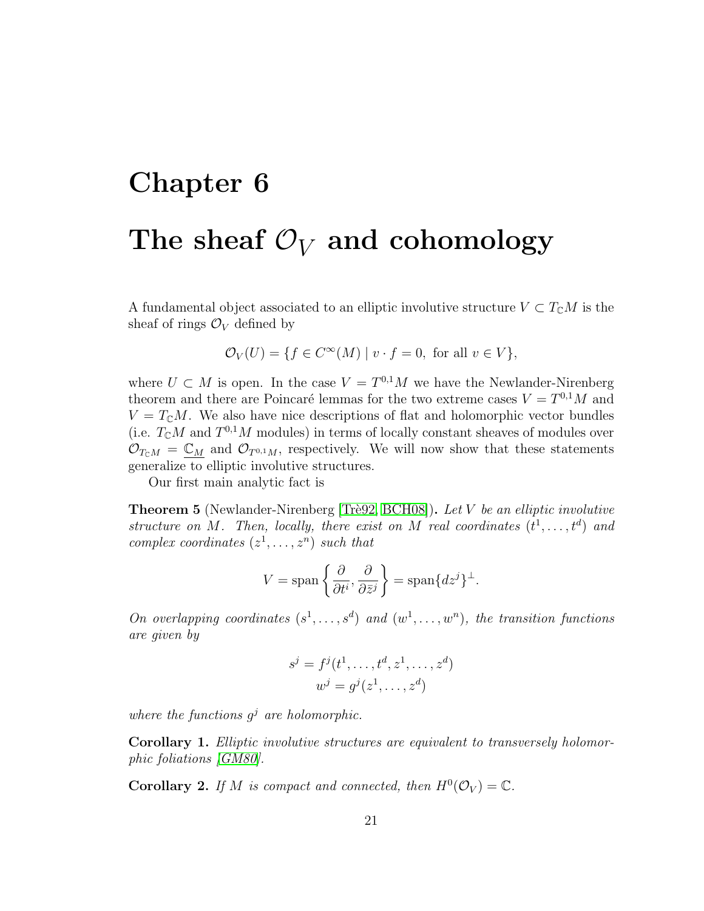# Chapter 6

# The sheaf $\mathcal{O}_V$ and cohomology

A fundamental object associated to an elliptic involutive structure $V \subset T_{\mathbb{C}}M$ is the sheaf of rings $\mathcal{O}_V$ defined by

$$\mathcal{O}_V(U) = \{f \in C^\infty(M) \mid v \cdot f = 0, \text{ for all } v \in V\},$$

where $U \subset M$ is open. In the case $V = T^{0,1}M$ we have the Newlander-Nirenberg theorem and there are Poincaré lemmas for the two extreme cases $V = T^{0,1}M$ and $V = T_{\mathbb{C}}M$. We also have nice descriptions of flat and holomorphic vector bundles (i.e. $T_{\mathbb{C}}M$ and $T^{0,1}M$ modules) in terms of locally constant sheaves of modules over $\mathcal{O}_{T_{\mathbb{C}}M} = \underline{\mathbb{C}_M}$ and $\mathcal{O}_{T^{0,1}M}$, respectively. We will now show that these statements generalize to elliptic involutive structures.

Our first main analytic fact is

**Theorem 5** (Newlander-Nirenberg [Trè92, BCH08]). *Let $V$ be an elliptic involutive structure on $M$. Then, locally, there exist on $M$ real coordinates $(t^1, \dots, t^d)$ and complex coordinates $(z^1, \dots, z^n)$ such that*

$$V = \operatorname{span}\left\{\frac{\partial}{\partial t^i}, \frac{\partial}{\partial \bar{z}^j}\right\} = \operatorname{span}\{dz^j\}^\perp.$$

*On overlapping coordinates $(s^1, \dots, s^d)$ and $(w^1, \dots, w^n)$, the transition functions are given by*

$$s^j = f^j(t^1, \dots, t^d, z^1, \dots, z^d)$$
$$w^j = g^j(z^1, \dots, z^d)$$

*where the functions $g^j$ are holomorphic.*

**Corollary 1.** *Elliptic involutive structures are equivalent to transversely holomorphic foliations [GM80].*

**Corollary 2.** *If $M$ is compact and connected, then $H^0(\mathcal{O}_V) = \mathbb{C}$.*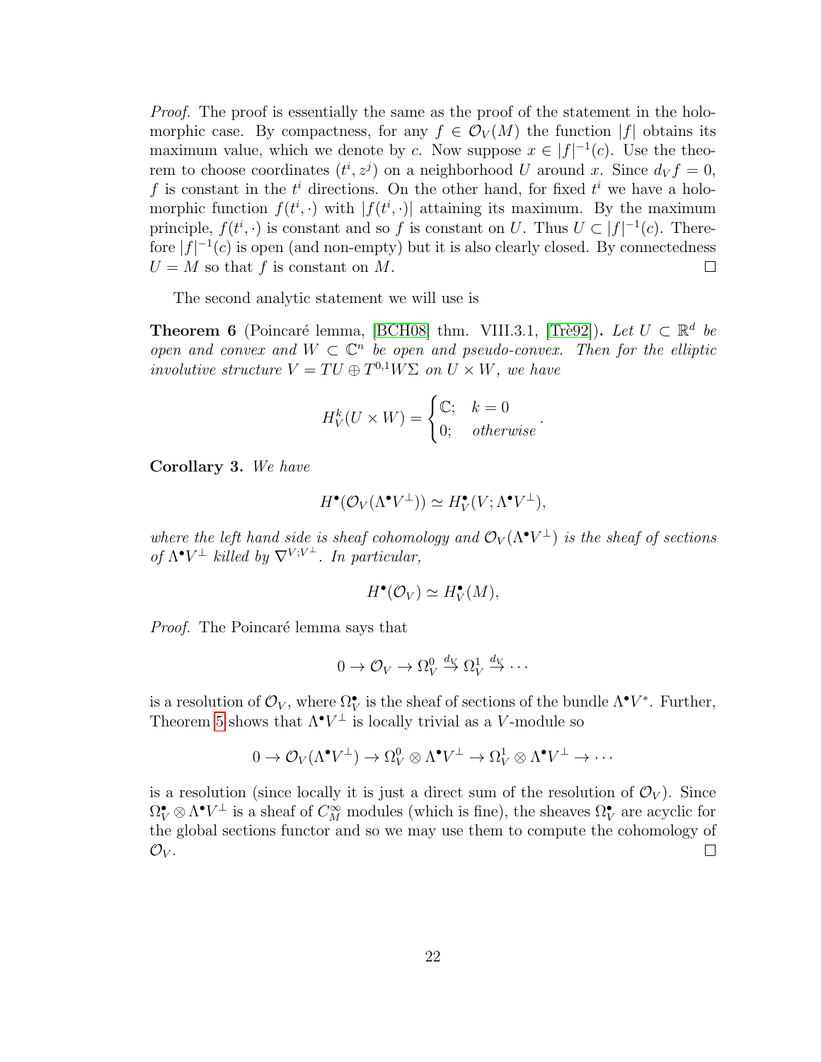*Proof.* The proof is essentially the same as the proof of the statement in the holomorphic case. By compactness, for any $f \in \mathcal{O}_V(M)$ the function $|f|$ obtains its maximum value, which we denote by $c$. Now suppose $x \in |f|^{-1}(c)$. Use the theorem to choose coordinates $(t^i, z^j)$ on a neighborhood $U$ around $x$. Since $d_V f = 0$, $f$ is constant in the $t^i$ directions. On the other hand, for fixed $t^i$ we have a holomorphic function $f(t^i, \cdot)$ with $|f(t^i, \cdot)|$ attaining its maximum. By the maximum principle, $f(t^i, \cdot)$ is constant and so $f$ is constant on $U$. Thus $U \subset |f|^{-1}(c)$. Therefore $|f|^{-1}(c)$ is open (and non-empty) but it is also clearly closed. By connectedness $U = M$ so that $f$ is constant on $M$. □

The second analytic statement we will use is

**Theorem 6** (Poincaré lemma, [BCH08] thm. VIII.3.1, [Trè92])**.** *Let $U \subset \mathbb{R}^d$ be open and convex and $W \subset \mathbb{C}^n$ be open and pseudo-convex. Then for the elliptic involutive structure $V = TU \oplus T^{0,1}W\Sigma$ on $U \times W$, we have*

$$H^k_V(U \times W) = \begin{cases} \mathbb{C}; & k = 0 \\ 0; & \textit{otherwise} \end{cases}.$$

**Corollary 3.** *We have*

$$H^\bullet(\mathcal{O}_V(\Lambda^\bullet V^\perp)) \simeq H^\bullet_V(V; \Lambda^\bullet V^\perp),$$

*where the left hand side is sheaf cohomology and $\mathcal{O}_V(\Lambda^\bullet V^\perp)$ is the sheaf of sections of $\Lambda^\bullet V^\perp$ killed by $\nabla^{V;V^\perp}$. In particular,*

$$H^\bullet(\mathcal{O}_V) \simeq H^\bullet_V(M),$$

*Proof.* The Poincaré lemma says that

$$0 \to \mathcal{O}_V \to \Omega^0_V \xrightarrow{d_V} \Omega^1_V \xrightarrow{d_V} \cdots$$

is a resolution of $\mathcal{O}_V$, where $\Omega^\bullet_V$ is the sheaf of sections of the bundle $\Lambda^\bullet V^*$. Further, Theorem 5 shows that $\Lambda^\bullet V^\perp$ is locally trivial as a $V$-module so

$$0 \to \mathcal{O}_V(\Lambda^\bullet V^\perp) \to \Omega^0_V \otimes \Lambda^\bullet V^\perp \to \Omega^1_V \otimes \Lambda^\bullet V^\perp \to \cdots$$

is a resolution (since locally it is just a direct sum of the resolution of $\mathcal{O}_V$). Since $\Omega^\bullet_V \otimes \Lambda^\bullet V^\perp$ is a sheaf of $C^\infty_M$ modules (which is fine), the sheaves $\Omega^\bullet_V$ are acyclic for the global sections functor and so we may use them to compute the cohomology of $\mathcal{O}_V$. □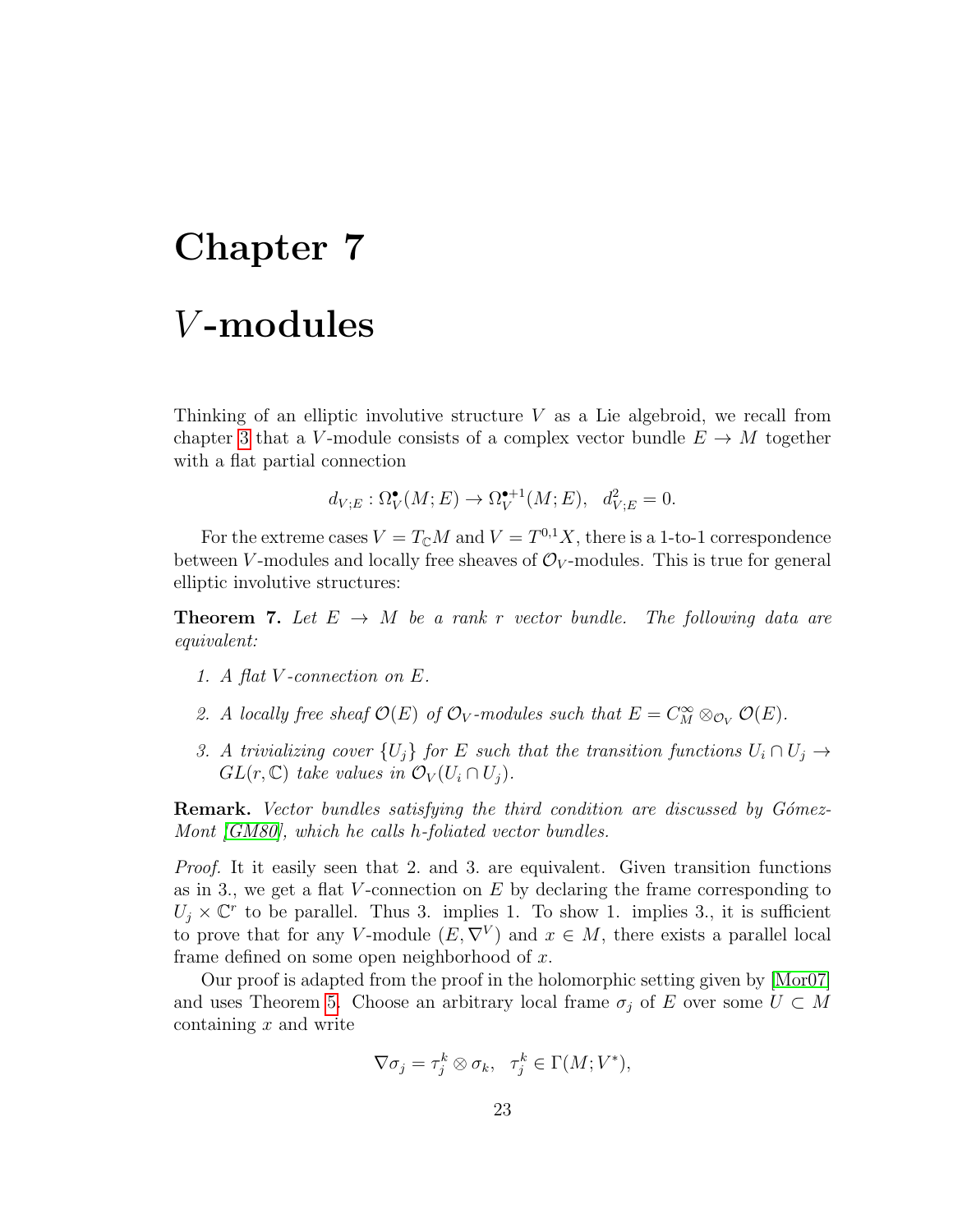# Chapter 7

# $V$-modules

Thinking of an elliptic involutive structure $V$ as a Lie algebroid, we recall from chapter 3 that a $V$-module consists of a complex vector bundle $E \to M$ together with a flat partial connection

$$d_{V;E} : \Omega_V^\bullet(M; E) \to \Omega_V^{\bullet+1}(M; E), \quad d_{V;E}^2 = 0.$$

For the extreme cases $V = T_{\mathbb{C}}M$ and $V = T^{0,1}X$, there is a 1-to-1 correspondence between $V$-modules and locally free sheaves of $\mathcal{O}_V$-modules. This is true for general elliptic involutive structures:

**Theorem 7.** *Let $E \to M$ be a rank $r$ vector bundle. The following data are equivalent:*

1. *A flat $V$-connection on $E$.*
2. *A locally free sheaf $\mathcal{O}(E)$ of $\mathcal{O}_V$-modules such that $E = C_M^\infty \otimes_{\mathcal{O}_V} \mathcal{O}(E)$.*
3. *A trivializing cover $\{U_j\}$ for $E$ such that the transition functions $U_i \cap U_j \to GL(r, \mathbb{C})$ take values in $\mathcal{O}_V(U_i \cap U_j)$.*

**Remark.** *Vector bundles satisfying the third condition are discussed by Gómez-Mont [GM80], which he calls h-foliated vector bundles.*

*Proof.* It it easily seen that 2. and 3. are equivalent. Given transition functions as in 3., we get a flat $V$-connection on $E$ by declaring the frame corresponding to $U_j \times \mathbb{C}^r$ to be parallel. Thus 3. implies 1. To show 1. implies 3., it is sufficient to prove that for any $V$-module $(E, \nabla^V)$ and $x \in M$, there exists a parallel local frame defined on some open neighborhood of $x$.

Our proof is adapted from the proof in the holomorphic setting given by [Mor07] and uses Theorem 5. Choose an arbitrary local frame $\sigma_j$ of $E$ over some $U \subset M$ containing $x$ and write

$$\nabla \sigma_j = \tau_j^k \otimes \sigma_k, \quad \tau_j^k \in \Gamma(M; V^*),$$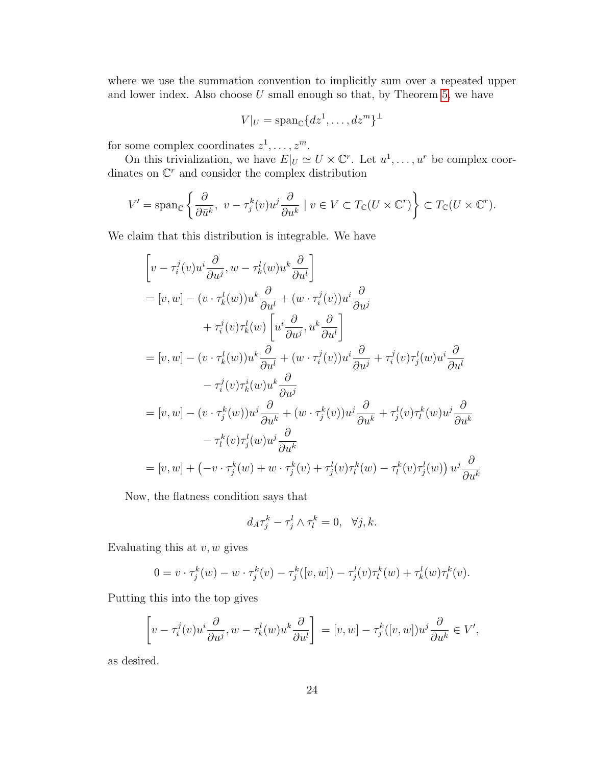where we use the summation convention to implicitly sum over a repeated upper and lower index. Also choose $U$ small enough so that, by Theorem 5, we have

$$V|_U = \operatorname{span}_{\mathbb{C}}\{dz^1, \ldots, dz^m\}^{\perp}$$

for some complex coordinates $z^1, \ldots, z^m$.

On this trivialization, we have $E|_U \simeq U \times \mathbb{C}^r$. Let $u^1, \ldots, u^r$ be complex coordinates on $\mathbb{C}^r$ and consider the complex distribution

$$V' = \operatorname{span}_{\mathbb{C}}\left\{ \frac{\partial}{\partial \bar{u}^k},\ v - \tau_j^k(v) u^j \frac{\partial}{\partial u^k} \mid v \in V \subset T_{\mathbb{C}}(U \times \mathbb{C}^r) \right\} \subset T_{\mathbb{C}}(U \times \mathbb{C}^r).$$

We claim that this distribution is integrable. We have

$$\begin{aligned}
&\left[ v - \tau_i^j(v) u^i \frac{\partial}{\partial u^j}, w - \tau_k^l(w) u^k \frac{\partial}{\partial u^l} \right] \\
&= [v, w] - (v \cdot \tau_k^l(w)) u^k \frac{\partial}{\partial u^l} + (w \cdot \tau_i^j(v)) u^i \frac{\partial}{\partial u^j} \\
&\qquad + \tau_i^j(v) \tau_k^l(w) \left[ u^i \frac{\partial}{\partial u^j}, u^k \frac{\partial}{\partial u^l} \right] \\
&= [v, w] - (v \cdot \tau_k^l(w)) u^k \frac{\partial}{\partial u^l} + (w \cdot \tau_i^j(v)) u^i \frac{\partial}{\partial u^j} + \tau_i^j(v) \tau_j^l(w) u^i \frac{\partial}{\partial u^l} \\
&\qquad - \tau_i^j(v) \tau_k^i(w) u^k \frac{\partial}{\partial u^j} \\
&= [v, w] - (v \cdot \tau_j^k(w)) u^j \frac{\partial}{\partial u^k} + (w \cdot \tau_j^k(v)) u^j \frac{\partial}{\partial u^k} + \tau_j^l(v) \tau_l^k(w) u^j \frac{\partial}{\partial u^k} \\
&\qquad - \tau_l^k(v) \tau_j^l(w) u^j \frac{\partial}{\partial u^k} \\
&= [v, w] + \left( -v \cdot \tau_j^k(w) + w \cdot \tau_j^k(v) + \tau_j^l(v) \tau_l^k(w) - \tau_l^k(v) \tau_j^l(w) \right) u^j \frac{\partial}{\partial u^k}
\end{aligned}$$

Now, the flatness condition says that

$$d_A \tau_j^k - \tau_j^l \wedge \tau_l^k = 0, \quad \forall j, k.$$

Evaluating this at $v, w$ gives

$$0 = v \cdot \tau_j^k(w) - w \cdot \tau_j^k(v) - \tau_j^k([v, w]) - \tau_j^l(v) \tau_l^k(w) + \tau_k^l(w) \tau_l^k(v).$$

Putting this into the top gives

$$\left[ v - \tau_i^j(v) u^i \frac{\partial}{\partial u^j}, w - \tau_k^l(w) u^k \frac{\partial}{\partial u^l} \right] = [v, w] - \tau_j^k([v, w]) u^j \frac{\partial}{\partial u^k} \in V',$$

as desired.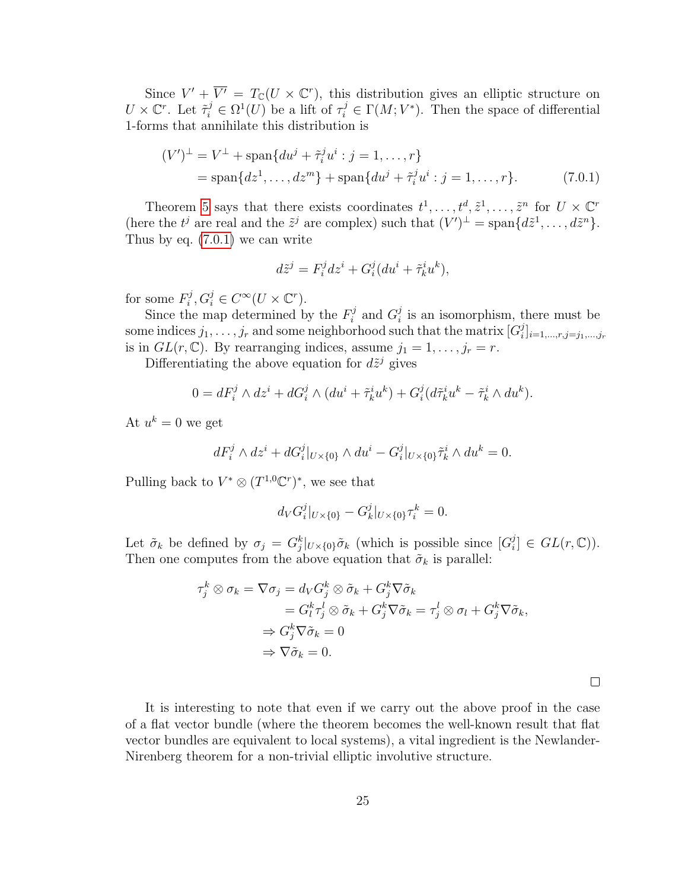Since $V' + \overline{V'} = T_{\mathbb{C}}(U \times \mathbb{C}^r)$, this distribution gives an elliptic structure on $U \times \mathbb{C}^r$. Let $\tilde{\tau}_i^j \in \Omega^1(U)$ be a lift of $\tau_i^j \in \Gamma(M; V^*)$. Then the space of differential 1-forms that annihilate this distribution is

$$
\begin{aligned}
(V')^\perp &= V^\perp + \operatorname{span}\{du^j + \tilde{\tau}_i^j u^i : j = 1, \ldots, r\} \\
&= \operatorname{span}\{dz^1, \ldots, dz^m\} + \operatorname{span}\{du^j + \tilde{\tau}_i^j u^i : j = 1, \ldots, r\}. \qquad (7.0.1)
\end{aligned}
$$

Theorem 5 says that there exists coordinates $t^1, \ldots, t^d, \tilde{z}^1, \ldots, \tilde{z}^n$ for $U \times \mathbb{C}^r$ (here the $t^j$ are real and the $\tilde{z}^j$ are complex) such that $(V')^\perp = \operatorname{span}\{d\tilde{z}^1, \ldots, d\tilde{z}^n\}$. Thus by eq. (7.0.1) we can write

$$
d\tilde{z}^j = F_i^j dz^i + G_i^j (du^i + \tilde{\tau}_k^i u^k),
$$

for some $F_i^j, G_i^j \in C^\infty(U \times \mathbb{C}^r)$.

Since the map determined by the $F_i^j$ and $G_i^j$ is an isomorphism, there must be some indices $j_1, \ldots, j_r$ and some neighborhood such that the matrix $[G_i^j]_{i=1,\ldots,r, j=j_1,\ldots,j_r}$ is in $GL(r, \mathbb{C})$. By rearranging indices, assume $j_1 = 1, \ldots, j_r = r$.

Differentiating the above equation for $d\tilde{z}^j$ gives

$$
0 = dF_i^j \wedge dz^i + dG_i^j \wedge (du^i + \tilde{\tau}_k^i u^k) + G_i^j (d\tilde{\tau}_k^i u^k - \tilde{\tau}_k^i \wedge du^k).
$$

At $u^k = 0$ we get

$$
dF_i^j \wedge dz^i + dG_i^j|_{U \times \{0\}} \wedge du^i - G_i^j|_{U \times \{0\}} \tilde{\tau}_k^i \wedge du^k = 0.
$$

Pulling back to $V^* \otimes (T^{1,0}\mathbb{C}^r)^*$, we see that

$$
d_V G_i^j|_{U \times \{0\}} - G_k^j|_{U \times \{0\}} \tau_i^k = 0.
$$

Let $\tilde{\sigma}_k$ be defined by $\sigma_j = G_j^k|_{U \times \{0\}} \tilde{\sigma}_k$ (which is possible since $[G_i^j] \in GL(r, \mathbb{C})$). Then one computes from the above equation that $\tilde{\sigma}_k$ is parallel:

$$
\begin{aligned}
\tau_j^k \otimes \sigma_k = \nabla \sigma_j &= d_V G_j^k \otimes \tilde{\sigma}_k + G_j^k \nabla \tilde{\sigma}_k \\
&= G_l^k \tau_j^l \otimes \tilde{\sigma}_k + G_j^k \nabla \tilde{\sigma}_k = \tau_j^l \otimes \sigma_l + G_j^k \nabla \tilde{\sigma}_k, \\
&\Rightarrow G_j^k \nabla \tilde{\sigma}_k = 0 \\
&\Rightarrow \nabla \tilde{\sigma}_k = 0.
\end{aligned}
$$

□

It is interesting to note that even if we carry out the above proof in the case of a flat vector bundle (where the theorem becomes the well-known result that flat vector bundles are equivalent to local systems), a vital ingredient is the Newlander-Nirenberg theorem for a non-trivial elliptic involutive structure.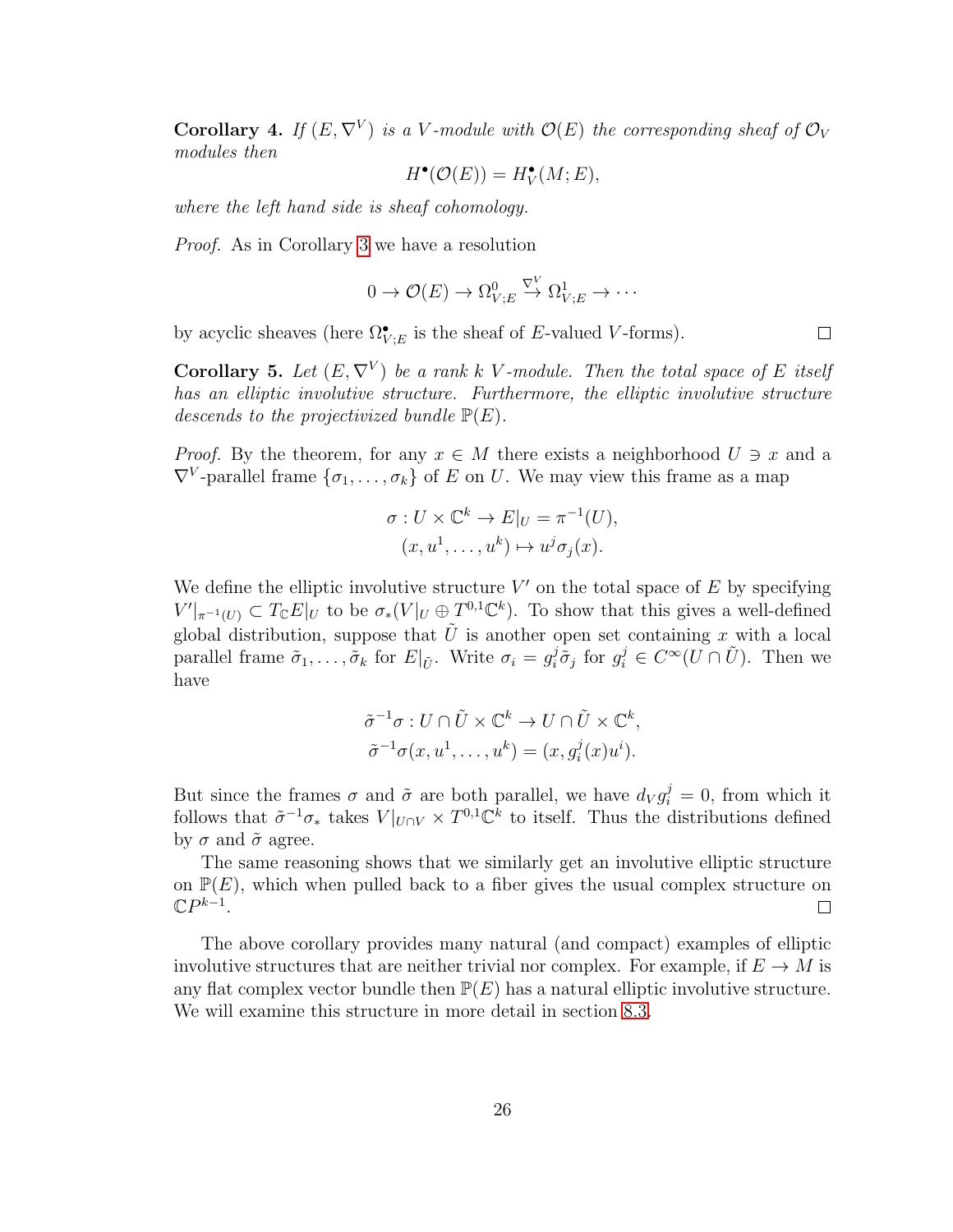**Corollary 4.** *If $(E, \nabla^V)$ is a $V$-module with $\mathcal{O}(E)$ the corresponding sheaf of $\mathcal{O}_V$ modules then*

$$H^\bullet(\mathcal{O}(E)) = H^\bullet_V(M; E),$$

*where the left hand side is sheaf cohomology.*

*Proof.* As in Corollary 3 we have a resolution

$$0 \to \mathcal{O}(E) \to \Omega^0_{V;E} \xrightarrow{\nabla^V} \Omega^1_{V;E} \to \cdots$$

by acyclic sheaves (here $\Omega^\bullet_{V;E}$ is the sheaf of $E$-valued $V$-forms). □

**Corollary 5.** *Let $(E, \nabla^V)$ be a rank $k$ $V$-module. Then the total space of $E$ itself has an elliptic involutive structure. Furthermore, the elliptic involutive structure descends to the projectivized bundle $\mathbb{P}(E)$.*

*Proof.* By the theorem, for any $x \in M$ there exists a neighborhood $U \ni x$ and a $\nabla^V$-parallel frame $\{\sigma_1, \ldots, \sigma_k\}$ of $E$ on $U$. We may view this frame as a map

$$\sigma : U \times \mathbb{C}^k \to E|_U = \pi^{-1}(U),$$
$$(x, u^1, \ldots, u^k) \mapsto u^j \sigma_j(x).$$

We define the elliptic involutive structure $V'$ on the total space of $E$ by specifying $V'|_{\pi^{-1}(U)} \subset T_{\mathbb{C}}E|_U$ to be $\sigma_*(V|_U \oplus T^{0,1}\mathbb{C}^k)$. To show that this gives a well-defined global distribution, suppose that $\tilde{U}$ is another open set containing $x$ with a local parallel frame $\tilde{\sigma}_1, \ldots, \tilde{\sigma}_k$ for $E|_{\tilde{U}}$. Write $\sigma_i = g_i^j \tilde{\sigma}_j$ for $g_i^j \in C^\infty(U \cap \tilde{U})$. Then we have

$$\tilde{\sigma}^{-1}\sigma : U \cap \tilde{U} \times \mathbb{C}^k \to U \cap \tilde{U} \times \mathbb{C}^k,$$
$$\tilde{\sigma}^{-1}\sigma(x, u^1, \ldots, u^k) = (x, g_i^j(x) u^i).$$

But since the frames $\sigma$ and $\tilde{\sigma}$ are both parallel, we have $d_V g_i^j = 0$, from which it follows that $\tilde{\sigma}^{-1}\sigma_*$ takes $V|_{U \cap V} \times T^{0,1}\mathbb{C}^k$ to itself. Thus the distributions defined by $\sigma$ and $\tilde{\sigma}$ agree.

The same reasoning shows that we similarly get an involutive elliptic structure on $\mathbb{P}(E)$, which when pulled back to a fiber gives the usual complex structure on $\mathbb{C}P^{k-1}$. □

The above corollary provides many natural (and compact) examples of elliptic involutive structures that are neither trivial nor complex. For example, if $E \to M$ is any flat complex vector bundle then $\mathbb{P}(E)$ has a natural elliptic involutive structure. We will examine this structure in more detail in section 8.3.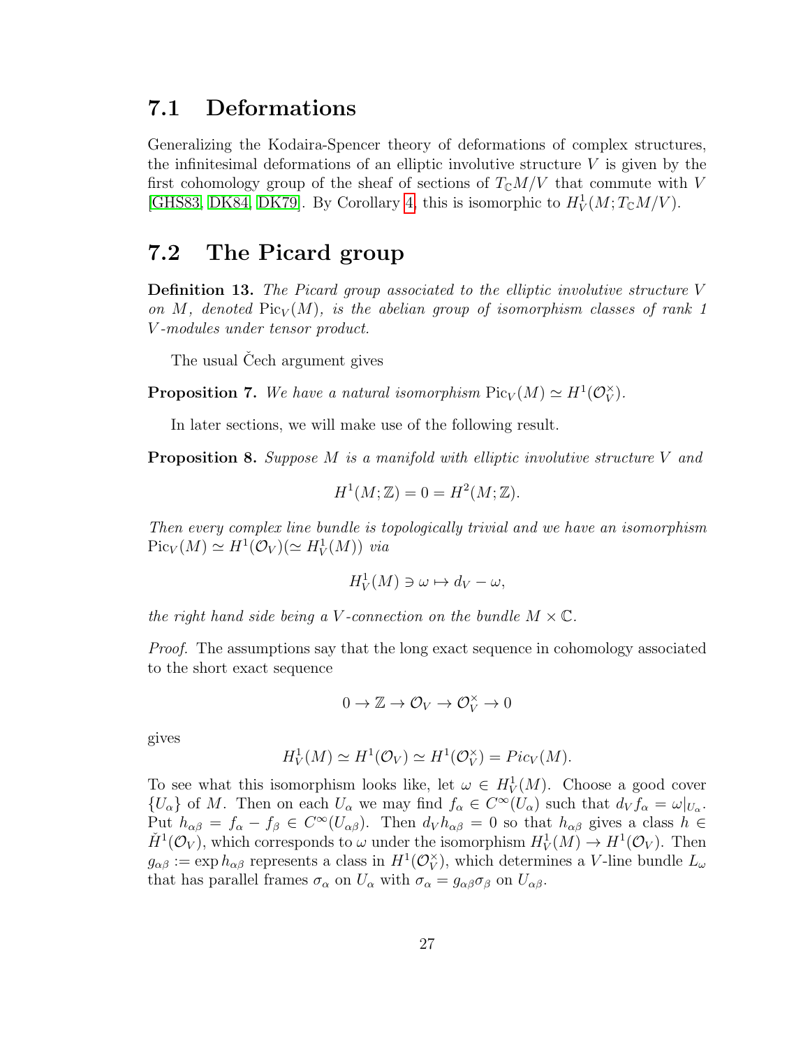## 7.1 Deformations

Generalizing the Kodaira-Spencer theory of deformations of complex structures, the infinitesimal deformations of an elliptic involutive structure $V$ is given by the first cohomology group of the sheaf of sections of $T_{\mathbb{C}}M/V$ that commute with $V$ [GHS83, DK84, DK79]. By Corollary 4, this is isomorphic to $H^1_V(M; T_{\mathbb{C}}M/V)$.

## 7.2 The Picard group

**Definition 13.** *The Picard group associated to the elliptic involutive structure $V$ on $M$, denoted $\mathrm{Pic}_V(M)$, is the abelian group of isomorphism classes of rank 1 $V$-modules under tensor product.*

The usual Čech argument gives

**Proposition 7.** *We have a natural isomorphism $\mathrm{Pic}_V(M) \simeq H^1(\mathcal{O}_V^\times)$.*

In later sections, we will make use of the following result.

**Proposition 8.** *Suppose $M$ is a manifold with elliptic involutive structure $V$ and*

$$H^1(M; \mathbb{Z}) = 0 = H^2(M; \mathbb{Z}).$$

*Then every complex line bundle is topologically trivial and we have an isomorphism $\mathrm{Pic}_V(M) \simeq H^1(\mathcal{O}_V)(\simeq H^1_V(M))$ via*

$$H^1_V(M) \ni \omega \mapsto d_V - \omega,$$

*the right hand side being a $V$-connection on the bundle $M \times \mathbb{C}$.*

*Proof.* The assumptions say that the long exact sequence in cohomology associated to the short exact sequence

$$0 \to \mathbb{Z} \to \mathcal{O}_V \to \mathcal{O}_V^\times \to 0$$

gives

$$H^1_V(M) \simeq H^1(\mathcal{O}_V) \simeq H^1(\mathcal{O}_V^\times) = Pic_V(M).$$

To see what this isomorphism looks like, let $\omega \in H^1_V(M)$. Choose a good cover $\{U_\alpha\}$ of $M$. Then on each $U_\alpha$ we may find $f_\alpha \in C^\infty(U_\alpha)$ such that $d_V f_\alpha = \omega|_{U_\alpha}$. Put $h_{\alpha\beta} = f_\alpha - f_\beta \in C^\infty(U_{\alpha\beta})$. Then $d_V h_{\alpha\beta} = 0$ so that $h_{\alpha\beta}$ gives a class $h \in \check{H}^1(\mathcal{O}_V)$, which corresponds to $\omega$ under the isomorphism $H^1_V(M) \to H^1(\mathcal{O}_V)$. Then $g_{\alpha\beta} := \exp h_{\alpha\beta}$ represents a class in $H^1(\mathcal{O}_V^\times)$, which determines a $V$-line bundle $L_\omega$ that has parallel frames $\sigma_\alpha$ on $U_\alpha$ with $\sigma_\alpha = g_{\alpha\beta}\sigma_\beta$ on $U_{\alpha\beta}$.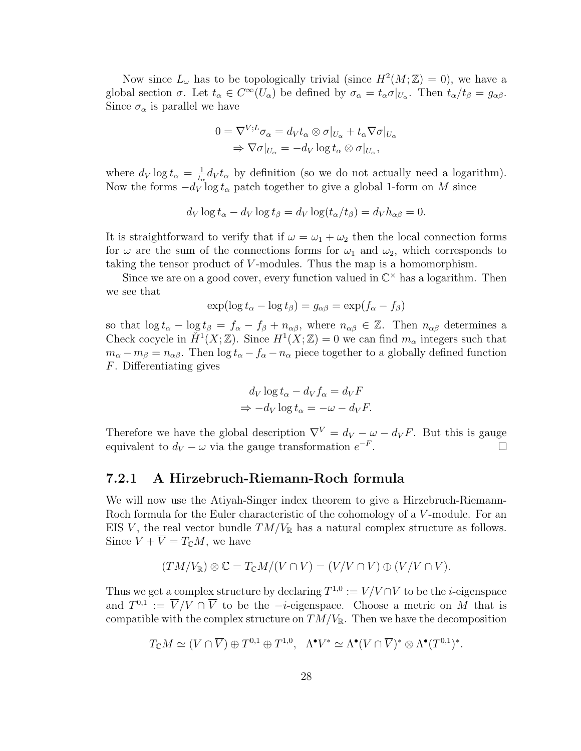Now since $L_\omega$ has to be topologically trivial (since $H^2(M;\mathbb{Z}) = 0$), we have a global section $\sigma$. Let $t_\alpha \in C^\infty(U_\alpha)$ be defined by $\sigma_\alpha = t_\alpha \sigma|_{U_\alpha}$. Then $t_\alpha/t_\beta = g_{\alpha\beta}$. Since $\sigma_\alpha$ is parallel we have

$$
\begin{aligned}
0 = \nabla^{V;L}\sigma_\alpha &= d_V t_\alpha \otimes \sigma|_{U_\alpha} + t_\alpha \nabla\sigma|_{U_\alpha} \\
&\Rightarrow \nabla\sigma|_{U_\alpha} = -d_V \log t_\alpha \otimes \sigma|_{U_\alpha},
\end{aligned}
$$

where $d_V \log t_\alpha = \frac{1}{t_\alpha} d_V t_\alpha$ by definition (so we do not actually need a logarithm). Now the forms $-d_V \log t_\alpha$ patch together to give a global 1-form on $M$ since

$$
d_V \log t_\alpha - d_V \log t_\beta = d_V \log(t_\alpha/t_\beta) = d_V h_{\alpha\beta} = 0.
$$

It is straightforward to verify that if $\omega = \omega_1 + \omega_2$ then the local connection forms for $\omega$ are the sum of the connections forms for $\omega_1$ and $\omega_2$, which corresponds to taking the tensor product of $V$-modules. Thus the map is a homomorphism.

Since we are on a good cover, every function valued in $\mathbb{C}^\times$ has a logarithm. Then we see that

$$
\exp(\log t_\alpha - \log t_\beta) = g_{\alpha\beta} = \exp(f_\alpha - f_\beta)
$$

so that $\log t_\alpha - \log t_\beta = f_\alpha - f_\beta + n_{\alpha\beta}$, where $n_{\alpha\beta} \in \mathbb{Z}$. Then $n_{\alpha\beta}$ determines a Check cocycle in $\check{H}^1(X;\mathbb{Z})$. Since $H^1(X;\mathbb{Z}) = 0$ we can find $m_\alpha$ integers such that $m_\alpha - m_\beta = n_{\alpha\beta}$. Then $\log t_\alpha - f_\alpha - n_\alpha$ piece together to a globally defined function $F$. Differentiating gives

$$
\begin{aligned}
d_V \log t_\alpha - d_V f_\alpha &= d_V F \\
\Rightarrow -d_V \log t_\alpha &= -\omega - d_V F.
\end{aligned}
$$

Therefore we have the global description $\nabla^V = d_V - \omega - d_V F$. But this is gauge equivalent to $d_V - \omega$ via the gauge transformation $e^{-F}$. $\square$

### 7.2.1 A Hirzebruch-Riemann-Roch formula

We will now use the Atiyah-Singer index theorem to give a Hirzebruch-Riemann-Roch formula for the Euler characteristic of the cohomology of a $V$-module. For an EIS $V$, the real vector bundle $TM/V_\mathbb{R}$ has a natural complex structure as follows. Since $V + \overline{V} = T_\mathbb{C}M$, we have

$$
(TM/V_\mathbb{R}) \otimes \mathbb{C} = T_\mathbb{C}M/(V \cap \overline{V}) = (V/V \cap \overline{V}) \oplus (\overline{V}/V \cap \overline{V}).
$$

Thus we get a complex structure by declaring $T^{1,0} := V/V \cap \overline{V}$ to be the $i$-eigenspace and $T^{0,1} := \overline{V}/V \cap \overline{V}$ to be the $-i$-eigenspace. Choose a metric on $M$ that is compatible with the complex structure on $TM/V_\mathbb{R}$. Then we have the decomposition

$$
T_\mathbb{C}M \simeq (V \cap \overline{V}) \oplus T^{0,1} \oplus T^{1,0}, \quad \Lambda^\bullet V^* \simeq \Lambda^\bullet (V \cap \overline{V})^* \otimes \Lambda^\bullet (T^{0,1})^*.
$$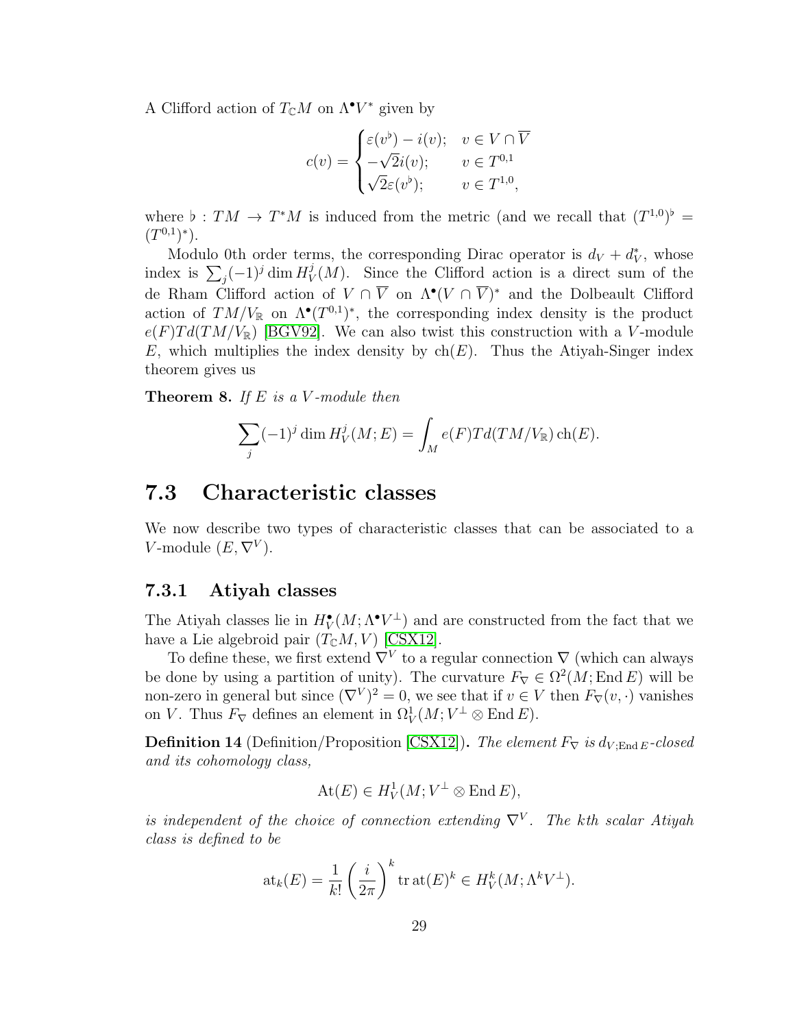A Clifford action of $T_{\mathbb{C}}M$ on $\Lambda^\bullet V^*$ given by

$$c(v) = \begin{cases} \varepsilon(v^\flat) - i(v); & v \in V \cap \overline{V} \\ -\sqrt{2}i(v); & v \in T^{0,1} \\ \sqrt{2}\varepsilon(v^\flat); & v \in T^{1,0}, \end{cases}$$

where $\flat : TM \to T^*M$ is induced from the metric (and we recall that $(T^{1,0})^\flat = (T^{0,1})^*$).

Modulo 0th order terms, the corresponding Dirac operator is $d_V + d_V^*$, whose index is $\sum_j (-1)^j \dim H_V^j(M)$. Since the Clifford action is a direct sum of the de Rham Clifford action of $V \cap \overline{V}$ on $\Lambda^\bullet(V \cap \overline{V})^*$ and the Dolbeault Clifford action of $TM/V_{\mathbb{R}}$ on $\Lambda^\bullet(T^{0,1})^*$, the corresponding index density is the product $e(F)Td(TM/V_{\mathbb{R}})$ [BGV92]. We can also twist this construction with a $V$-module $E$, which multiplies the index density by $\mathrm{ch}(E)$. Thus the Atiyah-Singer index theorem gives us

**Theorem 8.** *If $E$ is a $V$-module then*

$$\sum_j (-1)^j \dim H_V^j(M; E) = \int_M e(F)Td(TM/V_{\mathbb{R}})\,\mathrm{ch}(E).$$

## 7.3 Characteristic classes

We now describe two types of characteristic classes that can be associated to a $V$-module $(E, \nabla^V)$.

### 7.3.1 Atiyah classes

The Atiyah classes lie in $H_V^\bullet(M; \Lambda^\bullet V^\perp)$ and are constructed from the fact that we have a Lie algebroid pair $(T_{\mathbb{C}}M, V)$ [CSX12].

To define these, we first extend $\nabla^V$ to a regular connection $\nabla$ (which can always be done by using a partition of unity). The curvature $F_\nabla \in \Omega^2(M; \mathrm{End}\, E)$ will be non-zero in general but since $(\nabla^V)^2 = 0$, we see that if $v \in V$ then $F_\nabla(v, \cdot)$ vanishes on $V$. Thus $F_\nabla$ defines an element in $\Omega_V^1(M; V^\perp \otimes \mathrm{End}\, E)$.

**Definition 14** (Definition/Proposition [CSX12])**.** *The element $F_\nabla$ is $d_{V;\mathrm{End}\, E}$-closed and its cohomology class,*

$$\mathrm{At}(E) \in H_V^1(M; V^\perp \otimes \mathrm{End}\, E),$$

*is independent of the choice of connection extending $\nabla^V$. The kth scalar Atiyah class is defined to be*

$$\mathrm{at}_k(E) = \frac{1}{k!}\left(\frac{i}{2\pi}\right)^k \mathrm{tr}\,\mathrm{at}(E)^k \in H_V^k(M; \Lambda^k V^\perp).$$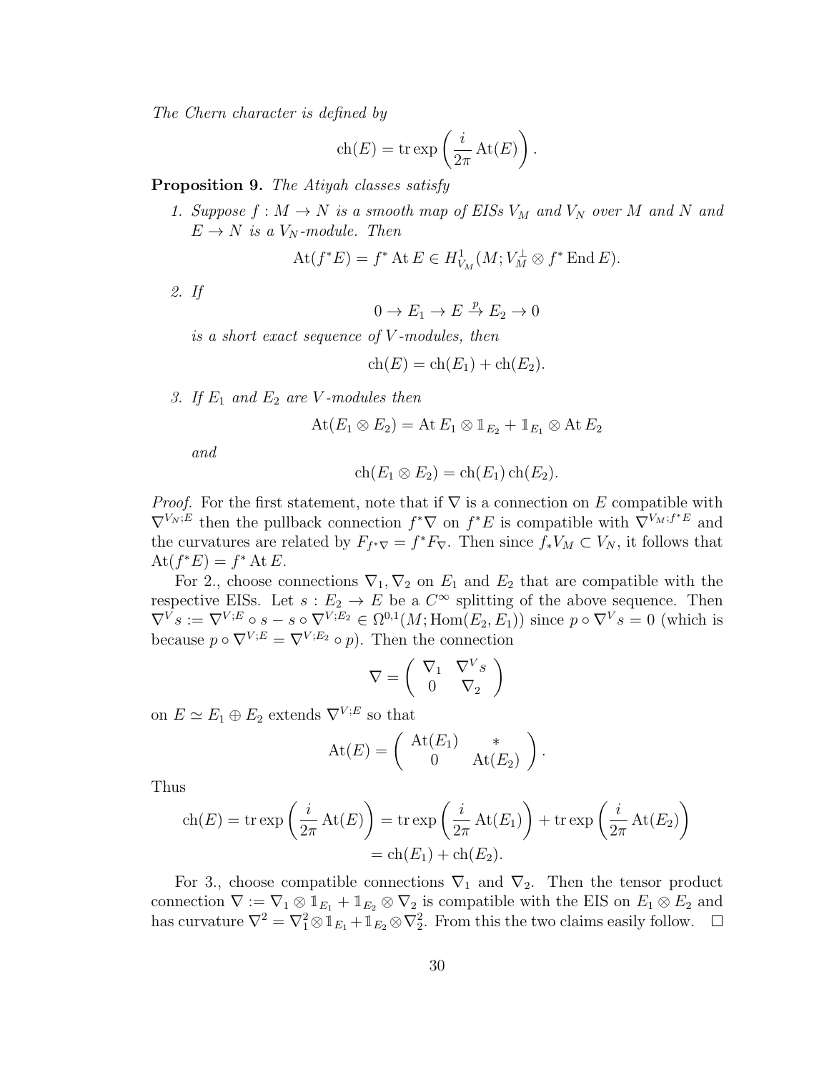*The Chern character is defined by*

$$\mathrm{ch}(E) = \mathrm{tr} \exp\left(\frac{i}{2\pi} \mathrm{At}(E)\right).$$

**Proposition 9.** *The Atiyah classes satisfy*

1. *Suppose $f : M \to N$ is a smooth map of EISs $V_M$ and $V_N$ over $M$ and $N$ and $E \to N$ is a $V_N$-module. Then*

   $$\mathrm{At}(f^*E) = f^* \mathrm{At}\, E \in H^1_{V_M}(M; V_M^\perp \otimes f^* \mathrm{End}\, E).$$

2. *If*

   $$0 \to E_1 \to E \xrightarrow{p} E_2 \to 0$$

   *is a short exact sequence of $V$-modules, then*

   $$\mathrm{ch}(E) = \mathrm{ch}(E_1) + \mathrm{ch}(E_2).$$

3. *If $E_1$ and $E_2$ are $V$-modules then*

   $$\mathrm{At}(E_1 \otimes E_2) = \mathrm{At}\, E_1 \otimes \mathbb{1}_{E_2} + \mathbb{1}_{E_1} \otimes \mathrm{At}\, E_2$$

   *and*

   $$\mathrm{ch}(E_1 \otimes E_2) = \mathrm{ch}(E_1)\, \mathrm{ch}(E_2).$$

*Proof.* For the first statement, note that if $\nabla$ is a connection on $E$ compatible with $\nabla^{V_N;E}$ then the pullback connection $f^*\nabla$ on $f^*E$ is compatible with $\nabla^{V_M;f^*E}$ and the curvatures are related by $F_{f^*\nabla} = f^*F_\nabla$. Then since $f_*V_M \subset V_N$, it follows that $\mathrm{At}(f^*E) = f^* \mathrm{At}\, E$.

For 2., choose connections $\nabla_1, \nabla_2$ on $E_1$ and $E_2$ that are compatible with the respective EISs. Let $s : E_2 \to E$ be a $C^\infty$ splitting of the above sequence. Then $\nabla^V s := \nabla^{V;E} \circ s - s \circ \nabla^{V;E_2} \in \Omega^{0,1}(M; \mathrm{Hom}(E_2, E_1))$ since $p \circ \nabla^V s = 0$ (which is because $p \circ \nabla^{V;E} = \nabla^{V;E_2} \circ p$). Then the connection

$$\nabla = \begin{pmatrix} \nabla_1 & \nabla^V s \\ 0 & \nabla_2 \end{pmatrix}$$

on $E \simeq E_1 \oplus E_2$ extends $\nabla^{V;E}$ so that

$$\mathrm{At}(E) = \begin{pmatrix} \mathrm{At}(E_1) & * \\ 0 & \mathrm{At}(E_2) \end{pmatrix}.$$

Thus

$$\begin{aligned} \mathrm{ch}(E) = \mathrm{tr} \exp\left(\frac{i}{2\pi} \mathrm{At}(E)\right) &= \mathrm{tr} \exp\left(\frac{i}{2\pi} \mathrm{At}(E_1)\right) + \mathrm{tr} \exp\left(\frac{i}{2\pi} \mathrm{At}(E_2)\right) \\ &= \mathrm{ch}(E_1) + \mathrm{ch}(E_2). \end{aligned}$$

For 3., choose compatible connections $\nabla_1$ and $\nabla_2$. Then the tensor product connection $\nabla := \nabla_1 \otimes \mathbb{1}_{E_1} + \mathbb{1}_{E_2} \otimes \nabla_2$ is compatible with the EIS on $E_1 \otimes E_2$ and has curvature $\nabla^2 = \nabla_1^2 \otimes \mathbb{1}_{E_1} + \mathbb{1}_{E_2} \otimes \nabla_2^2$. From this the two claims easily follow. $\square$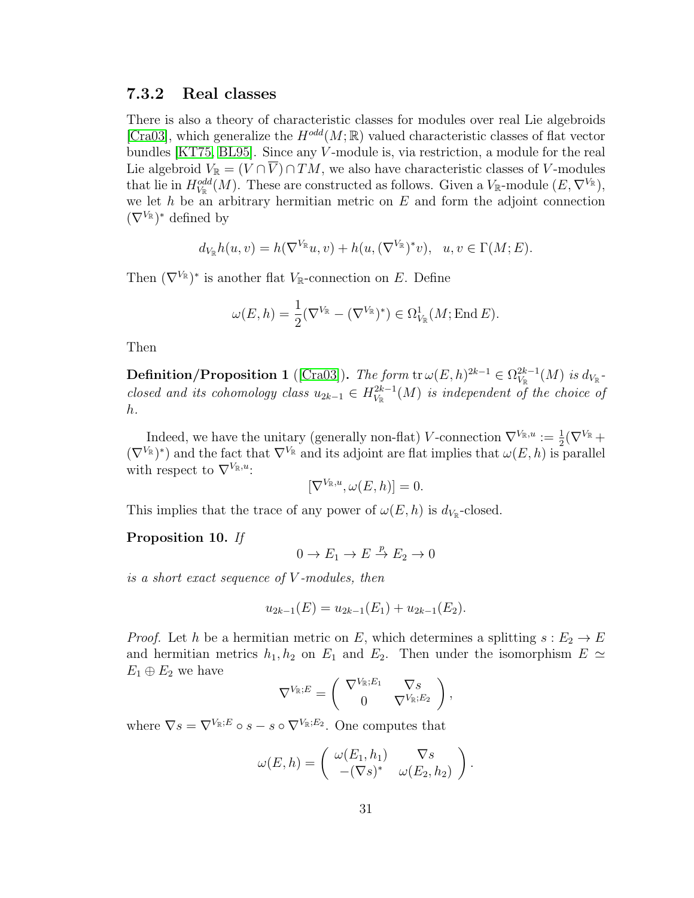### 7.3.2 Real classes

There is also a theory of characteristic classes for modules over real Lie algebroids [Cra03], which generalize the $H^{odd}(M;\mathbb{R})$ valued characteristic classes of flat vector bundles [KT75, BL95]. Since any $V$-module is, via restriction, a module for the real Lie algebroid $V_{\mathbb{R}} = (V \cap \overline{V}) \cap TM$, we also have characteristic classes of $V$-modules that lie in $H^{odd}_{V_{\mathbb{R}}}(M)$. These are constructed as follows. Given a $V_{\mathbb{R}}$-module $(E, \nabla^{V_{\mathbb{R}}})$, we let $h$ be an arbitrary hermitian metric on $E$ and form the adjoint connection $(\nabla^{V_{\mathbb{R}}})^*$ defined by

$$d_{V_{\mathbb{R}}} h(u,v) = h(\nabla^{V_{\mathbb{R}}} u, v) + h(u, (\nabla^{V_{\mathbb{R}}})^* v), \quad u, v \in \Gamma(M; E).$$

Then $(\nabla^{V_{\mathbb{R}}})^*$ is another flat $V_{\mathbb{R}}$-connection on $E$. Define

$$\omega(E,h) = \frac{1}{2}(\nabla^{V_{\mathbb{R}}} - (\nabla^{V_{\mathbb{R}}})^*) \in \Omega^1_{V_{\mathbb{R}}}(M; \operatorname{End} E).$$

Then

**Definition/Proposition 1** ([Cra03]). *The form $\operatorname{tr} \omega(E,h)^{2k-1} \in \Omega^{2k-1}_{V_{\mathbb{R}}}(M)$ is $d_{V_{\mathbb{R}}}$-closed and its cohomology class $u_{2k-1} \in H^{2k-1}_{V_{\mathbb{R}}}(M)$ is independent of the choice of $h$.*

Indeed, we have the unitary (generally non-flat) $V$-connection $\nabla^{V_{\mathbb{R}},u} := \frac{1}{2}(\nabla^{V_{\mathbb{R}}} + (\nabla^{V_{\mathbb{R}}})^*)$ and the fact that $\nabla^{V_{\mathbb{R}}}$ and its adjoint are flat implies that $\omega(E,h)$ is parallel with respect to $\nabla^{V_{\mathbb{R}},u}$:

$$[\nabla^{V_{\mathbb{R}},u}, \omega(E,h)] = 0.$$

This implies that the trace of any power of $\omega(E,h)$ is $d_{V_{\mathbb{R}}}$-closed.

**Proposition 10.** *If*

$$0 \to E_1 \to E \xrightarrow{p} E_2 \to 0$$

*is a short exact sequence of $V$-modules, then*

$$u_{2k-1}(E) = u_{2k-1}(E_1) + u_{2k-1}(E_2).$$

*Proof.* Let $h$ be a hermitian metric on $E$, which determines a splitting $s : E_2 \to E$ and hermitian metrics $h_1, h_2$ on $E_1$ and $E_2$. Then under the isomorphism $E \simeq E_1 \oplus E_2$ we have

$$\nabla^{V_{\mathbb{R}};E} = \begin{pmatrix} \nabla^{V_{\mathbb{R}};E_1} & \nabla s \\ 0 & \nabla^{V_{\mathbb{R}};E_2} \end{pmatrix},$$

where $\nabla s = \nabla^{V_{\mathbb{R}};E} \circ s - s \circ \nabla^{V_{\mathbb{R}};E_2}$. One computes that

$$\omega(E,h) = \begin{pmatrix} \omega(E_1,h_1) & \nabla s \\ -(\nabla s)^* & \omega(E_2,h_2) \end{pmatrix}.$$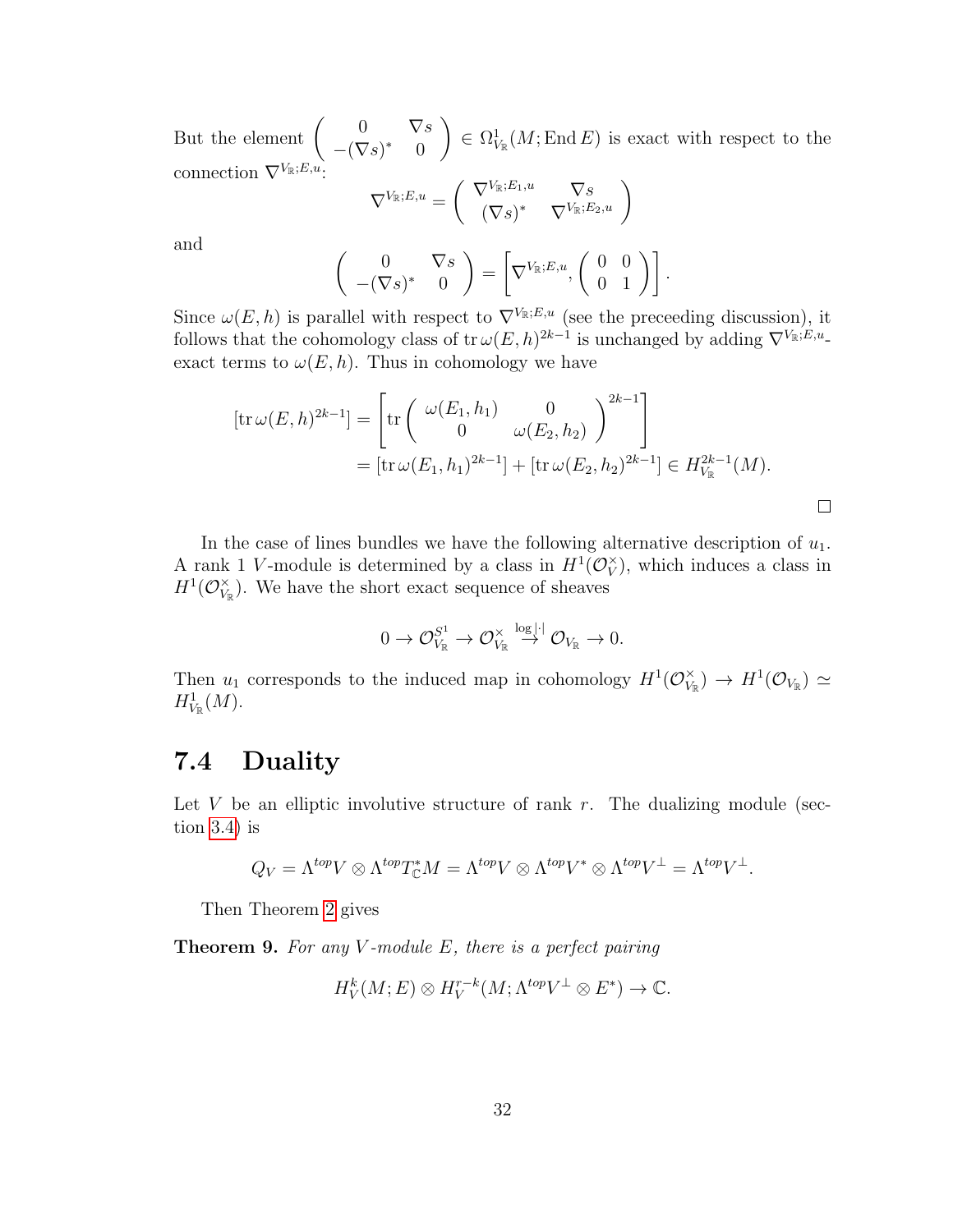But the element $\begin{pmatrix} 0 & \nabla s \\ -(\nabla s)^* & 0 \end{pmatrix} \in \Omega^1_{V_{\mathbb{R}}}(M; \operatorname{End} E)$ is exact with respect to the connection $\nabla^{V_{\mathbb{R}};E,u}$:

$$\nabla^{V_{\mathbb{R}};E,u} = \begin{pmatrix} \nabla^{V_{\mathbb{R}};E_1,u} & \nabla s \\ (\nabla s)^* & \nabla^{V_{\mathbb{R}};E_2,u} \end{pmatrix}$$

and

$$\begin{pmatrix} 0 & \nabla s \\ -(\nabla s)^* & 0 \end{pmatrix} = \left[ \nabla^{V_{\mathbb{R}};E,u}, \begin{pmatrix} 0 & 0 \\ 0 & 1 \end{pmatrix} \right].$$

Since $\omega(E,h)$ is parallel with respect to $\nabla^{V_{\mathbb{R}};E,u}$ (see the preceeding discussion), it follows that the cohomology class of $\operatorname{tr} \omega(E,h)^{2k-1}$ is unchanged by adding $\nabla^{V_{\mathbb{R}};E,u}$-exact terms to $\omega(E,h)$. Thus in cohomology we have

$$\begin{aligned} [\operatorname{tr} \omega(E,h)^{2k-1}] &= \left[ \operatorname{tr} \begin{pmatrix} \omega(E_1,h_1) & 0 \\ 0 & \omega(E_2,h_2) \end{pmatrix}^{2k-1} \right] \\ &= [\operatorname{tr} \omega(E_1,h_1)^{2k-1}] + [\operatorname{tr} \omega(E_2,h_2)^{2k-1}] \in H^{2k-1}_{V_{\mathbb{R}}}(M). \end{aligned}$$

□

In the case of lines bundles we have the following alternative description of $u_1$. A rank 1 $V$-module is determined by a class in $H^1(\mathcal{O}_V^\times)$, which induces a class in $H^1(\mathcal{O}_{V_{\mathbb{R}}}^\times)$. We have the short exact sequence of sheaves

$$0 \to \mathcal{O}_{V_{\mathbb{R}}}^{S^1} \to \mathcal{O}_{V_{\mathbb{R}}}^\times \overset{\log|\cdot|}{\to} \mathcal{O}_{V_{\mathbb{R}}} \to 0.$$

Then $u_1$ corresponds to the induced map in cohomology $H^1(\mathcal{O}_{V_{\mathbb{R}}}^\times) \to H^1(\mathcal{O}_{V_{\mathbb{R}}}) \simeq H^1_{V_{\mathbb{R}}}(M)$.

## 7.4 Duality

Let $V$ be an elliptic involutive structure of rank $r$. The dualizing module (section 3.4) is

$$Q_V = \Lambda^{top} V \otimes \Lambda^{top} T^*_{\mathbb{C}} M = \Lambda^{top} V \otimes \Lambda^{top} V^* \otimes \Lambda^{top} V^\perp = \Lambda^{top} V^\perp.$$

Then Theorem 2 gives

**Theorem 9.** *For any $V$-module $E$, there is a perfect pairing*

$$H^k_V(M; E) \otimes H^{r-k}_V(M; \Lambda^{top} V^\perp \otimes E^*) \to \mathbb{C}.$$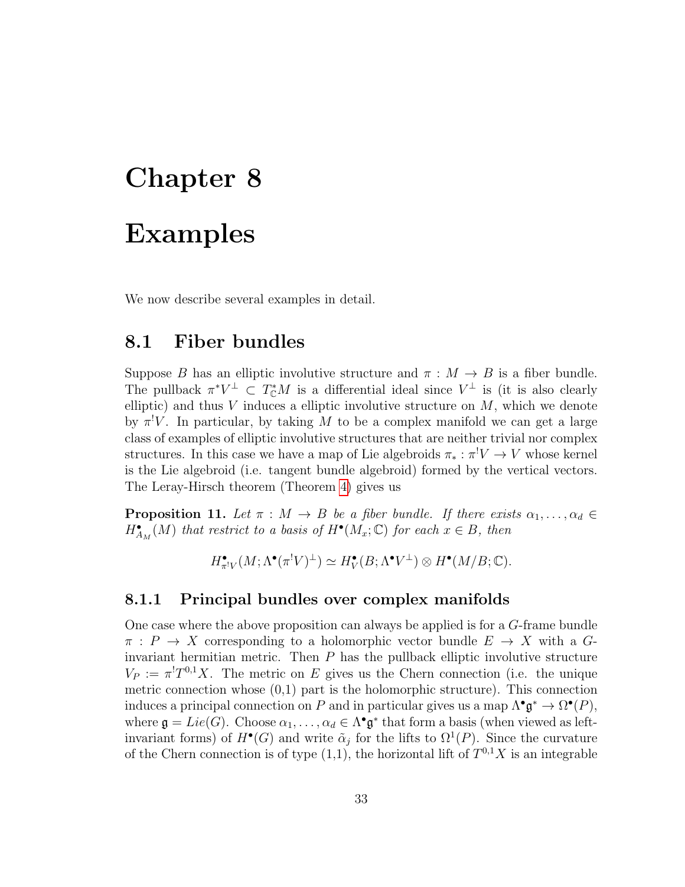# Chapter 8

# Examples

We now describe several examples in detail.

## 8.1 Fiber bundles

Suppose $B$ has an elliptic involutive structure and $\pi : M \to B$ is a fiber bundle. The pullback $\pi^* V^\perp \subset T^*_{\mathbb{C}} M$ is a differential ideal since $V^\perp$ is (it is also clearly elliptic) and thus $V$ induces a elliptic involutive structure on $M$, which we denote by $\pi^! V$. In particular, by taking $M$ to be a complex manifold we can get a large class of examples of elliptic involutive structures that are neither trivial nor complex structures. In this case we have a map of Lie algebroids $\pi_* : \pi^! V \to V$ whose kernel is the Lie algebroid (i.e. tangent bundle algebroid) formed by the vertical vectors. The Leray-Hirsch theorem (Theorem 4) gives us

**Proposition 11.** *Let $\pi : M \to B$ be a fiber bundle. If there exists $\alpha_1, \dots, \alpha_d \in H^\bullet_{A_M}(M)$ that restrict to a basis of $H^\bullet(M_x; \mathbb{C})$ for each $x \in B$, then*

$$H^\bullet_{\pi^! V}(M; \Lambda^\bullet (\pi^! V)^\perp) \simeq H^\bullet_V(B; \Lambda^\bullet V^\perp) \otimes H^\bullet(M/B; \mathbb{C}).$$

### 8.1.1 Principal bundles over complex manifolds

One case where the above proposition can always be applied is for a $G$-frame bundle $\pi : P \to X$ corresponding to a holomorphic vector bundle $E \to X$ with a $G$-invariant hermitian metric. Then $P$ has the pullback elliptic involutive structure $V_P := \pi^! T^{0,1} X$. The metric on $E$ gives us the Chern connection (i.e. the unique metric connection whose (0,1) part is the holomorphic structure). This connection induces a principal connection on $P$ and in particular gives us a map $\Lambda^\bullet \mathfrak{g}^* \to \Omega^\bullet(P)$, where $\mathfrak{g} = Lie(G)$. Choose $\alpha_1, \dots, \alpha_d \in \Lambda^\bullet \mathfrak{g}^*$ that form a basis (when viewed as left-invariant forms) of $H^\bullet(G)$ and write $\tilde{\alpha}_j$ for the lifts to $\Omega^1(P)$. Since the curvature of the Chern connection is of type (1,1), the horizontal lift of $T^{0,1} X$ is an integrable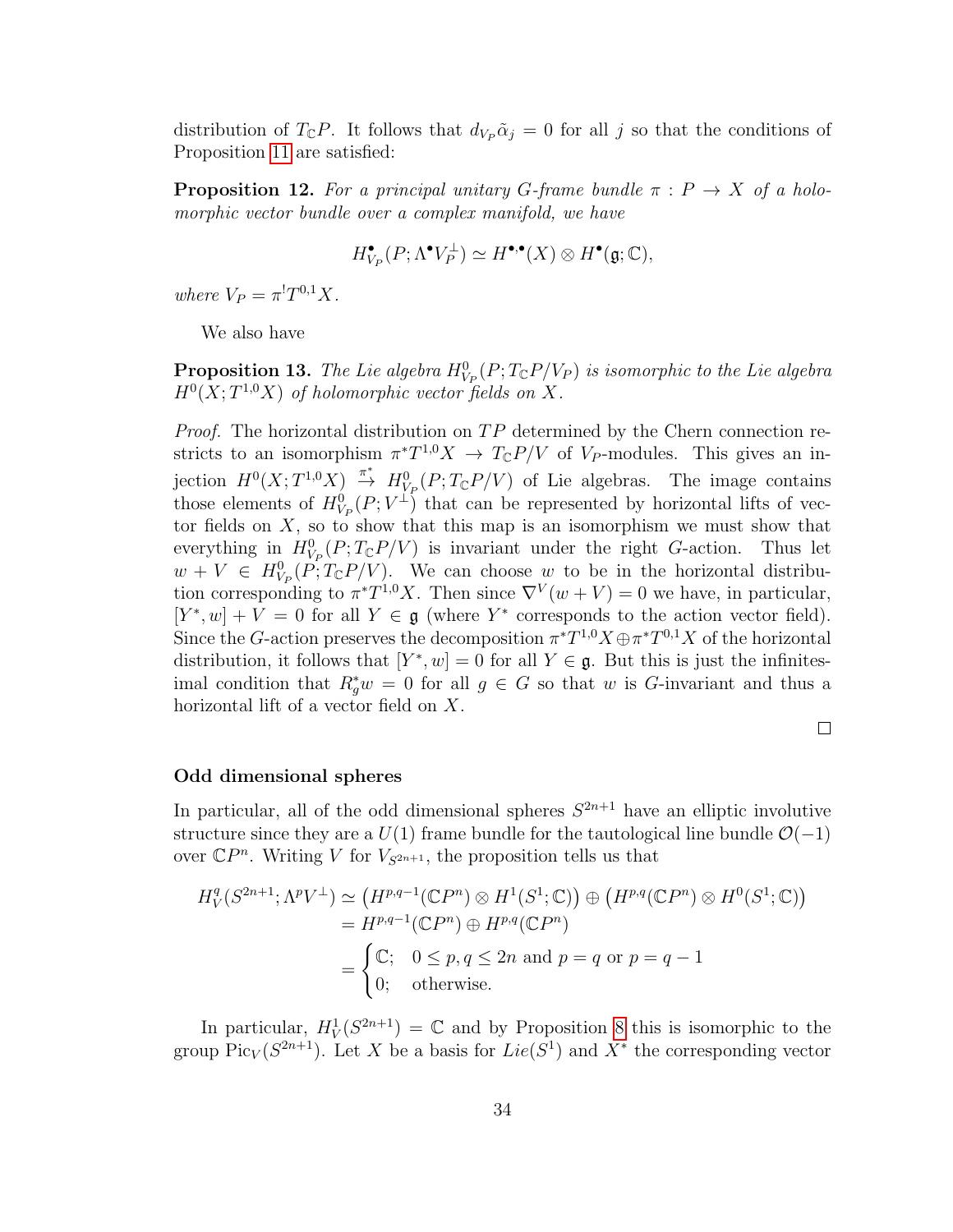distribution of $T_{\mathbb{C}}P$. It follows that $d_{V_P}\tilde{\alpha}_j = 0$ for all $j$ so that the conditions of Proposition 11 are satisfied:

**Proposition 12.** *For a principal unitary $G$-frame bundle $\pi : P \to X$ of a holomorphic vector bundle over a complex manifold, we have*

$$H^{\bullet}_{V_P}(P; \Lambda^{\bullet} V_P^{\perp}) \simeq H^{\bullet,\bullet}(X) \otimes H^{\bullet}(\mathfrak{g}; \mathbb{C}),$$

*where $V_P = \pi^! T^{0,1}X$.*

We also have

**Proposition 13.** *The Lie algebra $H^0_{V_P}(P; T_{\mathbb{C}}P/V_P)$ is isomorphic to the Lie algebra $H^0(X; T^{1,0}X)$ of holomorphic vector fields on $X$.*

*Proof.* The horizontal distribution on $TP$ determined by the Chern connection restricts to an isomorphism $\pi^* T^{1,0}X \to T_{\mathbb{C}}P/V$ of $V_P$-modules. This gives an injection $H^0(X; T^{1,0}X) \xrightarrow{\pi^*} H^0_{V_P}(P; T_{\mathbb{C}}P/V)$ of Lie algebras. The image contains those elements of $H^0_{V_P}(P; V^{\perp})$ that can be represented by horizontal lifts of vector fields on $X$, so to show that this map is an isomorphism we must show that everything in $H^0_{V_P}(P; T_{\mathbb{C}}P/V)$ is invariant under the right $G$-action. Thus let $w + V \in H^0_{V_P}(P; T_{\mathbb{C}}P/V)$. We can choose $w$ to be in the horizontal distribution corresponding to $\pi^* T^{1,0}X$. Then since $\nabla^V(w + V) = 0$ we have, in particular, $[Y^*, w] + V = 0$ for all $Y \in \mathfrak{g}$ (where $Y^*$ corresponds to the action vector field). Since the $G$-action preserves the decomposition $\pi^* T^{1,0}X \oplus \pi^* T^{0,1}X$ of the horizontal distribution, it follows that $[Y^*, w] = 0$ for all $Y \in \mathfrak{g}$. But this is just the infinitesimal condition that $R_g^* w = 0$ for all $g \in G$ so that $w$ is $G$-invariant and thus a horizontal lift of a vector field on $X$.

□

**Odd dimensional spheres**

In particular, all of the odd dimensional spheres $S^{2n+1}$ have an elliptic involutive structure since they are a $U(1)$ frame bundle for the tautological line bundle $\mathcal{O}(-1)$ over $\mathbb{C}P^n$. Writing $V$ for $V_{S^{2n+1}}$, the proposition tells us that

$$\begin{aligned} H^q_V(S^{2n+1}; \Lambda^p V^{\perp}) &\simeq \left(H^{p,q-1}(\mathbb{C}P^n) \otimes H^1(S^1; \mathbb{C})\right) \oplus \left(H^{p,q}(\mathbb{C}P^n) \otimes H^0(S^1; \mathbb{C})\right) \\ &= H^{p,q-1}(\mathbb{C}P^n) \oplus H^{p,q}(\mathbb{C}P^n) \\ &= \begin{cases} \mathbb{C}; & 0 \le p, q \le 2n \text{ and } p = q \text{ or } p = q - 1 \\ 0; & \text{otherwise.} \end{cases} \end{aligned}$$

In particular, $H^1_V(S^{2n+1}) = \mathbb{C}$ and by Proposition 8 this is isomorphic to the group $\mathrm{Pic}_V(S^{2n+1})$. Let $X$ be a basis for $Lie(S^1)$ and $X^*$ the corresponding vector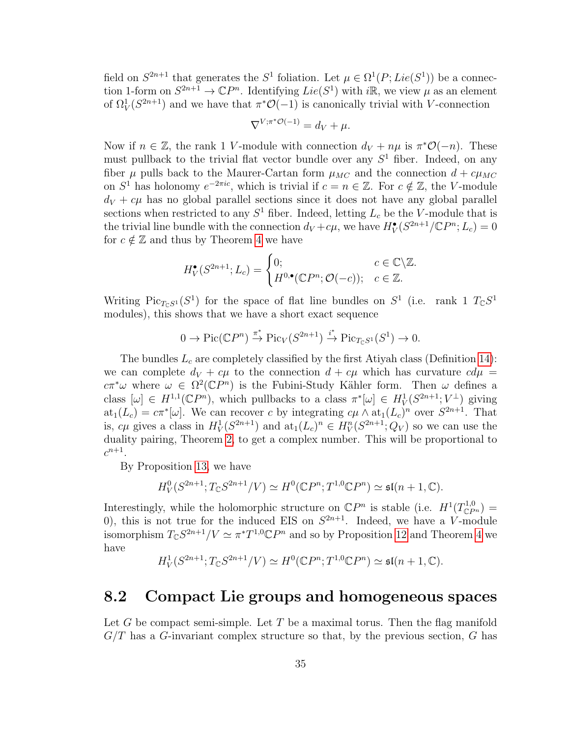field on $S^{2n+1}$ that generates the $S^1$ foliation. Let $\mu \in \Omega^1(P; Lie(S^1))$ be a connection 1-form on $S^{2n+1} \to \mathbb{C}P^n$. Identifying $Lie(S^1)$ with $i\mathbb{R}$, we view $\mu$ as an element of $\Omega^1_V(S^{2n+1})$ and we have that $\pi^*\mathcal{O}(-1)$ is canonically trivial with $V$-connection

$$\nabla^{V;\pi^*\mathcal{O}(-1)} = d_V + \mu.$$

Now if $n \in \mathbb{Z}$, the rank 1 $V$-module with connection $d_V + n\mu$ is $\pi^*\mathcal{O}(-n)$. These must pullback to the trivial flat vector bundle over any $S^1$ fiber. Indeed, on any fiber $\mu$ pulls back to the Maurer-Cartan form $\mu_{MC}$ and the connection $d + c\mu_{MC}$ on $S^1$ has holonomy $e^{-2\pi i c}$, which is trivial if $c = n \in \mathbb{Z}$. For $c \notin \mathbb{Z}$, the $V$-module $d_V + c\mu$ has no global parallel sections since it does not have any global parallel sections when restricted to any $S^1$ fiber. Indeed, letting $L_c$ be the $V$-module that is the trivial line bundle with the connection $d_V + c\mu$, we have $H^\bullet_V(S^{2n+1}/\mathbb{C}P^n; L_c) = 0$ for $c \notin \mathbb{Z}$ and thus by Theorem 4 we have

$$H^\bullet_V(S^{2n+1}; L_c) = \begin{cases} 0; & c \in \mathbb{C}\backslash\mathbb{Z}. \\ H^{0,\bullet}(\mathbb{C}P^n; \mathcal{O}(-c)); & c \in \mathbb{Z}. \end{cases}$$

Writing $\mathrm{Pic}_{T_\mathbb{C}S^1}(S^1)$ for the space of flat line bundles on $S^1$ (i.e. rank 1 $T_\mathbb{C}S^1$ modules), this shows that we have a short exact sequence

$$0 \to \mathrm{Pic}(\mathbb{C}P^n) \xrightarrow{\pi^*} \mathrm{Pic}_V(S^{2n+1}) \xrightarrow{i^*} \mathrm{Pic}_{T_\mathbb{C}S^1}(S^1) \to 0.$$

The bundles $L_c$ are completely classified by the first Atiyah class (Definition 14): we can complete $d_V + c\mu$ to the connection $d + c\mu$ which has curvature $cd\mu = c\pi^*\omega$ where $\omega \in \Omega^2(\mathbb{C}P^n)$ is the Fubini-Study Kähler form. Then $\omega$ defines a class $[\omega] \in H^{1,1}(\mathbb{C}P^n)$, which pullbacks to a class $\pi^*[\omega] \in H^1_V(S^{2n+1}; V^\perp)$ giving $\mathrm{at}_1(L_c) = c\pi^*[\omega]$. We can recover $c$ by integrating $c\mu \wedge \mathrm{at}_1(L_c)^n$ over $S^{2n+1}$. That is, $c\mu$ gives a class in $H^1_V(S^{2n+1})$ and $\mathrm{at}_1(L_c)^n \in H^n_V(S^{2n+1}; Q_V)$ so we can use the duality pairing, Theorem 2, to get a complex number. This will be proportional to $c^{n+1}$.

By Proposition 13, we have

$$H^0_V(S^{2n+1}; T_\mathbb{C}S^{2n+1}/V) \simeq H^0(\mathbb{C}P^n; T^{1,0}\mathbb{C}P^n) \simeq \mathfrak{sl}(n+1, \mathbb{C}).$$

Interestingly, while the holomorphic structure on $\mathbb{C}P^n$ is stable (i.e. $H^1(T^{1,0}_{\mathbb{C}P^n}) = 0$), this is not true for the induced EIS on $S^{2n+1}$. Indeed, we have a $V$-module isomorphism $T_\mathbb{C}S^{2n+1}/V \simeq \pi^*T^{1,0}\mathbb{C}P^n$ and so by Proposition 12 and Theorem 4 we have

$$H^1_V(S^{2n+1}; T_\mathbb{C}S^{2n+1}/V) \simeq H^0(\mathbb{C}P^n; T^{1,0}\mathbb{C}P^n) \simeq \mathfrak{sl}(n+1, \mathbb{C}).$$

## 8.2 Compact Lie groups and homogeneous spaces

Let $G$ be compact semi-simple. Let $T$ be a maximal torus. Then the flag manifold $G/T$ has a $G$-invariant complex structure so that, by the previous section, $G$ has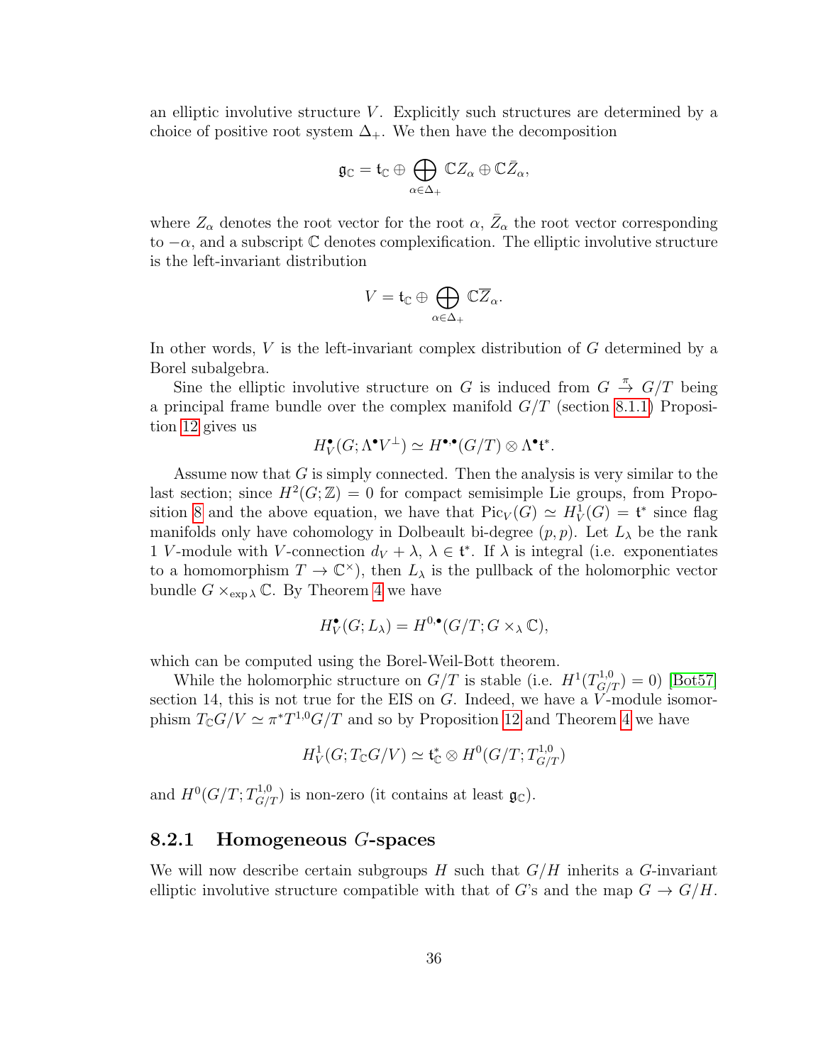an elliptic involutive structure $V$. Explicitly such structures are determined by a choice of positive root system $\Delta_+$. We then have the decomposition

$$\mathfrak{g}_{\mathbb{C}} = \mathfrak{t}_{\mathbb{C}} \oplus \bigoplus_{\alpha \in \Delta_+} \mathbb{C}Z_\alpha \oplus \mathbb{C}\bar{Z}_\alpha,$$

where $Z_\alpha$ denotes the root vector for the root $\alpha$, $\bar{Z}_\alpha$ the root vector corresponding to $-\alpha$, and a subscript $\mathbb{C}$ denotes complexification. The elliptic involutive structure is the left-invariant distribution

$$V = \mathfrak{t}_{\mathbb{C}} \oplus \bigoplus_{\alpha \in \Delta_+} \mathbb{C}\overline{Z}_\alpha.$$

In other words, $V$ is the left-invariant complex distribution of $G$ determined by a Borel subalgebra.

Sine the elliptic involutive structure on $G$ is induced from $G \xrightarrow{\pi} G/T$ being a principal frame bundle over the complex manifold $G/T$ (section 8.1.1) Proposition 12 gives us

$$H^\bullet_V(G; \Lambda^\bullet V^\perp) \simeq H^{\bullet,\bullet}(G/T) \otimes \Lambda^\bullet \mathfrak{t}^*.$$

Assume now that $G$ is simply connected. Then the analysis is very similar to the last section; since $H^2(G;\mathbb{Z}) = 0$ for compact semisimple Lie groups, from Proposition 8 and the above equation, we have that $\mathrm{Pic}_V(G) \simeq H^1_V(G) = \mathfrak{t}^*$ since flag manifolds only have cohomology in Dolbeault bi-degree $(p,p)$. Let $L_\lambda$ be the rank 1 $V$-module with $V$-connection $d_V + \lambda$, $\lambda \in \mathfrak{t}^*$. If $\lambda$ is integral (i.e. exponentiates to a homomorphism $T \to \mathbb{C}^\times$), then $L_\lambda$ is the pullback of the holomorphic vector bundle $G \times_{\exp \lambda} \mathbb{C}$. By Theorem 4 we have

$$H^\bullet_V(G; L_\lambda) = H^{0,\bullet}(G/T; G \times_\lambda \mathbb{C}),$$

which can be computed using the Borel-Weil-Bott theorem.

While the holomorphic structure on $G/T$ is stable (i.e. $H^1(T^{1,0}_{G/T}) = 0$) [Bot57] section 14, this is not true for the EIS on $G$. Indeed, we have a $V$-module isomorphism $T_{\mathbb{C}}G/V \simeq \pi^* T^{1,0}G/T$ and so by Proposition 12 and Theorem 4 we have

$$H^1_V(G; T_{\mathbb{C}}G/V) \simeq \mathfrak{t}^*_{\mathbb{C}} \otimes H^0(G/T; T^{1,0}_{G/T})$$

and $H^0(G/T; T^{1,0}_{G/T})$ is non-zero (it contains at least $\mathfrak{g}_{\mathbb{C}}$).

### 8.2.1 Homogeneous $G$-spaces

We will now describe certain subgroups $H$ such that $G/H$ inherits a $G$-invariant elliptic involutive structure compatible with that of $G$'s and the map $G \to G/H$.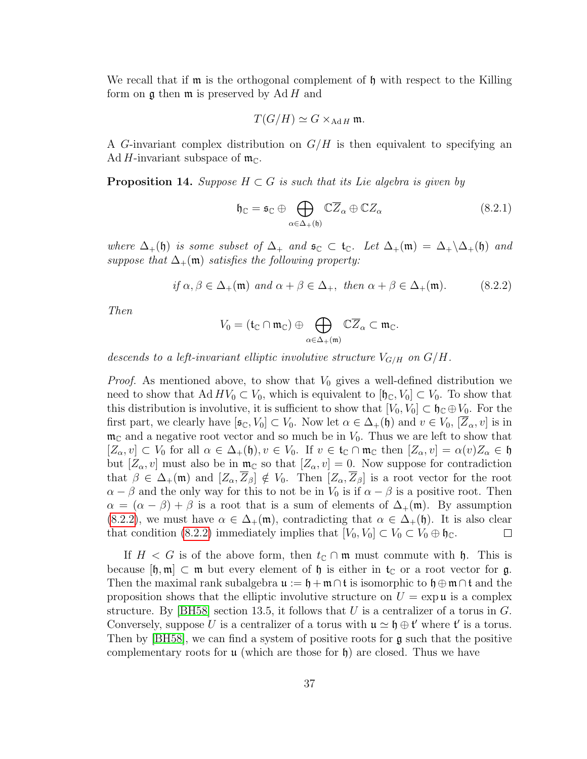We recall that if $\mathfrak{m}$ is the orthogonal complement of $\mathfrak{h}$ with respect to the Killing form on $\mathfrak{g}$ then $\mathfrak{m}$ is preserved by $\operatorname{Ad} H$ and

$$T(G/H) \simeq G \times_{\operatorname{Ad} H} \mathfrak{m}.$$

A $G$-invariant complex distribution on $G/H$ is then equivalent to specifying an $\operatorname{Ad} H$-invariant subspace of $\mathfrak{m}_{\mathbb{C}}$.

**Proposition 14.** *Suppose $H \subset G$ is such that its Lie algebra is given by*

$$\mathfrak{h}_{\mathbb{C}} = \mathfrak{s}_{\mathbb{C}} \oplus \bigoplus_{\alpha \in \Delta_+(\mathfrak{h})} \mathbb{C}\overline{Z}_\alpha \oplus \mathbb{C}Z_\alpha \tag{8.2.1}$$

*where $\Delta_+(\mathfrak{h})$ is some subset of $\Delta_+$ and $\mathfrak{s}_{\mathbb{C}} \subset \mathfrak{t}_{\mathbb{C}}$. Let $\Delta_+(\mathfrak{m}) = \Delta_+ \backslash \Delta_+(\mathfrak{h})$ and suppose that $\Delta_+(\mathfrak{m})$ satisfies the following property:*

$$\text{if } \alpha, \beta \in \Delta_+(\mathfrak{m}) \text{ and } \alpha + \beta \in \Delta_+, \text{ then } \alpha + \beta \in \Delta_+(\mathfrak{m}). \tag{8.2.2}$$

*Then*

$$V_0 = (\mathfrak{t}_{\mathbb{C}} \cap \mathfrak{m}_{\mathbb{C}}) \oplus \bigoplus_{\alpha \in \Delta_+(\mathfrak{m})} \mathbb{C}\overline{Z}_\alpha \subset \mathfrak{m}_{\mathbb{C}}.$$

*descends to a left-invariant elliptic involutive structure $V_{G/H}$ on $G/H$.*

*Proof.* As mentioned above, to show that $V_0$ gives a well-defined distribution we need to show that $\operatorname{Ad} H V_0 \subset V_0$, which is equivalent to $[\mathfrak{h}_{\mathbb{C}}, V_0] \subset V_0$. To show that this distribution is involutive, it is sufficient to show that $[V_0, V_0] \subset \mathfrak{h}_{\mathbb{C}} \oplus V_0$. For the first part, we clearly have $[\mathfrak{s}_{\mathbb{C}}, V_0] \subset V_0$. Now let $\alpha \in \Delta_+(\mathfrak{h})$ and $v \in V_0$, $[\overline{Z}_\alpha, v]$ is in $\mathfrak{m}_{\mathbb{C}}$ and a negative root vector and so much be in $V_0$. Thus we are left to show that $[Z_\alpha, v] \subset V_0$ for all $\alpha \in \Delta_+(\mathfrak{h}), v \in V_0$. If $v \in \mathfrak{t}_{\mathbb{C}} \cap \mathfrak{m}_{\mathbb{C}}$ then $[Z_\alpha, v] = \alpha(v) Z_\alpha \in \mathfrak{h}$ but $[Z_\alpha, v]$ must also be in $\mathfrak{m}_{\mathbb{C}}$ so that $[Z_\alpha, v] = 0$. Now suppose for contradiction that $\beta \in \Delta_+(\mathfrak{m})$ and $[Z_\alpha, \overline{Z}_\beta] \notin V_0$. Then $[Z_\alpha, \overline{Z}_\beta]$ is a root vector for the root $\alpha - \beta$ and the only way for this to not be in $V_0$ is if $\alpha - \beta$ is a positive root. Then $\alpha = (\alpha - \beta) + \beta$ is a root that is a sum of elements of $\Delta_+(\mathfrak{m})$. By assumption (8.2.2), we must have $\alpha \in \Delta_+(\mathfrak{m})$, contradicting that $\alpha \in \Delta_+(\mathfrak{h})$. It is also clear that condition (8.2.2) immediately implies that $[V_0, V_0] \subset V_0 \subset V_0 \oplus \mathfrak{h}_{\mathbb{C}}$. $\square$

If $H < G$ is of the above form, then $t_{\mathbb{C}} \cap \mathfrak{m}$ must commute with $\mathfrak{h}$. This is because $[\mathfrak{h}, \mathfrak{m}] \subset \mathfrak{m}$ but every element of $\mathfrak{h}$ is either in $\mathfrak{t}_{\mathbb{C}}$ or a root vector for $\mathfrak{g}$. Then the maximal rank subalgebra $\mathfrak{u} := \mathfrak{h} + \mathfrak{m} \cap \mathfrak{t}$ is isomorphic to $\mathfrak{h} \oplus \mathfrak{m} \cap \mathfrak{t}$ and the proposition shows that the elliptic involutive structure on $U = \exp \mathfrak{u}$ is a complex structure. By [BH58] section 13.5, it follows that $U$ is a centralizer of a torus in $G$. Conversely, suppose $U$ is a centralizer of a torus with $\mathfrak{u} \simeq \mathfrak{h} \oplus \mathfrak{t}'$ where $\mathfrak{t}'$ is a torus. Then by [BH58], we can find a system of positive roots for $\mathfrak{g}$ such that the positive complementary roots for $\mathfrak{u}$ (which are those for $\mathfrak{h}$) are closed. Thus we have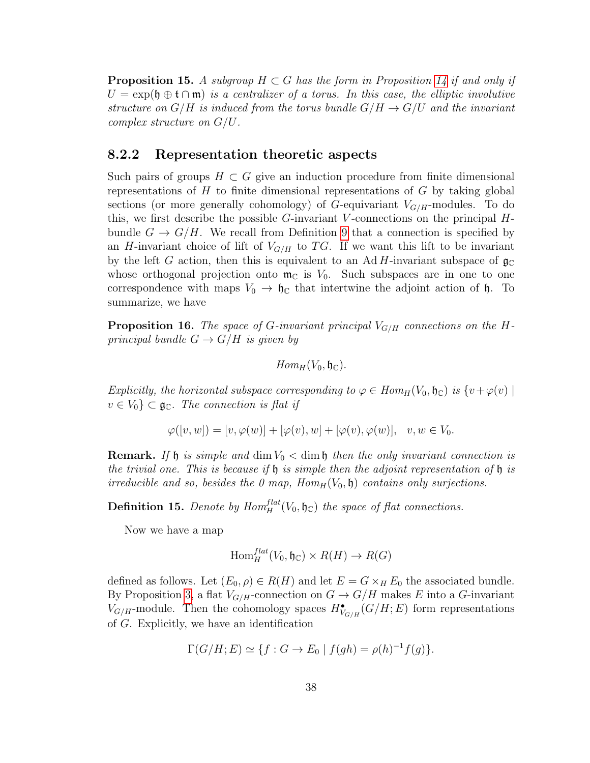**Proposition 15.** *A subgroup $H \subset G$ has the form in Proposition 14 if and only if $U = \exp(\mathfrak{h} \oplus \mathfrak{t} \cap \mathfrak{m})$ is a centralizer of a torus. In this case, the elliptic involutive structure on $G/H$ is induced from the torus bundle $G/H \to G/U$ and the invariant complex structure on $G/U$.*

### 8.2.2 Representation theoretic aspects

Such pairs of groups $H \subset G$ give an induction procedure from finite dimensional representations of $H$ to finite dimensional representations of $G$ by taking global sections (or more generally cohomology) of $G$-equivariant $V_{G/H}$-modules. To do this, we first describe the possible $G$-invariant $V$-connections on the principal $H$-bundle $G \to G/H$. We recall from Definition 9 that a connection is specified by an $H$-invariant choice of lift of $V_{G/H}$ to $TG$. If we want this lift to be invariant by the left $G$ action, then this is equivalent to an $\operatorname{Ad} H$-invariant subspace of $\mathfrak{g}_{\mathbb{C}}$ whose orthogonal projection onto $\mathfrak{m}_{\mathbb{C}}$ is $V_0$. Such subspaces are in one to one correspondence with maps $V_0 \to \mathfrak{h}_{\mathbb{C}}$ that intertwine the adjoint action of $\mathfrak{h}$. To summarize, we have

**Proposition 16.** *The space of $G$-invariant principal $V_{G/H}$ connections on the $H$-principal bundle $G \to G/H$ is given by*

$$Hom_H(V_0, \mathfrak{h}_{\mathbb{C}}).$$

*Explicitly, the horizontal subspace corresponding to $\varphi \in Hom_H(V_0, \mathfrak{h}_{\mathbb{C}})$ is $\{v + \varphi(v) \mid v \in V_0\} \subset \mathfrak{g}_{\mathbb{C}}$. The connection is flat if*

$$\varphi([v, w]) = [v, \varphi(w)] + [\varphi(v), w] + [\varphi(v), \varphi(w)], \quad v, w \in V_0.$$

**Remark.** *If $\mathfrak{h}$ is simple and $\dim V_0 < \dim \mathfrak{h}$ then the only invariant connection is the trivial one. This is because if $\mathfrak{h}$ is simple then the adjoint representation of $\mathfrak{h}$ is irreducible and so, besides the 0 map, $Hom_H(V_0, \mathfrak{h})$ contains only surjections.*

**Definition 15.** *Denote by $Hom_H^{flat}(V_0, \mathfrak{h}_{\mathbb{C}})$ the space of flat connections.*

Now we have a map

$$\operatorname{Hom}_H^{flat}(V_0, \mathfrak{h}_{\mathbb{C}}) \times R(H) \to R(G)$$

defined as follows. Let $(E_0, \rho) \in R(H)$ and let $E = G \times_H E_0$ the associated bundle. By Proposition 3, a flat $V_{G/H}$-connection on $G \to G/H$ makes $E$ into a $G$-invariant $V_{G/H}$-module. Then the cohomology spaces $H^{\bullet}_{V_{G/H}}(G/H; E)$ form representations of $G$. Explicitly, we have an identification

$$\Gamma(G/H; E) \simeq \{f : G \to E_0 \mid f(gh) = \rho(h)^{-1} f(g)\}.$$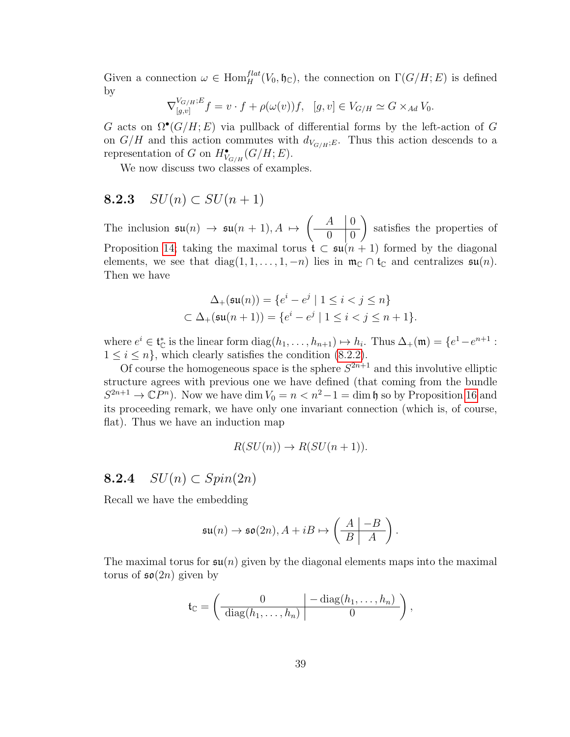Given a connection $\omega \in \mathrm{Hom}_H^{flat}(V_0, \mathfrak{h}_{\mathbb{C}})$, the connection on $\Gamma(G/H; E)$ is defined by

$$\nabla_{[g,v]}^{V_{G/H};E} f = v \cdot f + \rho(\omega(v))f, \quad [g,v] \in V_{G/H} \simeq G \times_{Ad} V_0.$$

$G$ acts on $\Omega^\bullet(G/H; E)$ via pullback of differential forms by the left-action of $G$ on $G/H$ and this action commutes with $d_{V_{G/H};E}$. Thus this action descends to a representation of $G$ on $H^\bullet_{V_{G/H}}(G/H; E)$.

We now discuss two classes of examples.

### 8.2.3 $SU(n) \subset SU(n+1)$

The inclusion $\mathfrak{su}(n) \to \mathfrak{su}(n+1), A \mapsto \left(\begin{array}{c|c} A & 0 \\ \hline 0 & 0 \end{array}\right)$ satisfies the properties of Proposition 14; taking the maximal torus $\mathfrak{t} \subset \mathfrak{su}(n+1)$ formed by the diagonal elements, we see that $\mathrm{diag}(1, 1, \dots, 1, -n)$ lies in $\mathfrak{m}_{\mathbb{C}} \cap \mathfrak{t}_{\mathbb{C}}$ and centralizes $\mathfrak{su}(n)$. Then we have

$$\begin{aligned} \Delta_+(\mathfrak{su}(n)) &= \{e^i - e^j \mid 1 \le i < j \le n\} \\ \subset \Delta_+(\mathfrak{su}(n+1)) &= \{e^i - e^j \mid 1 \le i < j \le n+1\}. \end{aligned}$$

where $e^i \in \mathfrak{t}_{\mathbb{C}}^*$ is the linear form $\mathrm{diag}(h_1, \dots, h_{n+1}) \mapsto h_i$. Thus $\Delta_+(\mathfrak{m}) = \{e^1 - e^{n+1} : 1 \le i \le n\}$, which clearly satisfies the condition (8.2.2).

Of course the homogeneous space is the sphere $S^{2n+1}$ and this involutive elliptic structure agrees with previous one we have defined (that coming from the bundle $S^{2n+1} \to \mathbb{C}P^n$). Now we have $\dim V_0 = n < n^2 - 1 = \dim \mathfrak{h}$ so by Proposition 16 and its proceeding remark, we have only one invariant connection (which is, of course, flat). Thus we have an induction map

$$R(SU(n)) \to R(SU(n+1)).$$

### 8.2.4 $SU(n) \subset Spin(2n)$

Recall we have the embedding

$$\mathfrak{su}(n) \to \mathfrak{so}(2n), A + iB \mapsto \left(\begin{array}{c|c} A & -B \\ \hline B & A \end{array}\right).$$

The maximal torus for $\mathfrak{su}(n)$ given by the diagonal elements maps into the maximal torus of $\mathfrak{so}(2n)$ given by

$$\mathfrak{t}_{\mathbb{C}} = \left(\begin{array}{c|c} 0 & -\mathrm{diag}(h_1, \dots, h_n) \\ \hline \mathrm{diag}(h_1, \dots, h_n) & 0 \end{array}\right),$$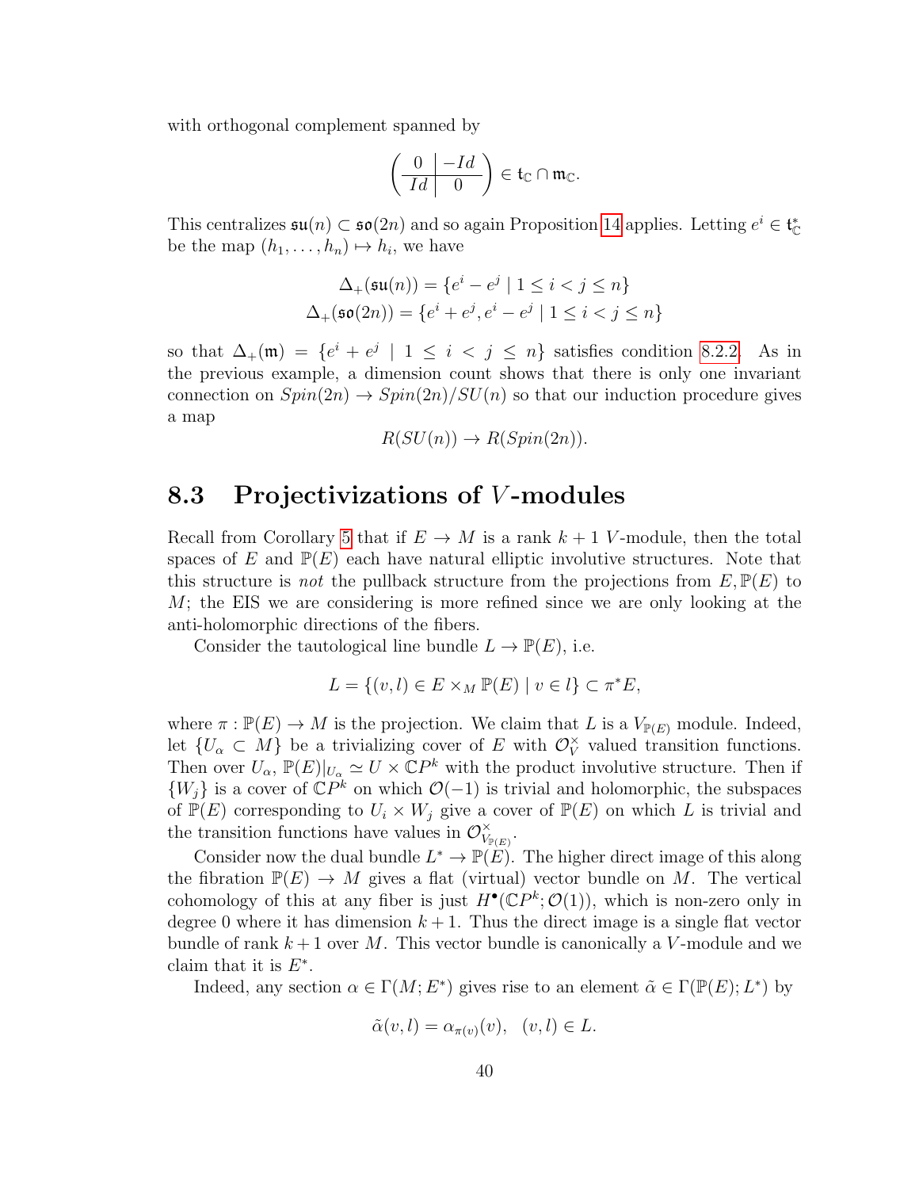with orthogonal complement spanned by

$$\left(\begin{array}{c|c} 0 & -Id \\ \hline Id & 0 \end{array}\right) \in \mathfrak{t}_{\mathbb{C}} \cap \mathfrak{m}_{\mathbb{C}}.$$

This centralizes $\mathfrak{su}(n) \subset \mathfrak{so}(2n)$ and so again Proposition 14 applies. Letting $e^i \in \mathfrak{t}_{\mathbb{C}}^*$ be the map $(h_1, \ldots, h_n) \mapsto h_i$, we have

$$\Delta_+(\mathfrak{su}(n)) = \{e^i - e^j \mid 1 \leq i < j \leq n\}$$
$$\Delta_+(\mathfrak{so}(2n)) = \{e^i + e^j, e^i - e^j \mid 1 \leq i < j \leq n\}$$

so that $\Delta_+(\mathfrak{m}) = \{e^i + e^j \mid 1 \leq i < j \leq n\}$ satisfies condition 8.2.2. As in the previous example, a dimension count shows that there is only one invariant connection on $Spin(2n) \to Spin(2n)/SU(n)$ so that our induction procedure gives a map

$$R(SU(n)) \to R(Spin(2n)).$$

## 8.3 Projectivizations of $V$-modules

Recall from Corollary 5 that if $E \to M$ is a rank $k+1$ $V$-module, then the total spaces of $E$ and $\mathbb{P}(E)$ each have natural elliptic involutive structures. Note that this structure is *not* the pullback structure from the projections from $E, \mathbb{P}(E)$ to $M$; the EIS we are considering is more refined since we are only looking at the anti-holomorphic directions of the fibers.

Consider the tautological line bundle $L \to \mathbb{P}(E)$, i.e.

$$L = \{(v, l) \in E \times_M \mathbb{P}(E) \mid v \in l\} \subset \pi^* E,$$

where $\pi : \mathbb{P}(E) \to M$ is the projection. We claim that $L$ is a $V_{\mathbb{P}(E)}$ module. Indeed, let $\{U_\alpha \subset M\}$ be a trivializing cover of $E$ with $\mathcal{O}_V^\times$ valued transition functions. Then over $U_\alpha$, $\mathbb{P}(E)|_{U_\alpha} \simeq U \times \mathbb{C}P^k$ with the product involutive structure. Then if $\{W_j\}$ is a cover of $\mathbb{C}P^k$ on which $\mathcal{O}(-1)$ is trivial and holomorphic, the subspaces of $\mathbb{P}(E)$ corresponding to $U_i \times W_j$ give a cover of $\mathbb{P}(E)$ on which $L$ is trivial and the transition functions have values in $\mathcal{O}_{V_{\mathbb{P}(E)}}^\times$.

Consider now the dual bundle $L^* \to \mathbb{P}(E)$. The higher direct image of this along the fibration $\mathbb{P}(E) \to M$ gives a flat (virtual) vector bundle on $M$. The vertical cohomology of this at any fiber is just $H^\bullet(\mathbb{C}P^k; \mathcal{O}(1))$, which is non-zero only in degree 0 where it has dimension $k+1$. Thus the direct image is a single flat vector bundle of rank $k+1$ over $M$. This vector bundle is canonically a $V$-module and we claim that it is $E^*$.

Indeed, any section $\alpha \in \Gamma(M; E^*)$ gives rise to an element $\tilde{\alpha} \in \Gamma(\mathbb{P}(E); L^*)$ by

$$\tilde{\alpha}(v, l) = \alpha_{\pi(v)}(v), \quad (v, l) \in L.$$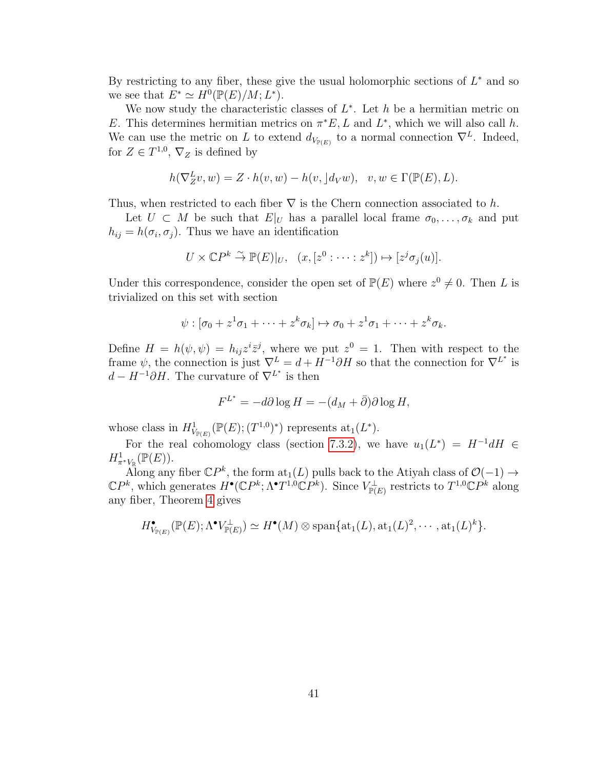By restricting to any fiber, these give the usual holomorphic sections of $L^*$ and so we see that $E^* \simeq H^0(\mathbb{P}(E)/M; L^*)$.

We now study the characteristic classes of $L^*$. Let $h$ be a hermitian metric on $E$. This determines hermitian metrics on $\pi^*E, L$ and $L^*$, which we will also call $h$. We can use the metric on $L$ to extend $d_{V_{\mathbb{P}(E)}}$ to a normal connection $\nabla^L$. Indeed, for $Z \in T^{1,0}$, $\nabla_Z$ is defined by

$$h(\nabla^L_Z v, w) = Z \cdot h(v,w) - h(v, \rfloor d_V w), \quad v, w \in \Gamma(\mathbb{P}(E), L).$$

Thus, when restricted to each fiber $\nabla$ is the Chern connection associated to $h$.

Let $U \subset M$ be such that $E|_U$ has a parallel local frame $\sigma_0, \dots, \sigma_k$ and put $h_{ij} = h(\sigma_i, \sigma_j)$. Thus we have an identification

$$U \times \mathbb{C}P^k \xrightarrow{\sim} \mathbb{P}(E)|_U, \quad (x, [z^0 : \cdots : z^k]) \mapsto [z^j \sigma_j(u)].$$

Under this correspondence, consider the open set of $\mathbb{P}(E)$ where $z^0 \neq 0$. Then $L$ is trivialized on this set with section

$$\psi : [\sigma_0 + z^1\sigma_1 + \cdots + z^k\sigma_k] \mapsto \sigma_0 + z^1\sigma_1 + \cdots + z^k\sigma_k.$$

Define $H = h(\psi, \psi) = h_{ij} z^i \bar{z}^j$, where we put $z^0 = 1$. Then with respect to the frame $\psi$, the connection is just $\nabla^L = d + H^{-1}\partial H$ so that the connection for $\nabla^{L^*}$ is $d - H^{-1}\partial H$. The curvature of $\nabla^{L^*}$ is then

$$F^{L^*} = -d\partial \log H = -(d_M + \bar{\partial})\partial \log H,$$

whose class in $H^1_{V_{\mathbb{P}(E)}}(\mathbb{P}(E); (T^{1,0})^*)$ represents $\mathrm{at}_1(L^*)$.

For the real cohomology class (section 7.3.2), we have $u_1(L^*) = H^{-1}dH \in H^1_{\pi^* V_{\mathbb{R}}}(\mathbb{P}(E))$.

Along any fiber $\mathbb{C}P^k$, the form $\mathrm{at}_1(L)$ pulls back to the Atiyah class of $\mathcal{O}(-1) \to \mathbb{C}P^k$, which generates $H^\bullet(\mathbb{C}P^k; \Lambda^\bullet T^{1,0}\mathbb{C}P^k)$. Since $V^\perp_{\mathbb{P}(E)}$ restricts to $T^{1,0}\mathbb{C}P^k$ along any fiber, Theorem 4 gives

$$H^\bullet_{V_{\mathbb{P}(E)}}(\mathbb{P}(E); \Lambda^\bullet V^\perp_{\mathbb{P}(E)}) \simeq H^\bullet(M) \otimes \operatorname{span}\{\mathrm{at}_1(L), \mathrm{at}_1(L)^2, \cdots, \mathrm{at}_1(L)^k\}.$$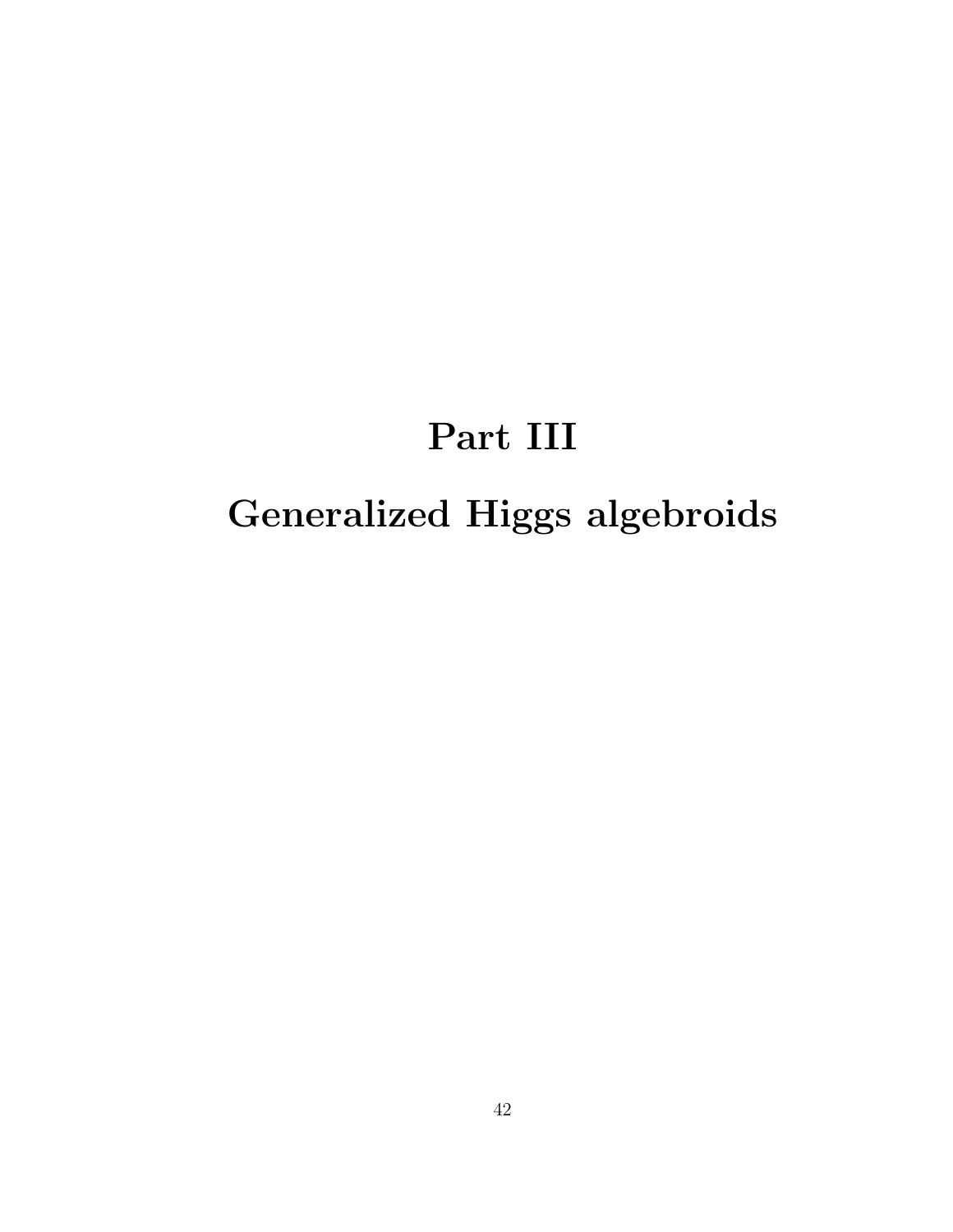# Part III

# Generalized Higgs algebroids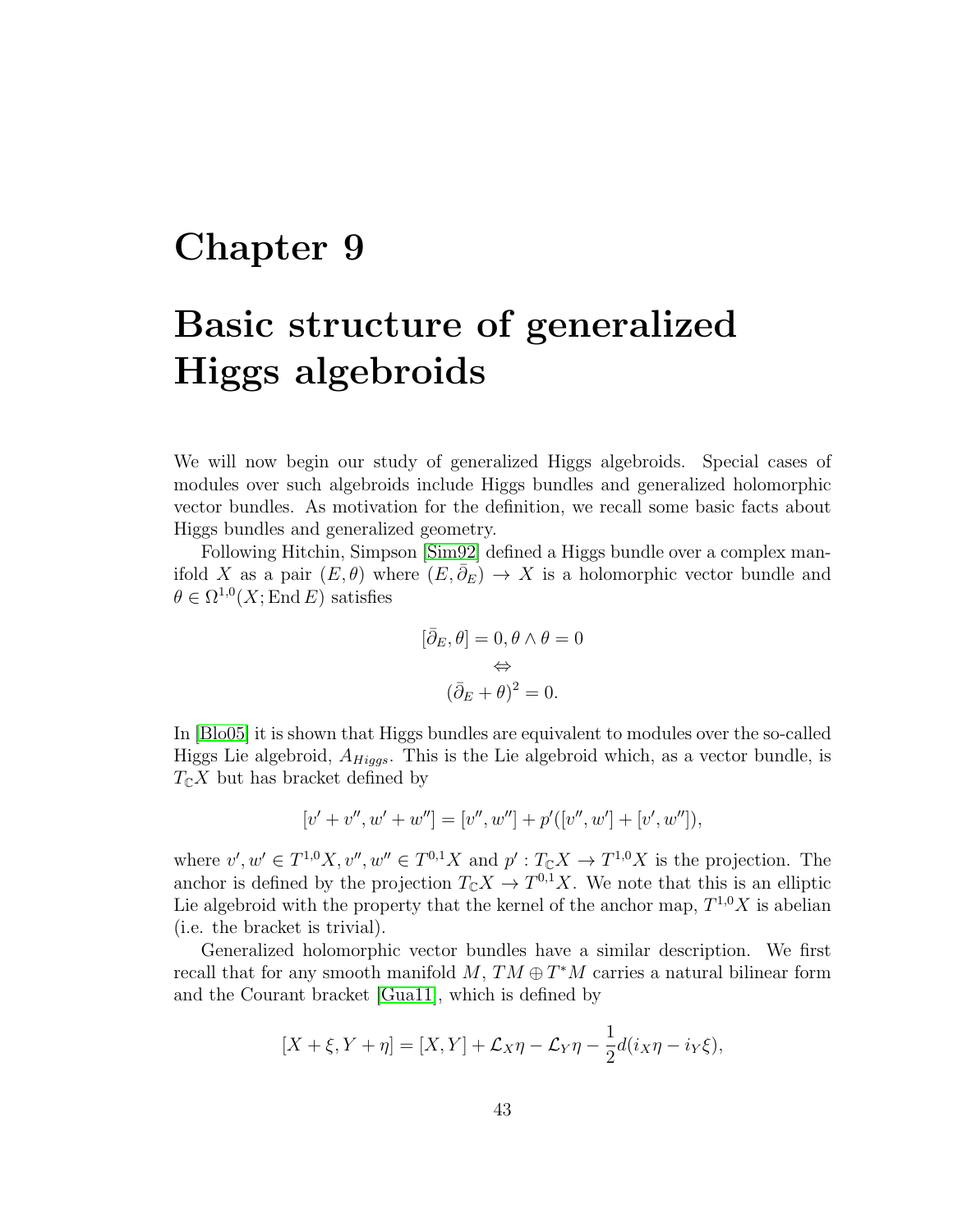# Chapter 9

# Basic structure of generalized Higgs algebroids

We will now begin our study of generalized Higgs algebroids. Special cases of modules over such algebroids include Higgs bundles and generalized holomorphic vector bundles. As motivation for the definition, we recall some basic facts about Higgs bundles and generalized geometry.

Following Hitchin, Simpson [Sim92] defined a Higgs bundle over a complex manifold $X$ as a pair $(E, \theta)$ where $(E, \bar{\partial}_E) \to X$ is a holomorphic vector bundle and $\theta \in \Omega^{1,0}(X; \operatorname{End} E)$ satisfies

$$
\begin{gathered}
[\bar{\partial}_E, \theta] = 0, \theta \wedge \theta = 0 \\
\Leftrightarrow \\
(\bar{\partial}_E + \theta)^2 = 0.
\end{gathered}
$$

In [Blo05] it is shown that Higgs bundles are equivalent to modules over the so-called Higgs Lie algebroid, $A_{Higgs}$. This is the Lie algebroid which, as a vector bundle, is $T_{\mathbb{C}}X$ but has bracket defined by

$$
[v' + v'', w' + w''] = [v'', w''] + p'([v'', w'] + [v', w'']),
$$

where $v', w' \in T^{1,0}X, v'', w'' \in T^{0,1}X$ and $p' : T_{\mathbb{C}}X \to T^{1,0}X$ is the projection. The anchor is defined by the projection $T_{\mathbb{C}}X \to T^{0,1}X$. We note that this is an elliptic Lie algebroid with the property that the kernel of the anchor map, $T^{1,0}X$ is abelian (i.e. the bracket is trivial).

Generalized holomorphic vector bundles have a similar description. We first recall that for any smooth manifold $M$, $TM \oplus T^*M$ carries a natural bilinear form and the Courant bracket [Gua11], which is defined by

$$
[X + \xi, Y + \eta] = [X, Y] + \mathcal{L}_X \eta - \mathcal{L}_Y \eta - \frac{1}{2} d(i_X \eta - i_Y \xi),
$$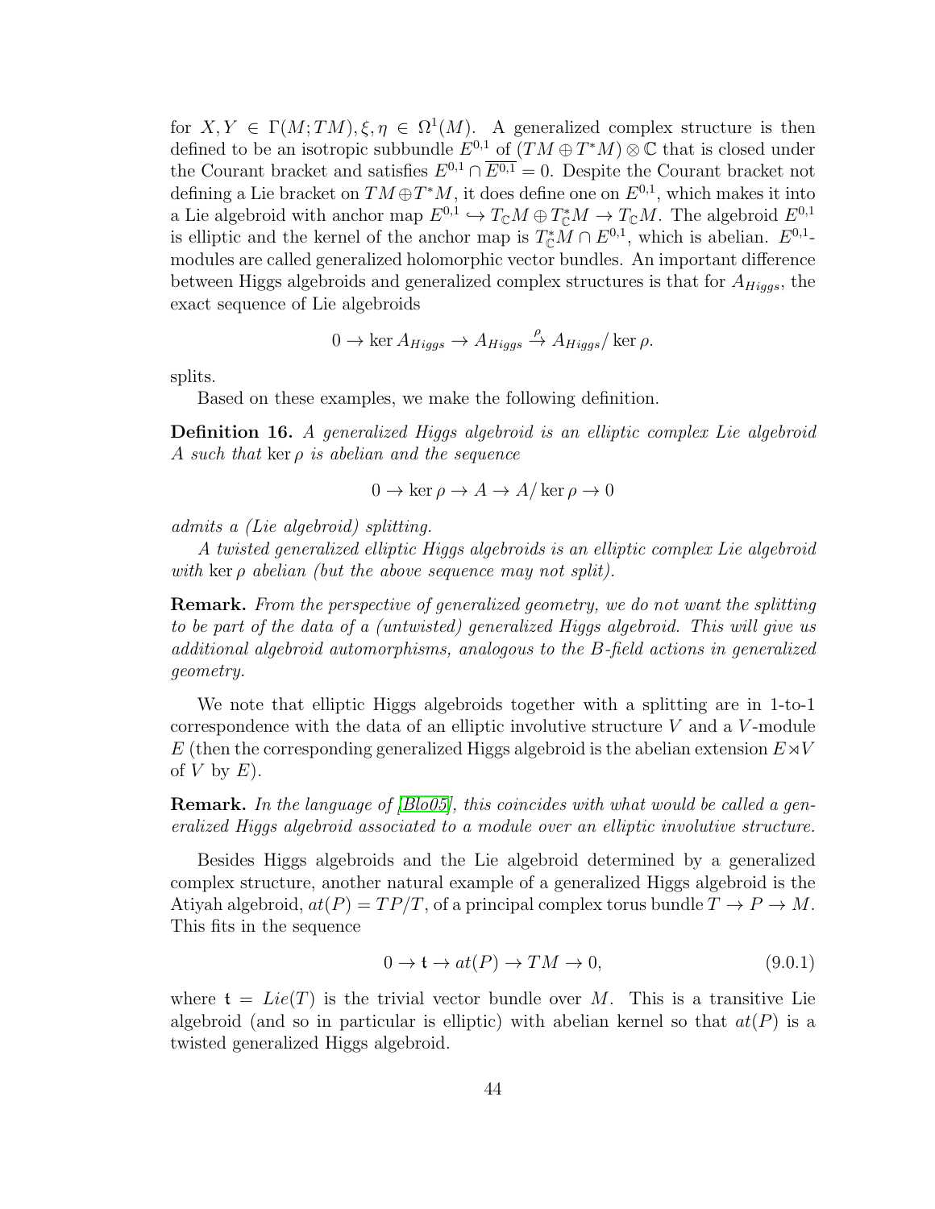for $X, Y \in \Gamma(M; TM), \xi, \eta \in \Omega^1(M)$. A generalized complex structure is then defined to be an isotropic subbundle $E^{0,1}$ of $(TM \oplus T^*M) \otimes \mathbb{C}$ that is closed under the Courant bracket and satisfies $E^{0,1} \cap \overline{E^{0,1}} = 0$. Despite the Courant bracket not defining a Lie bracket on $TM \oplus T^*M$, it does define one on $E^{0,1}$, which makes it into a Lie algebroid with anchor map $E^{0,1} \hookrightarrow T_{\mathbb{C}}M \oplus T^*_{\mathbb{C}}M \to T_{\mathbb{C}}M$. The algebroid $E^{0,1}$ is elliptic and the kernel of the anchor map is $T^*_{\mathbb{C}}M \cap E^{0,1}$, which is abelian. $E^{0,1}$-modules are called generalized holomorphic vector bundles. An important difference between Higgs algebroids and generalized complex structures is that for $A_{Higgs}$, the exact sequence of Lie algebroids

$$0 \to \ker A_{Higgs} \to A_{Higgs} \xrightarrow{\rho} A_{Higgs}/\ker\rho.$$

splits.

Based on these examples, we make the following definition.

**Definition 16.** *A generalized Higgs algebroid is an elliptic complex Lie algebroid $A$ such that $\ker\rho$ is abelian and the sequence*

$$0 \to \ker\rho \to A \to A/\ker\rho \to 0$$

*admits a (Lie algebroid) splitting.*

*A twisted generalized elliptic Higgs algebroids is an elliptic complex Lie algebroid with $\ker\rho$ abelian (but the above sequence may not split).*

**Remark.** *From the perspective of generalized geometry, we do not want the splitting to be part of the data of a (untwisted) generalized Higgs algebroid. This will give us additional algebroid automorphisms, analogous to the $B$-field actions in generalized geometry.*

We note that elliptic Higgs algebroids together with a splitting are in 1-to-1 correspondence with the data of an elliptic involutive structure $V$ and a $V$-module $E$ (then the corresponding generalized Higgs algebroid is the abelian extension $E \rtimes V$ of $V$ by $E$).

**Remark.** *In the language of [Blo05], this coincides with what would be called a generalized Higgs algebroid associated to a module over an elliptic involutive structure.*

Besides Higgs algebroids and the Lie algebroid determined by a generalized complex structure, another natural example of a generalized Higgs algebroid is the Atiyah algebroid, $at(P) = TP/T$, of a principal complex torus bundle $T \to P \to M$. This fits in the sequence

$$0 \to \mathfrak{t} \to at(P) \to TM \to 0, \tag{9.0.1}$$

where $\mathfrak{t} = Lie(T)$ is the trivial vector bundle over $M$. This is a transitive Lie algebroid (and so in particular is elliptic) with abelian kernel so that $at(P)$ is a twisted generalized Higgs algebroid.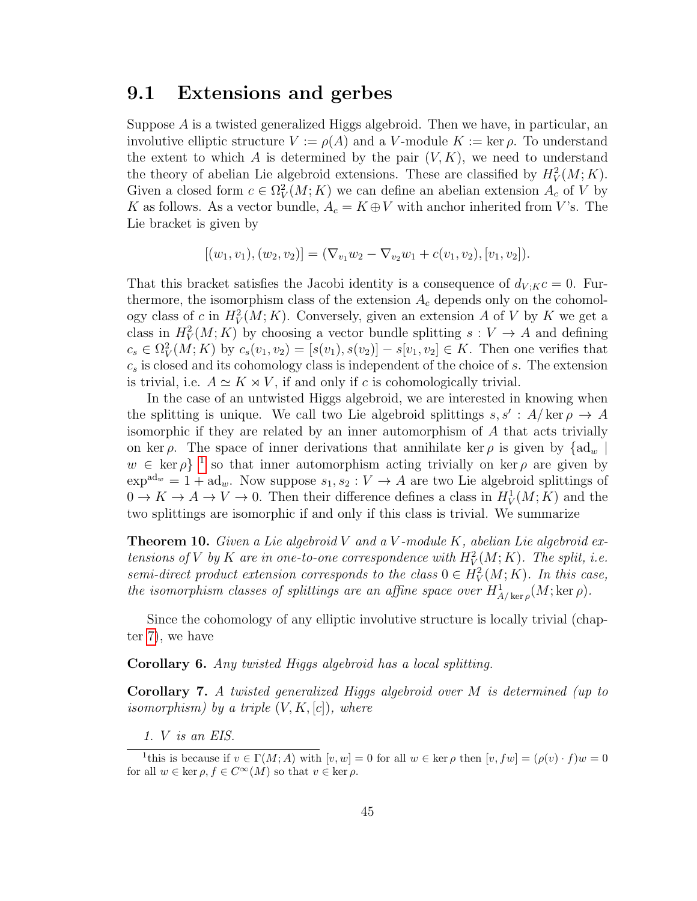## 9.1 Extensions and gerbes

Suppose $A$ is a twisted generalized Higgs algebroid. Then we have, in particular, an involutive elliptic structure $V := \rho(A)$ and a $V$-module $K := \ker \rho$. To understand the extent to which $A$ is determined by the pair $(V, K)$, we need to understand the theory of abelian Lie algebroid extensions. These are classified by $H^2_V(M; K)$. Given a closed form $c \in \Omega^2_V(M; K)$ we can define an abelian extension $A_c$ of $V$ by $K$ as follows. As a vector bundle, $A_c = K \oplus V$ with anchor inherited from $V$'s. The Lie bracket is given by

$$[(w_1, v_1), (w_2, v_2)] = (\nabla_{v_1} w_2 - \nabla_{v_2} w_1 + c(v_1, v_2), [v_1, v_2]).$$

That this bracket satisfies the Jacobi identity is a consequence of $d_{V;K} c = 0$. Furthermore, the isomorphism class of the extension $A_c$ depends only on the cohomology class of $c$ in $H^2_V(M; K)$. Conversely, given an extension $A$ of $V$ by $K$ we get a class in $H^2_V(M; K)$ by choosing a vector bundle splitting $s : V \to A$ and defining $c_s \in \Omega^2_V(M; K)$ by $c_s(v_1, v_2) = [s(v_1), s(v_2)] - s[v_1, v_2] \in K$. Then one verifies that $c_s$ is closed and its cohomology class is independent of the choice of $s$. The extension is trivial, i.e. $A \simeq K \rtimes V$, if and only if $c$ is cohomologically trivial.

In the case of an untwisted Higgs algebroid, we are interested in knowing when the splitting is unique. We call two Lie algebroid splittings $s, s' : A/\ker \rho \to A$ isomorphic if they are related by an inner automorphism of $A$ that acts trivially on $\ker \rho$. The space of inner derivations that annihilate $\ker \rho$ is given by $\{\mathrm{ad}_w \mid w \in \ker \rho\}$ [1] so that inner automorphism acting trivially on $\ker \rho$ are given by $\exp^{\mathrm{ad}_w} = 1 + \mathrm{ad}_w$. Now suppose $s_1, s_2 : V \to A$ are two Lie algebroid splittings of $0 \to K \to A \to V \to 0$. Then their difference defines a class in $H^1_V(M; K)$ and the two splittings are isomorphic if and only if this class is trivial. We summarize

**Theorem 10.** *Given a Lie algebroid $V$ and a $V$-module $K$, abelian Lie algebroid extensions of $V$ by $K$ are in one-to-one correspondence with $H^2_V(M; K)$. The split, i.e. semi-direct product extension corresponds to the class $0 \in H^2_V(M; K)$. In this case, the isomorphism classes of splittings are an affine space over $H^1_{A/\ker\rho}(M; \ker \rho)$.*

Since the cohomology of any elliptic involutive structure is locally trivial (chapter 7), we have

**Corollary 6.** *Any twisted Higgs algebroid has a local splitting.*

**Corollary 7.** *A twisted generalized Higgs algebroid over $M$ is determined (up to isomorphism) by a triple $(V, K, [c])$, where*

1. *$V$ is an EIS.*

[1] this is because if $v \in \Gamma(M; A)$ with $[v, w] = 0$ for all $w \in \ker \rho$ then $[v, fw] = (\rho(v) \cdot f)w = 0$ for all $w \in \ker \rho, f \in C^\infty(M)$ so that $v \in \ker \rho$.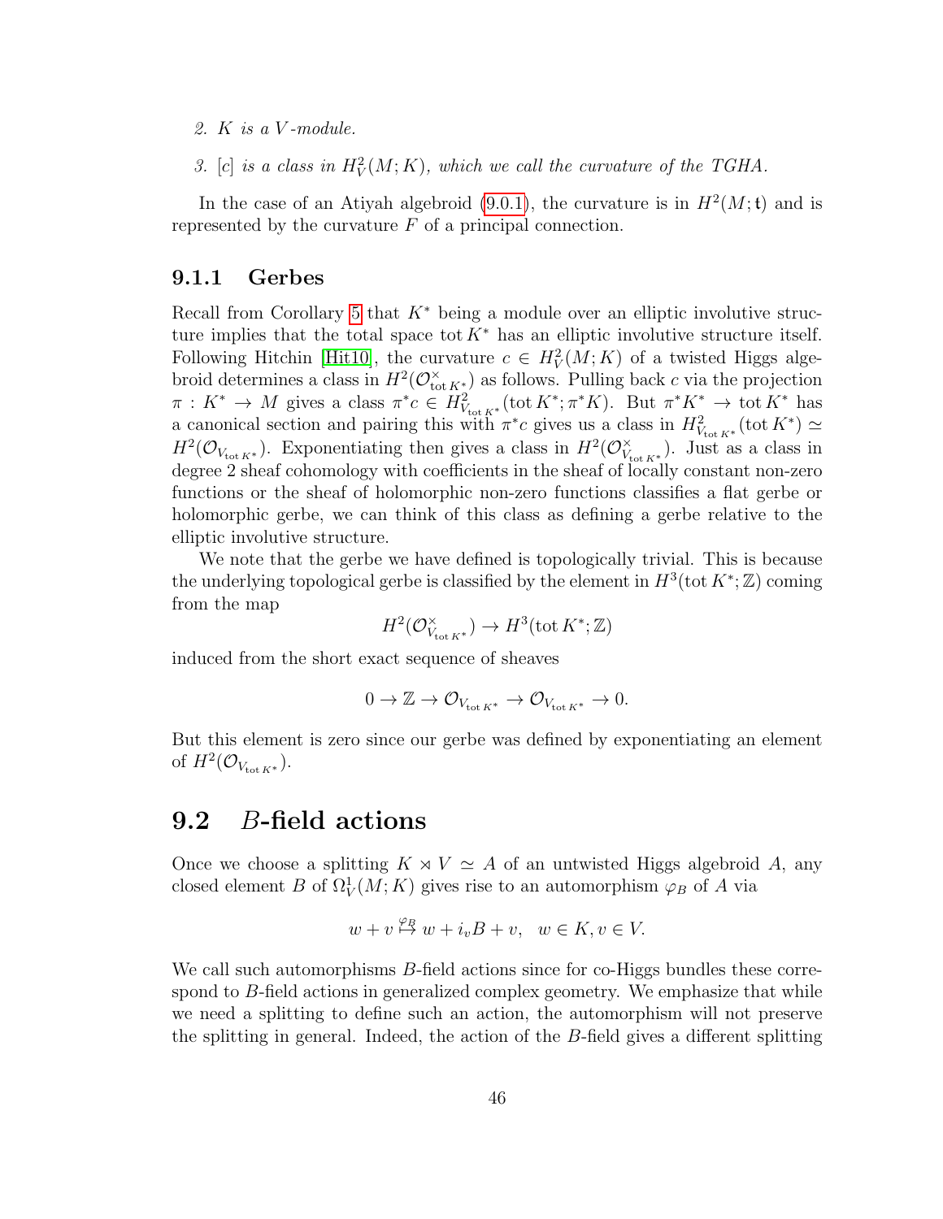2. *$K$ is a $V$-module.*

3. *$[c]$ is a class in $H^2_V(M;K)$, which we call the curvature of the TGHA.*

In the case of an Atiyah algebroid (9.0.1), the curvature is in $H^2(M;\mathfrak{t})$ and is represented by the curvature $F$ of a principal connection.

### 9.1.1 Gerbes

Recall from Corollary 5 that $K^*$ being a module over an elliptic involutive structure implies that the total space $\operatorname{tot} K^*$ has an elliptic involutive structure itself. Following Hitchin [Hit10], the curvature $c \in H^2_V(M;K)$ of a twisted Higgs algebroid determines a class in $H^2(\mathcal{O}^\times_{\operatorname{tot} K^*})$ as follows. Pulling back $c$ via the projection $\pi : K^* \to M$ gives a class $\pi^* c \in H^2_{V_{\operatorname{tot} K^*}}(\operatorname{tot} K^*; \pi^* K)$. But $\pi^* K^* \to \operatorname{tot} K^*$ has a canonical section and pairing this with $\pi^* c$ gives us a class in $H^2_{V_{\operatorname{tot} K^*}}(\operatorname{tot} K^*) \simeq H^2(\mathcal{O}_{V_{\operatorname{tot} K^*}})$. Exponentiating then gives a class in $H^2(\mathcal{O}^\times_{V_{\operatorname{tot} K^*}})$. Just as a class in degree 2 sheaf cohomology with coefficients in the sheaf of locally constant non-zero functions or the sheaf of holomorphic non-zero functions classifies a flat gerbe or holomorphic gerbe, we can think of this class as defining a gerbe relative to the elliptic involutive structure.

We note that the gerbe we have defined is topologically trivial. This is because the underlying topological gerbe is classified by the element in $H^3(\operatorname{tot} K^*; \mathbb{Z})$ coming from the map

$$H^2(\mathcal{O}^\times_{V_{\operatorname{tot} K^*}}) \to H^3(\operatorname{tot} K^*; \mathbb{Z})$$

induced from the short exact sequence of sheaves

$$0 \to \mathbb{Z} \to \mathcal{O}_{V_{\operatorname{tot} K^*}} \to \mathcal{O}_{V_{\operatorname{tot} K^*}} \to 0.$$

But this element is zero since our gerbe was defined by exponentiating an element of $H^2(\mathcal{O}_{V_{\operatorname{tot} K^*}})$.

## 9.2 $B$-field actions

Once we choose a splitting $K \rtimes V \simeq A$ of an untwisted Higgs algebroid $A$, any closed element $B$ of $\Omega^1_V(M;K)$ gives rise to an automorphism $\varphi_B$ of $A$ via

$$w + v \overset{\varphi_B}{\mapsto} w + i_v B + v, \quad w \in K, v \in V.$$

We call such automorphisms $B$-field actions since for co-Higgs bundles these correspond to $B$-field actions in generalized complex geometry. We emphasize that while we need a splitting to define such an action, the automorphism will not preserve the splitting in general. Indeed, the action of the $B$-field gives a different splitting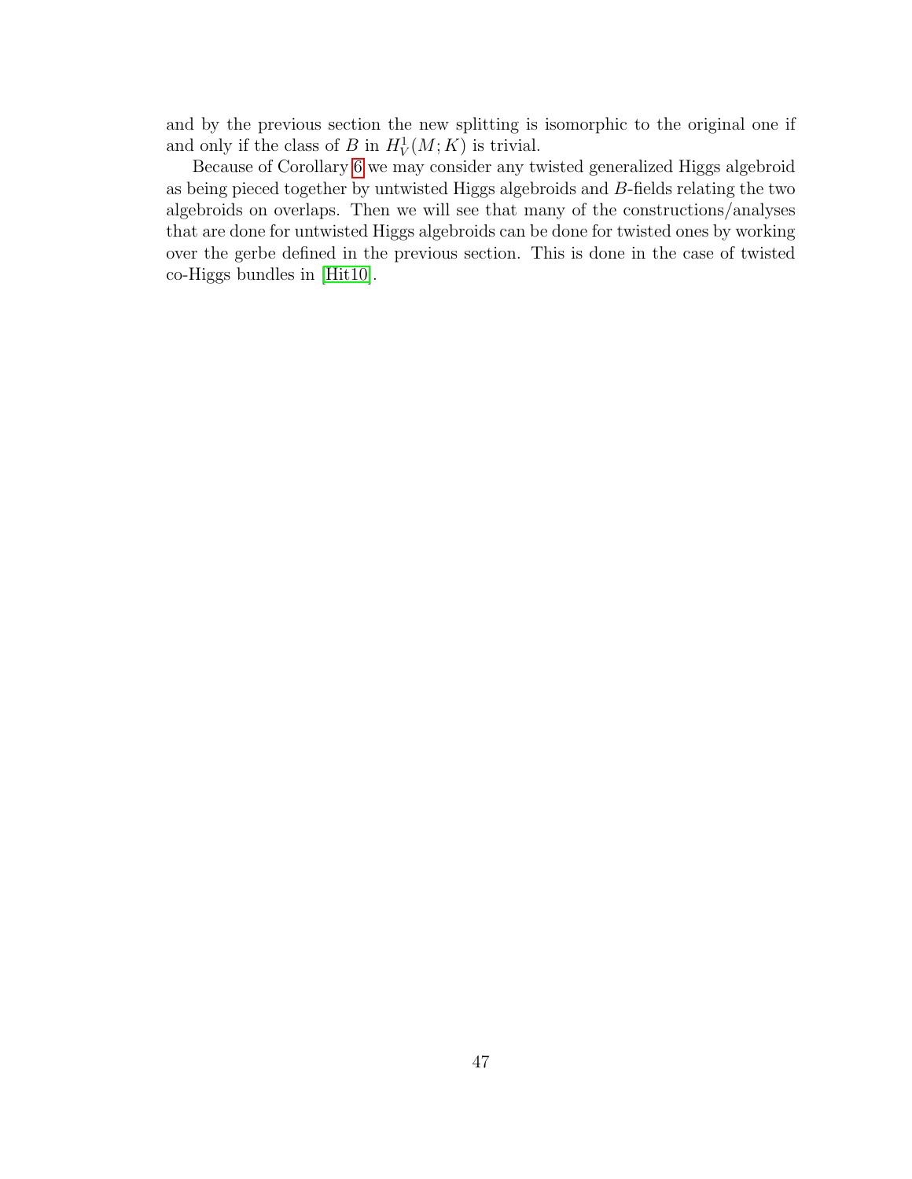and by the previous section the new splitting is isomorphic to the original one if and only if the class of $B$ in $H^1_V(M;K)$ is trivial.

Because of Corollary 6 we may consider any twisted generalized Higgs algebroid as being pieced together by untwisted Higgs algebroids and $B$-fields relating the two algebroids on overlaps. Then we will see that many of the constructions/analyses that are done for untwisted Higgs algebroids can be done for twisted ones by working over the gerbe defined in the previous section. This is done in the case of twisted co-Higgs bundles in [Hit10].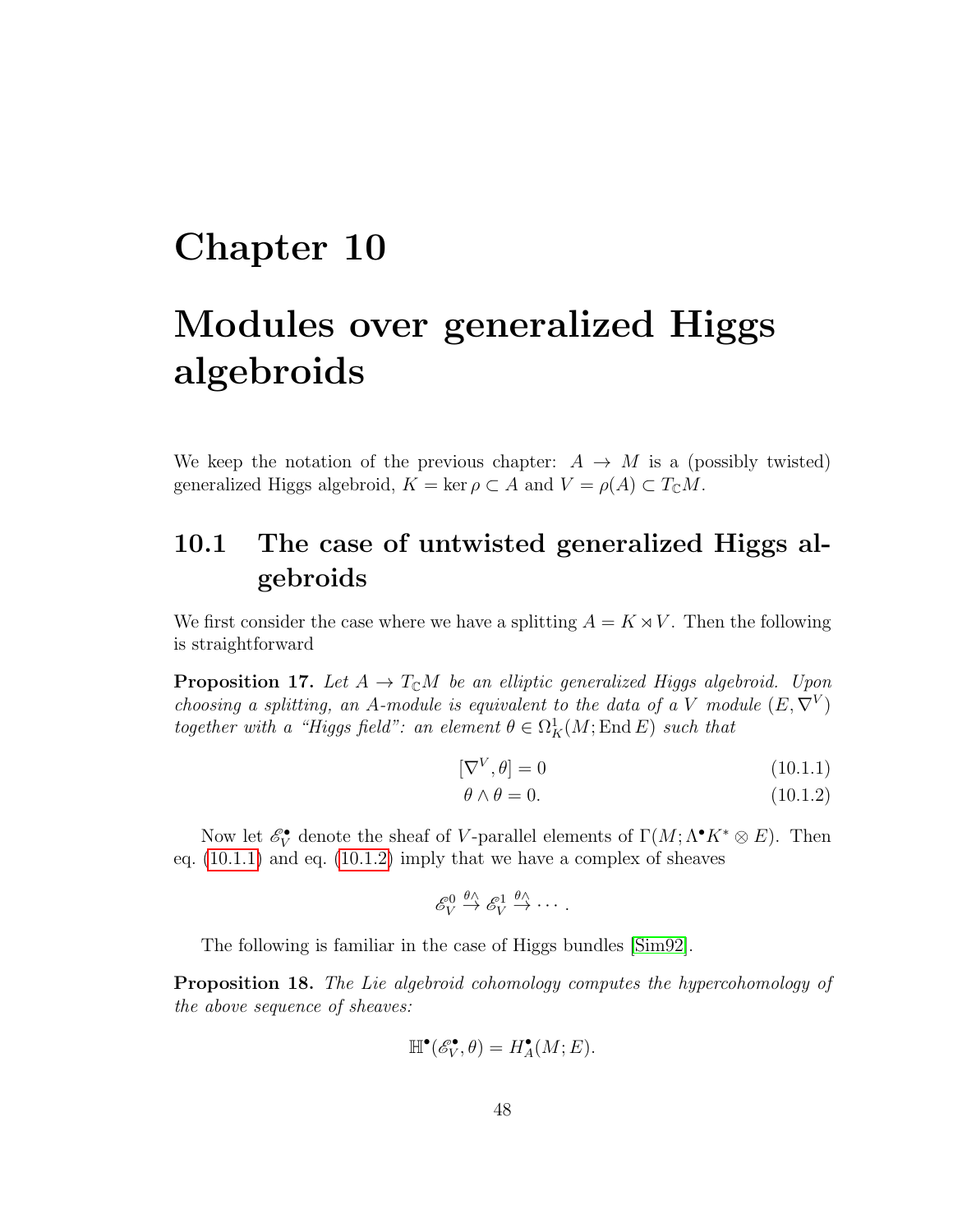# Chapter 10

# Modules over generalized Higgs algebroids

We keep the notation of the previous chapter: $A \to M$ is a (possibly twisted) generalized Higgs algebroid, $K = \ker \rho \subset A$ and $V = \rho(A) \subset T_{\mathbb{C}}M$.

## 10.1 The case of untwisted generalized Higgs algebroids

We first consider the case where we have a splitting $A = K \rtimes V$. Then the following is straightforward

**Proposition 17.** *Let $A \to T_{\mathbb{C}}M$ be an elliptic generalized Higgs algebroid. Upon choosing a splitting, an $A$-module is equivalent to the data of a $V$ module $(E, \nabla^V)$ together with a "Higgs field": an element $\theta \in \Omega^1_K(M; \operatorname{End} E)$ such that*

$$[\nabla^V, \theta] = 0 \tag{10.1.1}$$

$$\theta \wedge \theta = 0. \tag{10.1.2}$$

Now let $\mathscr{E}_V^\bullet$ denote the sheaf of $V$-parallel elements of $\Gamma(M; \Lambda^\bullet K^* \otimes E)$. Then eq. (10.1.1) and eq. (10.1.2) imply that we have a complex of sheaves

$$\mathscr{E}_V^0 \xrightarrow{\theta\wedge} \mathscr{E}_V^1 \xrightarrow{\theta\wedge} \cdots.$$

The following is familiar in the case of Higgs bundles [Sim92].

**Proposition 18.** *The Lie algebroid cohomology computes the hypercohomology of the above sequence of sheaves:*

$$\mathbb{H}^\bullet(\mathscr{E}_V^\bullet, \theta) = H_A^\bullet(M; E).$$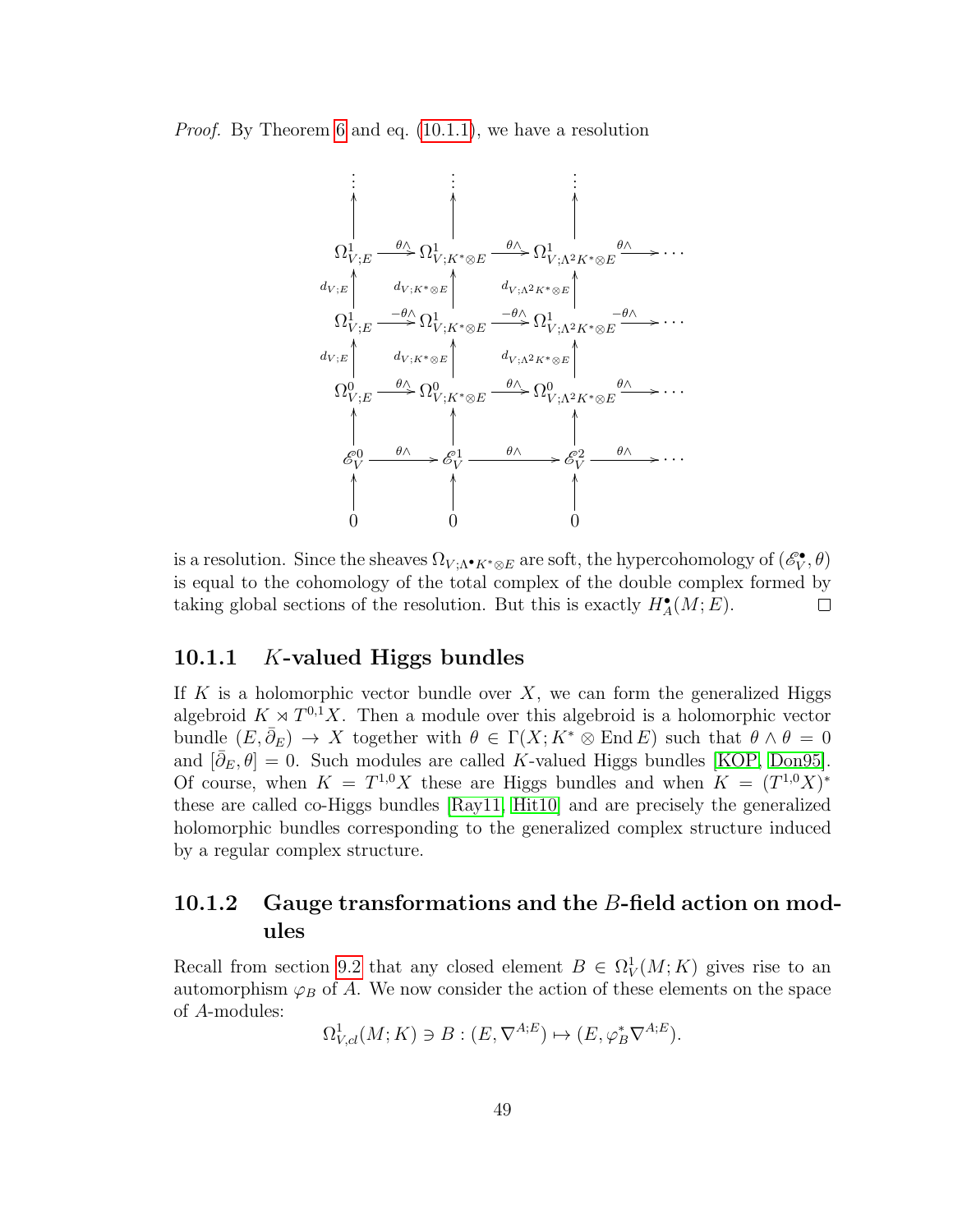*Proof.* By Theorem 6 and eq. (10.1.1), we have a resolution

$$
\begin{array}{ccccccc}
\vdots & & \vdots & & \vdots & & \\
\uparrow & & \uparrow & & \uparrow & & \\
\Omega^1_{V;E} & \xrightarrow{\theta\wedge} & \Omega^1_{V;K^*\otimes E} & \xrightarrow{\theta\wedge} & \Omega^1_{V;\Lambda^2 K^*\otimes E} & \xrightarrow{\theta\wedge} & \cdots \\
{\scriptstyle d_{V;E}}\uparrow & & {\scriptstyle d_{V;K^*\otimes E}}\uparrow & & {\scriptstyle d_{V;\Lambda^2 K^*\otimes E}}\uparrow & & \\
\Omega^1_{V;E} & \xrightarrow{-\theta\wedge} & \Omega^1_{V;K^*\otimes E} & \xrightarrow{-\theta\wedge} & \Omega^1_{V;\Lambda^2 K^*\otimes E} & \xrightarrow{-\theta\wedge} & \cdots \\
{\scriptstyle d_{V;E}}\uparrow & & {\scriptstyle d_{V;K^*\otimes E}}\uparrow & & {\scriptstyle d_{V;\Lambda^2 K^*\otimes E}}\uparrow & & \\
\Omega^0_{V;E} & \xrightarrow{\theta\wedge} & \Omega^0_{V;K^*\otimes E} & \xrightarrow{\theta\wedge} & \Omega^0_{V;\Lambda^2 K^*\otimes E} & \xrightarrow{\theta\wedge} & \cdots \\
\uparrow & & \uparrow & & \uparrow & & \\
\mathscr{E}^0_V & \xrightarrow{\theta\wedge} & \mathscr{E}^1_V & \xrightarrow{\theta\wedge} & \mathscr{E}^2_V & \xrightarrow{\theta\wedge} & \cdots \\
\uparrow & & \uparrow & & \uparrow & & \\
0 & & 0 & & 0 & &
\end{array}
$$

is a resolution. Since the sheaves $\Omega_{V;\Lambda^\bullet K^*\otimes E}$ are soft, the hypercohomology of $(\mathscr{E}^\bullet_V, \theta)$ is equal to the cohomology of the total complex of the double complex formed by taking global sections of the resolution. But this is exactly $H^\bullet_A(M; E)$. □

### 10.1.1 $K$-valued Higgs bundles

If $K$ is a holomorphic vector bundle over $X$, we can form the generalized Higgs algebroid $K \rtimes T^{0,1}X$. Then a module over this algebroid is a holomorphic vector bundle $(E, \bar\partial_E) \to X$ together with $\theta \in \Gamma(X; K^* \otimes \operatorname{End} E)$ such that $\theta \wedge \theta = 0$ and $[\bar\partial_E, \theta] = 0$. Such modules are called $K$-valued Higgs bundles [KOP, Don95]. Of course, when $K = T^{1,0}X$ these are Higgs bundles and when $K = (T^{1,0}X)^*$ these are called co-Higgs bundles [Ray11, Hit10] and are precisely the generalized holomorphic bundles corresponding to the generalized complex structure induced by a regular complex structure.

### 10.1.2 Gauge transformations and the $B$-field action on modules

Recall from section 9.2 that any closed element $B \in \Omega^1_V(M; K)$ gives rise to an automorphism $\varphi_B$ of $A$. We now consider the action of these elements on the space of $A$-modules:

$$\Omega^1_{V,cl}(M; K) \ni B : (E, \nabla^{A;E}) \mapsto (E, \varphi_B^* \nabla^{A;E}).$$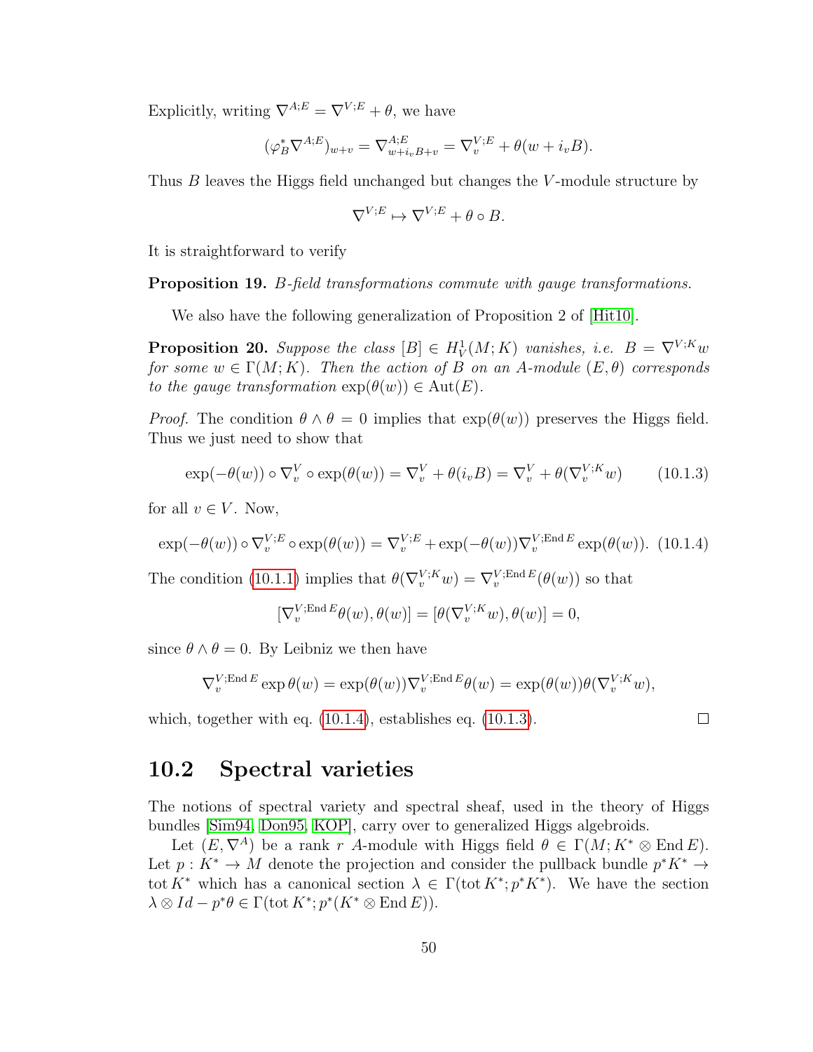Explicitly, writing $\nabla^{A;E} = \nabla^{V;E} + \theta$, we have

$$(\varphi_B^* \nabla^{A;E})_{w+v} = \nabla^{A;E}_{w+i_vB+v} = \nabla^{V;E}_v + \theta(w + i_vB).$$

Thus $B$ leaves the Higgs field unchanged but changes the $V$-module structure by

$$\nabla^{V;E} \mapsto \nabla^{V;E} + \theta \circ B.$$

It is straightforward to verify

**Proposition 19.** *B-field transformations commute with gauge transformations.*

We also have the following generalization of Proposition 2 of [Hit10].

**Proposition 20.** *Suppose the class $[B] \in H^1_V(M;K)$ vanishes, i.e. $B = \nabla^{V;K}w$ for some $w \in \Gamma(M;K)$. Then the action of $B$ on an $A$-module $(E,\theta)$ corresponds to the gauge transformation $\exp(\theta(w)) \in \mathrm{Aut}(E)$.*

*Proof.* The condition $\theta \wedge \theta = 0$ implies that $\exp(\theta(w))$ preserves the Higgs field. Thus we just need to show that

$$\exp(-\theta(w)) \circ \nabla^V_v \circ \exp(\theta(w)) = \nabla^V_v + \theta(i_vB) = \nabla^V_v + \theta(\nabla^{V;K}_v w) \tag{10.1.3}$$

for all $v \in V$. Now,

$$\exp(-\theta(w)) \circ \nabla^{V;E}_v \circ \exp(\theta(w)) = \nabla^{V;E}_v + \exp(-\theta(w))\nabla^{V;\mathrm{End}\,E}_v \exp(\theta(w)). \tag{10.1.4}$$

The condition (10.1.1) implies that $\theta(\nabla^{V;K}_v w) = \nabla^{V;\mathrm{End}\,E}_v(\theta(w))$ so that

$$[\nabla^{V;\mathrm{End}\,E}_v \theta(w), \theta(w)] = [\theta(\nabla^{V;K}_v w), \theta(w)] = 0,$$

since $\theta \wedge \theta = 0$. By Leibniz we then have

$$\nabla^{V;\mathrm{End}\,E}_v \exp\theta(w) = \exp(\theta(w))\nabla^{V;\mathrm{End}\,E}_v \theta(w) = \exp(\theta(w))\theta(\nabla^{V;K}_v w),$$

which, together with eq. (10.1.4), establishes eq. (10.1.3). $\square$

## 10.2 Spectral varieties

The notions of spectral variety and spectral sheaf, used in the theory of Higgs bundles [Sim94, Don95, KOP], carry over to generalized Higgs algebroids.

Let $(E, \nabla^A)$ be a rank $r$ $A$-module with Higgs field $\theta \in \Gamma(M; K^* \otimes \mathrm{End}\,E)$. Let $p : K^* \to M$ denote the projection and consider the pullback bundle $p^*K^* \to \mathrm{tot}\,K^*$ which has a canonical section $\lambda \in \Gamma(\mathrm{tot}\,K^*; p^*K^*)$. We have the section $\lambda \otimes Id - p^*\theta \in \Gamma(\mathrm{tot}\,K^*; p^*(K^* \otimes \mathrm{End}\,E))$.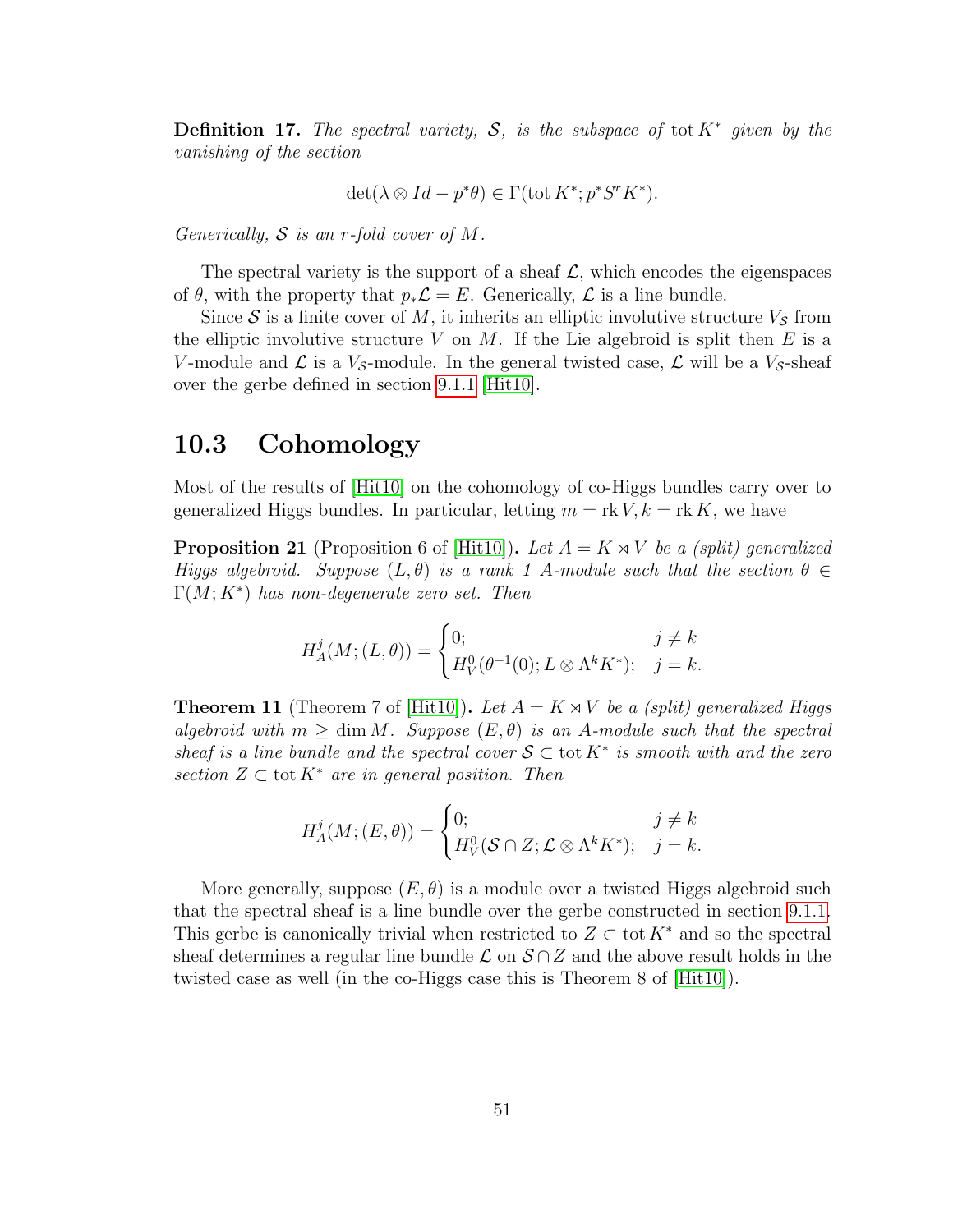**Definition 17.** *The spectral variety, $\mathcal{S}$, is the subspace of $\operatorname{tot} K^*$ given by the vanishing of the section*

$$\det(\lambda \otimes Id - p^*\theta) \in \Gamma(\operatorname{tot} K^*; p^* S^r K^*).$$

*Generically, $\mathcal{S}$ is an $r$-fold cover of $M$.*

The spectral variety is the support of a sheaf $\mathcal{L}$, which encodes the eigenspaces of $\theta$, with the property that $p_*\mathcal{L} = E$. Generically, $\mathcal{L}$ is a line bundle.

Since $\mathcal{S}$ is a finite cover of $M$, it inherits an elliptic involutive structure $V_{\mathcal{S}}$ from the elliptic involutive structure $V$ on $M$. If the Lie algebroid is split then $E$ is a $V$-module and $\mathcal{L}$ is a $V_{\mathcal{S}}$-module. In the general twisted case, $\mathcal{L}$ will be a $V_{\mathcal{S}}$-sheaf over the gerbe defined in section 9.1.1 [Hit10].

## 10.3 Cohomology

Most of the results of [Hit10] on the cohomology of co-Higgs bundles carry over to generalized Higgs bundles. In particular, letting $m = \operatorname{rk} V, k = \operatorname{rk} K$, we have

**Proposition 21** (Proposition 6 of [Hit10])**.** *Let $A = K \rtimes V$ be a (split) generalized Higgs algebroid. Suppose $(L, \theta)$ is a rank 1 $A$-module such that the section $\theta \in \Gamma(M; K^*)$ has non-degenerate zero set. Then*

$$H^j_A(M; (L, \theta)) = \begin{cases} 0; & j \neq k \\ H^0_V(\theta^{-1}(0); L \otimes \Lambda^k K^*); & j = k. \end{cases}$$

**Theorem 11** (Theorem 7 of [Hit10])**.** *Let $A = K \rtimes V$ be a (split) generalized Higgs algebroid with $m \geq \dim M$. Suppose $(E, \theta)$ is an $A$-module such that the spectral sheaf is a line bundle and the spectral cover $\mathcal{S} \subset \operatorname{tot} K^*$ is smooth with and the zero section $Z \subset \operatorname{tot} K^*$ are in general position. Then*

$$H^j_A(M; (E, \theta)) = \begin{cases} 0; & j \neq k \\ H^0_V(\mathcal{S} \cap Z; \mathcal{L} \otimes \Lambda^k K^*); & j = k. \end{cases}$$

More generally, suppose $(E, \theta)$ is a module over a twisted Higgs algebroid such that the spectral sheaf is a line bundle over the gerbe constructed in section 9.1.1. This gerbe is canonically trivial when restricted to $Z \subset \operatorname{tot} K^*$ and so the spectral sheaf determines a regular line bundle $\mathcal{L}$ on $\mathcal{S} \cap Z$ and the above result holds in the twisted case as well (in the co-Higgs case this is Theorem 8 of [Hit10]).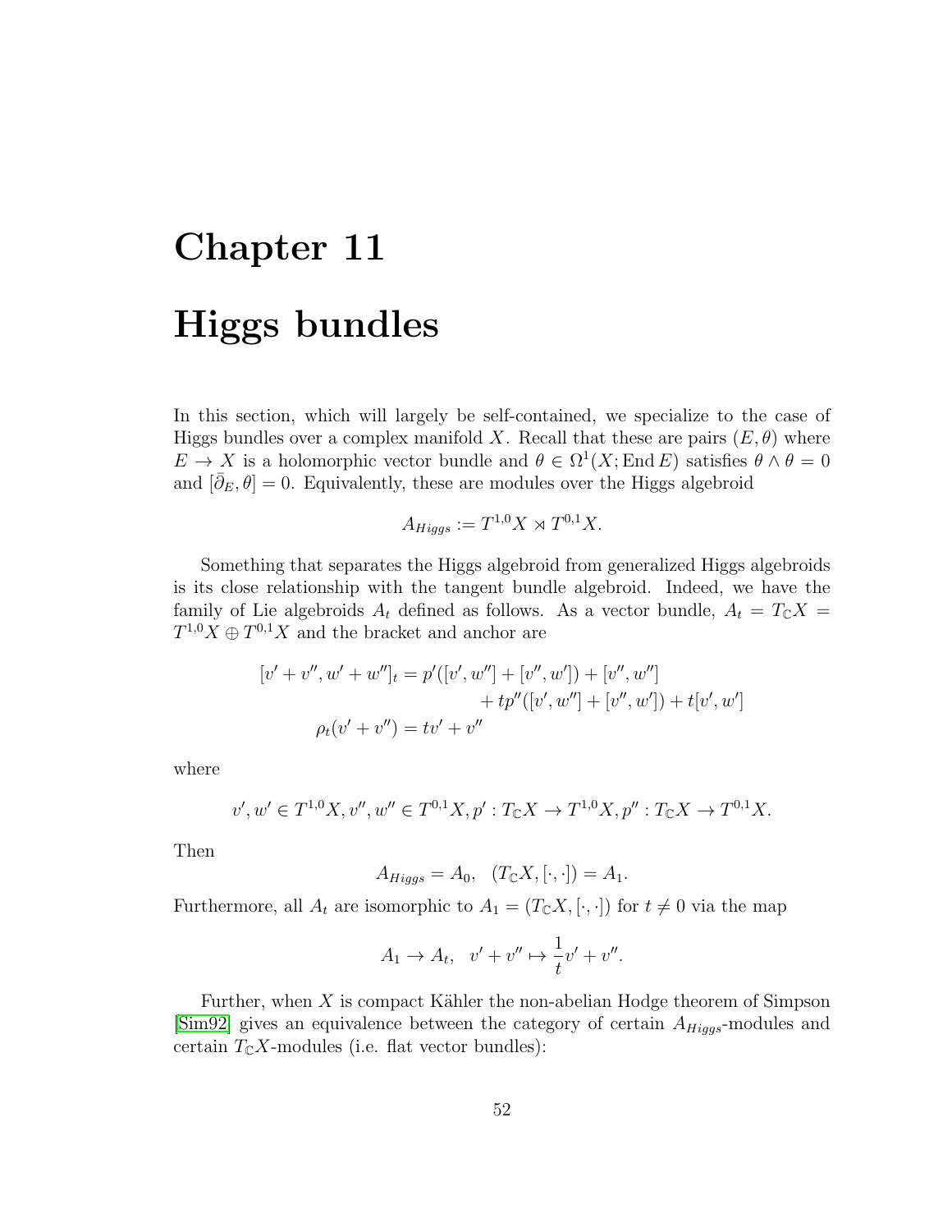# Chapter 11

# Higgs bundles

In this section, which will largely be self-contained, we specialize to the case of Higgs bundles over a complex manifold $X$. Recall that these are pairs $(E, \theta)$ where $E \to X$ is a holomorphic vector bundle and $\theta \in \Omega^1(X; \operatorname{End} E)$ satisfies $\theta \wedge \theta = 0$ and $[\bar{\partial}_E, \theta] = 0$. Equivalently, these are modules over the Higgs algebroid

$$A_{Higgs} := T^{1,0}X \rtimes T^{0,1}X.$$

Something that separates the Higgs algebroid from generalized Higgs algebroids is its close relationship with the tangent bundle algebroid. Indeed, we have the family of Lie algebroids $A_t$ defined as follows. As a vector bundle, $A_t = T_{\mathbb{C}}X = T^{1,0}X \oplus T^{0,1}X$ and the bracket and anchor are

$$\begin{aligned}
[v' + v'', w' + w'']_t &= p'([v', w''] + [v'', w']) + [v'', w''] \\
&\qquad + tp''([v', w''] + [v'', w']) + t[v', w'] \\
\rho_t(v' + v'') &= tv' + v''
\end{aligned}$$

where

$$v', w' \in T^{1,0}X, v'', w'' \in T^{0,1}X, p' : T_{\mathbb{C}}X \to T^{1,0}X, p'' : T_{\mathbb{C}}X \to T^{0,1}X.$$

Then

$$A_{Higgs} = A_0, \quad (T_{\mathbb{C}}X, [\cdot, \cdot]) = A_1.$$

Furthermore, all $A_t$ are isomorphic to $A_1 = (T_{\mathbb{C}}X, [\cdot, \cdot])$ for $t \neq 0$ via the map

$$A_1 \to A_t, \quad v' + v'' \mapsto \frac{1}{t}v' + v''.$$

Further, when $X$ is compact Kähler the non-abelian Hodge theorem of Simpson [Sim92] gives an equivalence between the category of certain $A_{Higgs}$-modules and certain $T_{\mathbb{C}}X$-modules (i.e. flat vector bundles):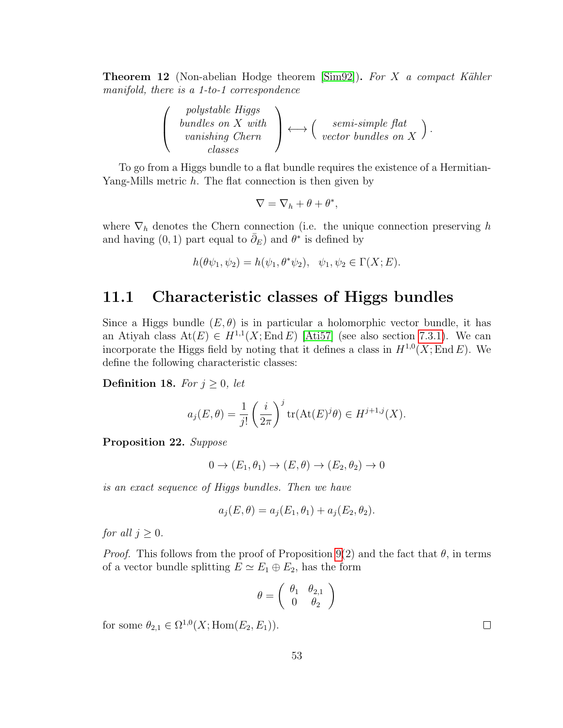**Theorem 12** (Non-abelian Hodge theorem [Sim92]). *For $X$ a compact Kähler manifold, there is a 1-to-1 correspondence*

$$\left( \begin{array}{c} \text{polystable Higgs} \\ \text{bundles on } X \text{ with} \\ \text{vanishing Chern} \\ \text{classes} \end{array} \right) \longleftrightarrow \left( \begin{array}{c} \text{semi-simple flat} \\ \text{vector bundles on } X \end{array} \right).$$

To go from a Higgs bundle to a flat bundle requires the existence of a Hermitian-Yang-Mills metric $h$. The flat connection is then given by

$$\nabla = \nabla_h + \theta + \theta^*,$$

where $\nabla_h$ denotes the Chern connection (i.e. the unique connection preserving $h$ and having $(0,1)$ part equal to $\bar{\partial}_E$) and $\theta^*$ is defined by

$$h(\theta\psi_1, \psi_2) = h(\psi_1, \theta^*\psi_2), \quad \psi_1, \psi_2 \in \Gamma(X; E).$$

## 11.1 Characteristic classes of Higgs bundles

Since a Higgs bundle $(E, \theta)$ is in particular a holomorphic vector bundle, it has an Atiyah class $\mathrm{At}(E) \in H^{1,1}(X; \mathrm{End}\, E)$ [Ati57] (see also section 7.3.1). We can incorporate the Higgs field by noting that it defines a class in $H^{1,0}(X; \mathrm{End}\, E)$. We define the following characteristic classes:

**Definition 18.** *For $j \geq 0$, let*

$$a_j(E, \theta) = \frac{1}{j!} \left( \frac{i}{2\pi} \right)^j \mathrm{tr}(\mathrm{At}(E)^j \theta) \in H^{j+1,j}(X).$$

**Proposition 22.** *Suppose*

$$0 \to (E_1, \theta_1) \to (E, \theta) \to (E_2, \theta_2) \to 0$$

*is an exact sequence of Higgs bundles. Then we have*

$$a_j(E, \theta) = a_j(E_1, \theta_1) + a_j(E_2, \theta_2).$$

*for all $j \geq 0$.*

*Proof.* This follows from the proof of Proposition 9(2) and the fact that $\theta$, in terms of a vector bundle splitting $E \simeq E_1 \oplus E_2$, has the form

$$\theta = \begin{pmatrix} \theta_1 & \theta_{2,1} \\ 0 & \theta_2 \end{pmatrix}$$

for some $\theta_{2,1} \in \Omega^{1,0}(X; \mathrm{Hom}(E_2, E_1))$. □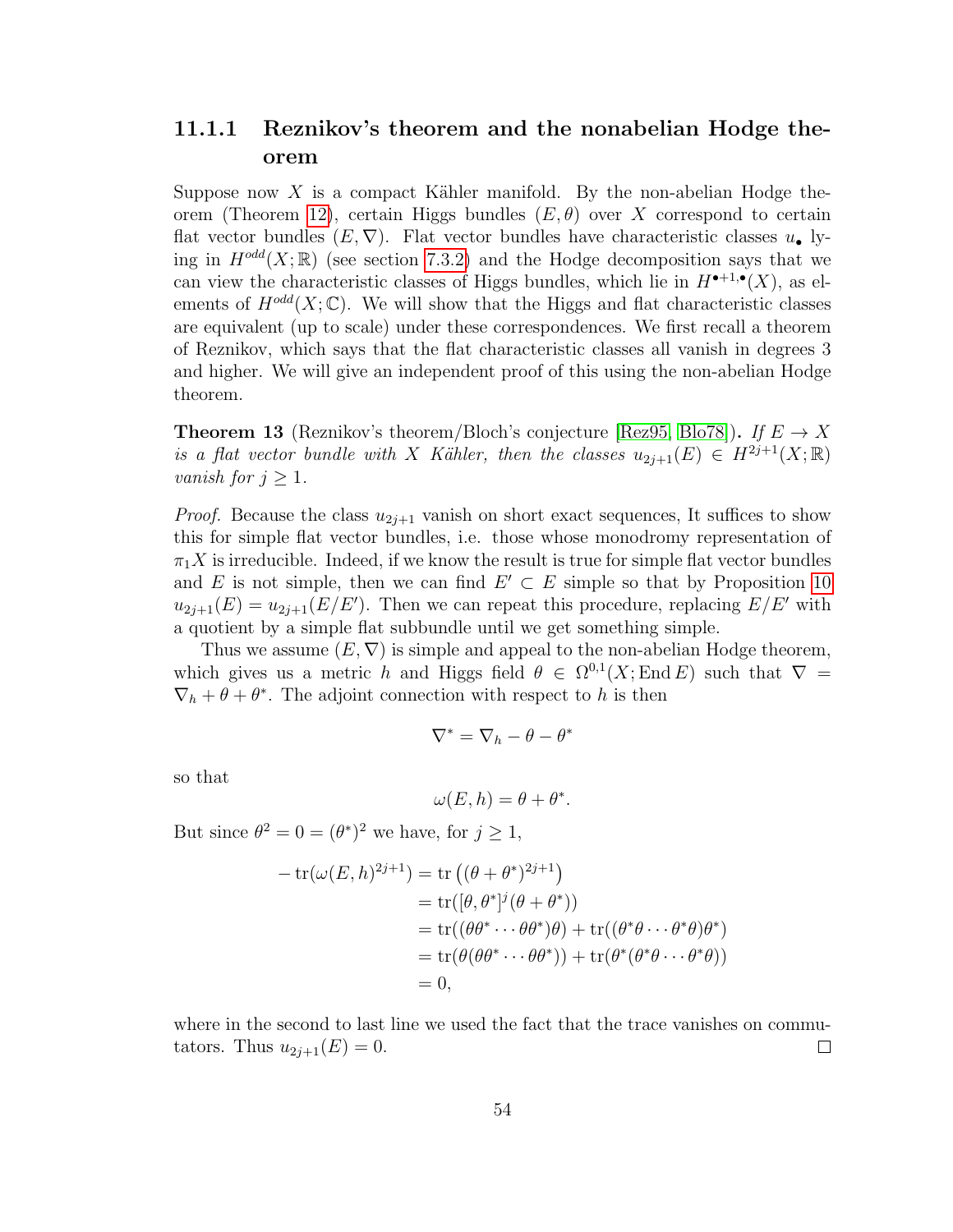### 11.1.1 Reznikov's theorem and the nonabelian Hodge theorem

Suppose now $X$ is a compact Kähler manifold. By the non-abelian Hodge theorem (Theorem 12), certain Higgs bundles $(E, \theta)$ over $X$ correspond to certain flat vector bundles $(E, \nabla)$. Flat vector bundles have characteristic classes $u_\bullet$ lying in $H^{odd}(X;\mathbb{R})$ (see section 7.3.2) and the Hodge decomposition says that we can view the characteristic classes of Higgs bundles, which lie in $H^{\bullet+1,\bullet}(X)$, as elements of $H^{odd}(X;\mathbb{C})$. We will show that the Higgs and flat characteristic classes are equivalent (up to scale) under these correspondences. We first recall a theorem of Reznikov, which says that the flat characteristic classes all vanish in degrees 3 and higher. We will give an independent proof of this using the non-abelian Hodge theorem.

**Theorem 13** (Reznikov's theorem/Bloch's conjecture [Rez95, Blo78])**.** *If $E \to X$ is a flat vector bundle with $X$ Kähler, then the classes $u_{2j+1}(E) \in H^{2j+1}(X;\mathbb{R})$ vanish for $j \geq 1$.*

*Proof.* Because the class $u_{2j+1}$ vanish on short exact sequences, It suffices to show this for simple flat vector bundles, i.e. those whose monodromy representation of $\pi_1 X$ is irreducible. Indeed, if we know the result is true for simple flat vector bundles and $E$ is not simple, then we can find $E' \subset E$ simple so that by Proposition 10 $u_{2j+1}(E) = u_{2j+1}(E/E')$. Then we can repeat this procedure, replacing $E/E'$ with a quotient by a simple flat subbundle until we get something simple.

Thus we assume $(E, \nabla)$ is simple and appeal to the non-abelian Hodge theorem, which gives us a metric $h$ and Higgs field $\theta \in \Omega^{0,1}(X; \operatorname{End} E)$ such that $\nabla = \nabla_h + \theta + \theta^*$. The adjoint connection with respect to $h$ is then

$$\nabla^* = \nabla_h - \theta - \theta^*$$

so that

$$\omega(E, h) = \theta + \theta^*.$$

But since $\theta^2 = 0 = (\theta^*)^2$ we have, for $j \geq 1$,

$$\begin{aligned}
-\operatorname{tr}(\omega(E,h)^{2j+1}) &= \operatorname{tr}\left((\theta + \theta^*)^{2j+1}\right) \\
&= \operatorname{tr}([\theta, \theta^*]^j(\theta + \theta^*)) \\
&= \operatorname{tr}((\theta\theta^* \cdots \theta\theta^*)\theta) + \operatorname{tr}((\theta^*\theta \cdots \theta^*\theta)\theta^*) \\
&= \operatorname{tr}(\theta(\theta\theta^* \cdots \theta\theta^*)) + \operatorname{tr}(\theta^*(\theta^*\theta \cdots \theta^*\theta)) \\
&= 0,
\end{aligned}$$

where in the second to last line we used the fact that the trace vanishes on commutators. Thus $u_{2j+1}(E) = 0$. ∎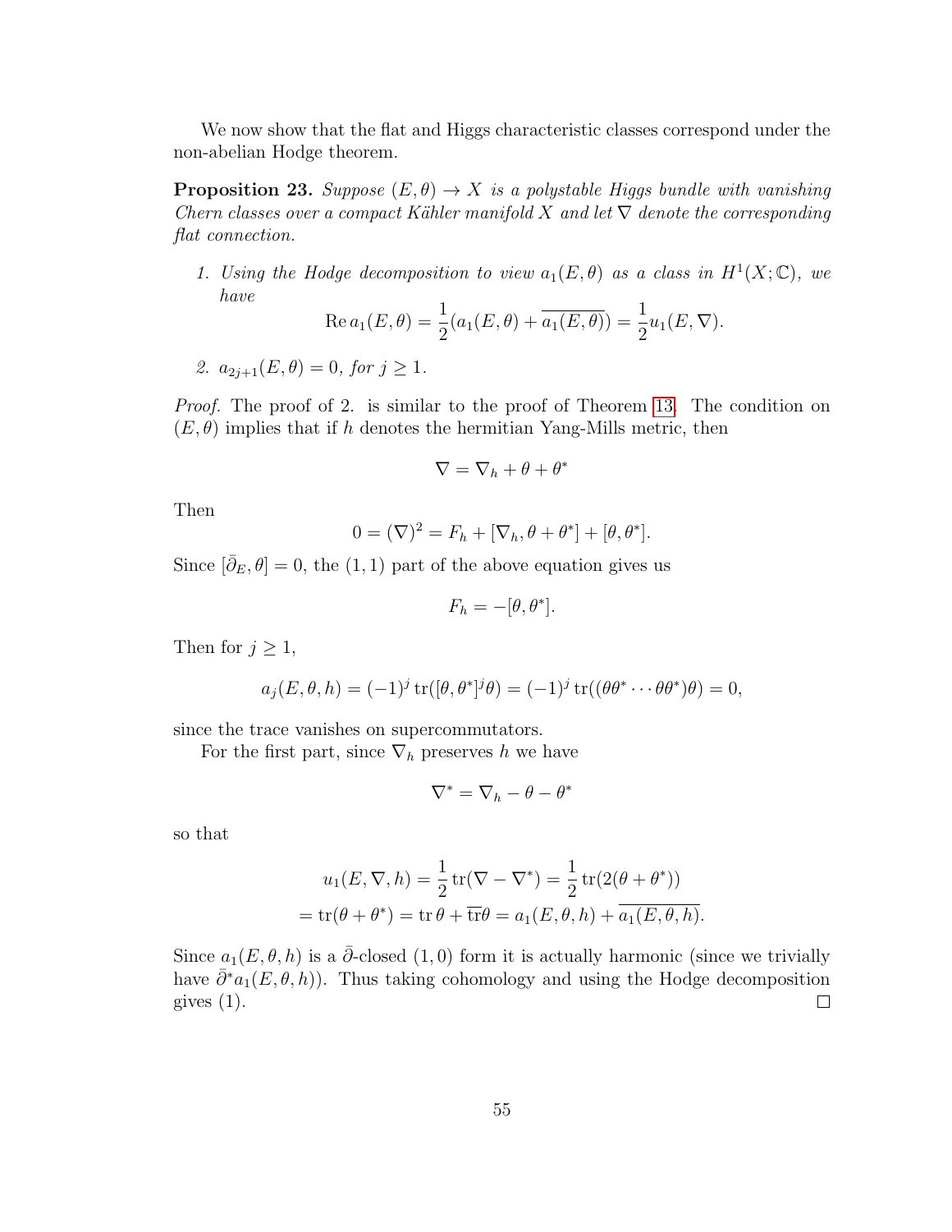We now show that the flat and Higgs characteristic classes correspond under the non-abelian Hodge theorem.

**Proposition 23.** *Suppose $(E, \theta) \to X$ is a polystable Higgs bundle with vanishing Chern classes over a compact Kähler manifold $X$ and let $\nabla$ denote the corresponding flat connection.*

1. *Using the Hodge decomposition to view $a_1(E, \theta)$ as a class in $H^1(X; \mathbb{C})$, we have*
$$\operatorname{Re} a_1(E, \theta) = \frac{1}{2}(a_1(E, \theta) + \overline{a_1(E, \theta)}) = \frac{1}{2} u_1(E, \nabla).$$

2. *$a_{2j+1}(E, \theta) = 0$, for $j \geq 1$.*

*Proof.* The proof of 2. is similar to the proof of Theorem 13. The condition on $(E, \theta)$ implies that if $h$ denotes the hermitian Yang-Mills metric, then

$$\nabla = \nabla_h + \theta + \theta^*$$

Then

$$0 = (\nabla)^2 = F_h + [\nabla_h, \theta + \theta^*] + [\theta, \theta^*].$$

Since $[\bar{\partial}_E, \theta] = 0$, the $(1, 1)$ part of the above equation gives us

$$F_h = -[\theta, \theta^*].$$

Then for $j \geq 1$,

$$a_j(E, \theta, h) = (-1)^j \operatorname{tr}([\theta, \theta^*]^j \theta) = (-1)^j \operatorname{tr}((\theta\theta^* \cdots \theta\theta^*)\theta) = 0,$$

since the trace vanishes on supercommutators.

For the first part, since $\nabla_h$ preserves $h$ we have

$$\nabla^* = \nabla_h - \theta - \theta^*$$

so that

$$u_1(E, \nabla, h) = \frac{1}{2} \operatorname{tr}(\nabla - \nabla^*) = \frac{1}{2} \operatorname{tr}(2(\theta + \theta^*))$$
$$= \operatorname{tr}(\theta + \theta^*) = \operatorname{tr} \theta + \overline{\operatorname{tr}} \theta = a_1(E, \theta, h) + \overline{a_1(E, \theta, h)}.$$

Since $a_1(E, \theta, h)$ is a $\bar{\partial}$-closed $(1, 0)$ form it is actually harmonic (since we trivially have $\bar{\partial}^* a_1(E, \theta, h)$). Thus taking cohomology and using the Hodge decomposition gives (1). □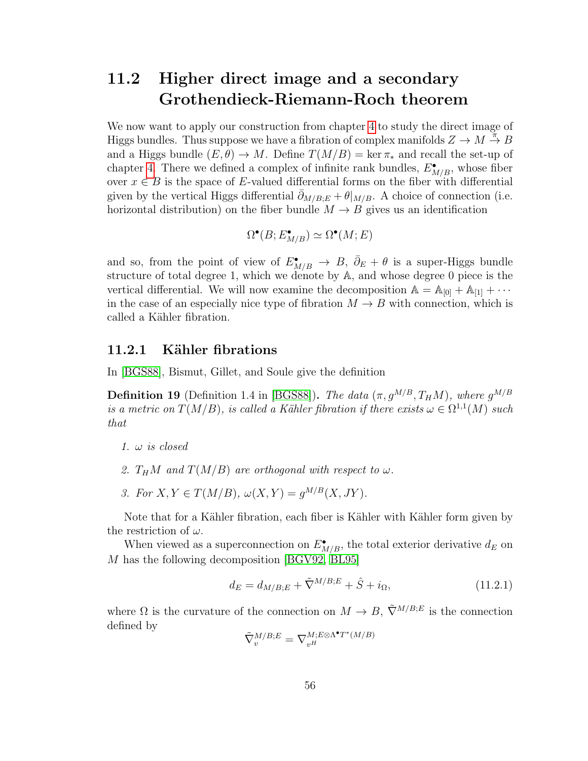## 11.2 Higher direct image and a secondary Grothendieck-Riemann-Roch theorem

We now want to apply our construction from chapter 4 to study the direct image of Higgs bundles. Thus suppose we have a fibration of complex manifolds $Z \to M \xrightarrow{\pi} B$ and a Higgs bundle $(E, \theta) \to M$. Define $T(M/B) = \ker \pi_*$ and recall the set-up of chapter 4. There we defined a complex of infinite rank bundles, $E^\bullet_{M/B}$, whose fiber over $x \in B$ is the space of $E$-valued differential forms on the fiber with differential given by the vertical Higgs differential $\bar{\partial}_{M/B;E} + \theta|_{M/B}$. A choice of connection (i.e. horizontal distribution) on the fiber bundle $M \to B$ gives us an identification

$$\Omega^\bullet(B; E^\bullet_{M/B}) \simeq \Omega^\bullet(M; E)$$

and so, from the point of view of $E^\bullet_{M/B} \to B$, $\bar{\partial}_E + \theta$ is a super-Higgs bundle structure of total degree 1, which we denote by $\mathbb{A}$, and whose degree 0 piece is the vertical differential. We will now examine the decomposition $\mathbb{A} = \mathbb{A}_{[0]} + \mathbb{A}_{[1]} + \cdots$ in the case of an especially nice type of fibration $M \to B$ with connection, which is called a Kähler fibration.

### 11.2.1 Kähler fibrations

In [BGS88], Bismut, Gillet, and Soule give the definition

**Definition 19** (Definition 1.4 in [BGS88])**.** *The data $(\pi, g^{M/B}, T_H M)$, where $g^{M/B}$ is a metric on $T(M/B)$, is called a Kähler fibration if there exists $\omega \in \Omega^{1,1}(M)$ such that*

1. *$\omega$ is closed*
2. *$T_H M$ and $T(M/B)$ are orthogonal with respect to $\omega$.*
3. *For $X, Y \in T(M/B)$, $\omega(X, Y) = g^{M/B}(X, JY)$.*

Note that for a Kähler fibration, each fiber is Kähler with Kähler form given by the restriction of $\omega$.

When viewed as a superconnection on $E^\bullet_{M/B}$, the total exterior derivative $d_E$ on $M$ has the following decomposition [BGV92, BL95]

$$d_E = d_{M/B;E} + \tilde{\nabla}^{M/B;E} + \hat{S} + i_\Omega, \tag{11.2.1}$$

where $\Omega$ is the curvature of the connection on $M \to B$, $\tilde{\nabla}^{M/B;E}$ is the connection defined by

$$\tilde{\nabla}^{M/B;E}_v = \nabla^{M;E\otimes\Lambda^\bullet T^*(M/B)}_{v^H}$$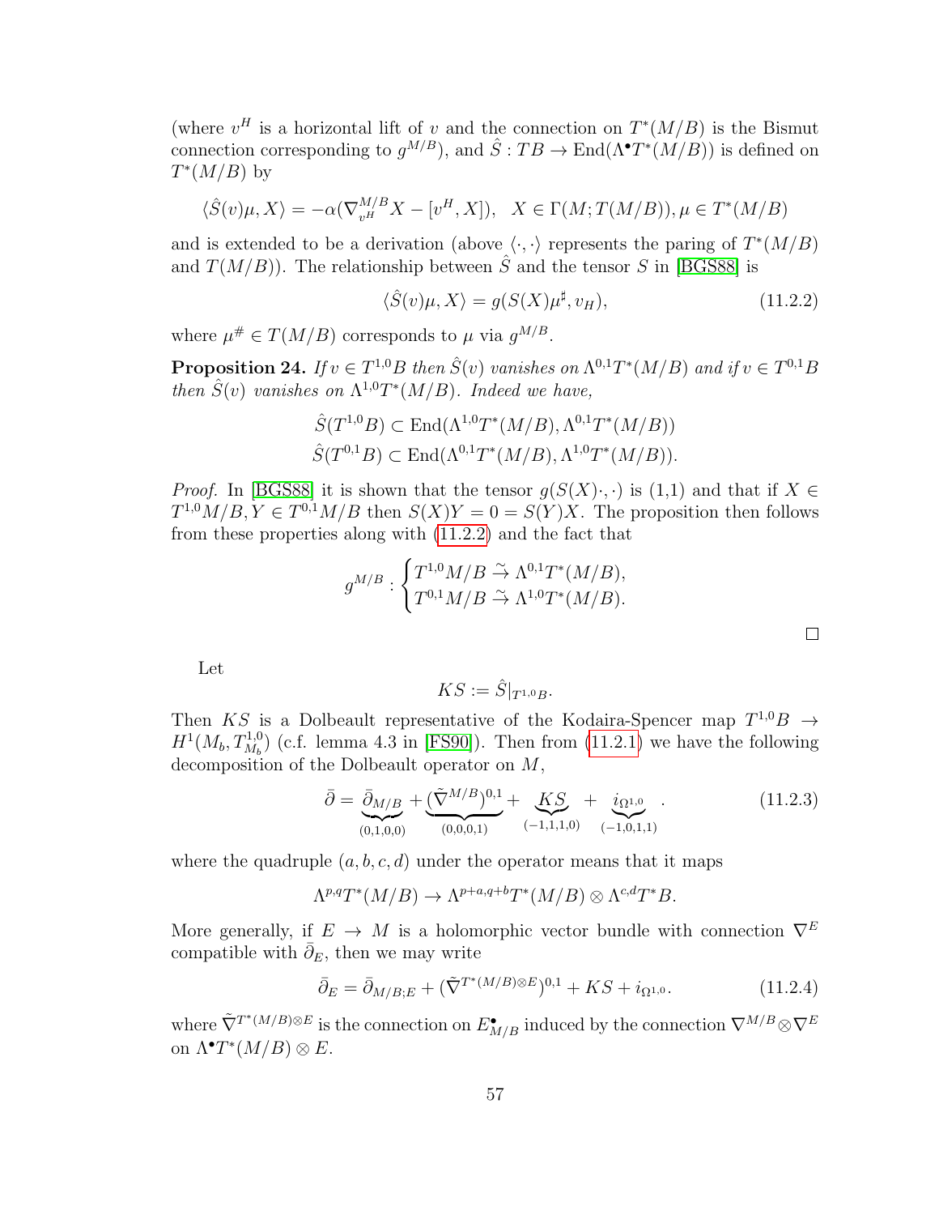(where $v^H$ is a horizontal lift of $v$ and the connection on $T^*(M/B)$ is the Bismut connection corresponding to $g^{M/B}$), and $\hat{S} : TB \to \mathrm{End}(\Lambda^\bullet T^*(M/B))$ is defined on $T^*(M/B)$ by

$$\langle \hat{S}(v)\mu, X\rangle = -\alpha(\nabla^{M/B}_{v^H} X - [v^H, X]), \quad X \in \Gamma(M; T(M/B)), \mu \in T^*(M/B)$$

and is extended to be a derivation (above $\langle \cdot, \cdot \rangle$ represents the paring of $T^*(M/B)$ and $T(M/B)$). The relationship between $\hat{S}$ and the tensor $S$ in [BGS88] is

$$\langle \hat{S}(v)\mu, X\rangle = g(S(X)\mu^\sharp, v_H), \tag{11.2.2}$$

where $\mu^\# \in T(M/B)$ corresponds to $\mu$ via $g^{M/B}$.

**Proposition 24.** *If $v \in T^{1,0}B$ then $\hat{S}(v)$ vanishes on $\Lambda^{0,1}T^*(M/B)$ and if $v \in T^{0,1}B$ then $\hat{S}(v)$ vanishes on $\Lambda^{1,0}T^*(M/B)$. Indeed we have,*

$$\hat{S}(T^{1,0}B) \subset \mathrm{End}(\Lambda^{1,0}T^*(M/B), \Lambda^{0,1}T^*(M/B))$$
$$\hat{S}(T^{0,1}B) \subset \mathrm{End}(\Lambda^{0,1}T^*(M/B), \Lambda^{1,0}T^*(M/B)).$$

*Proof.* In [BGS88] it is shown that the tensor $g(S(X)\cdot, \cdot)$ is (1,1) and that if $X \in T^{1,0}M/B, Y \in T^{0,1}M/B$ then $S(X)Y = 0 = S(Y)X$. The proposition then follows from these properties along with (11.2.2) and the fact that

$$g^{M/B} : \begin{cases} T^{1,0}M/B \xrightarrow{\sim} \Lambda^{0,1}T^*(M/B), \\ T^{0,1}M/B \xrightarrow{\sim} \Lambda^{1,0}T^*(M/B). \end{cases}$$

□

Let

$$KS := \hat{S}|_{T^{1,0}B}.$$

Then $KS$ is a Dolbeault representative of the Kodaira-Spencer map $T^{1,0}B \to H^1(M_b, T^{1,0}_{M_b})$ (c.f. lemma 4.3 in [FS90]). Then from (11.2.1) we have the following decomposition of the Dolbeault operator on $M$,

$$\bar{\partial} = \underbrace{\bar{\partial}_{M/B}}_{(0,1,0,0)} + \underbrace{(\tilde{\nabla}^{M/B})^{0,1}}_{(0,0,0,1)} + \underbrace{KS}_{(-1,1,1,0)} + \underbrace{i_{\Omega^{1,0}}}_{(-1,0,1,1)}. \tag{11.2.3}$$

where the quadruple $(a, b, c, d)$ under the operator means that it maps

$$\Lambda^{p,q}T^*(M/B) \to \Lambda^{p+a,q+b}T^*(M/B) \otimes \Lambda^{c,d}T^*B.$$

More generally, if $E \to M$ is a holomorphic vector bundle with connection $\nabla^E$ compatible with $\bar{\partial}_E$, then we may write

$$\bar{\partial}_E = \bar{\partial}_{M/B;E} + (\tilde{\nabla}^{T^*(M/B)\otimes E})^{0,1} + KS + i_{\Omega^{1,0}}. \tag{11.2.4}$$

where $\tilde{\nabla}^{T^*(M/B)\otimes E}$ is the connection on $E^\bullet_{M/B}$ induced by the connection $\nabla^{M/B} \otimes \nabla^E$ on $\Lambda^\bullet T^*(M/B) \otimes E$.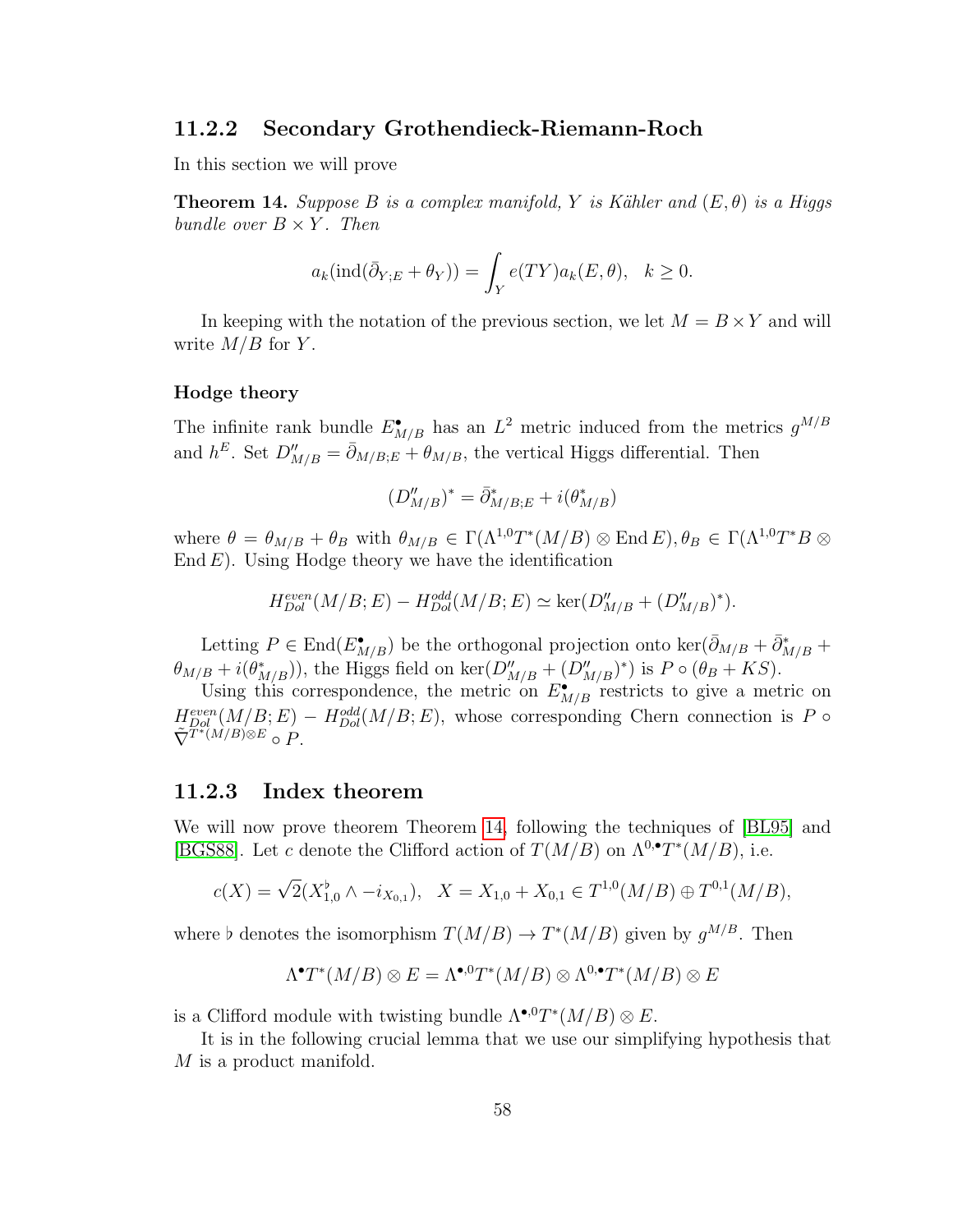### 11.2.2 Secondary Grothendieck-Riemann-Roch

In this section we will prove

**Theorem 14.** *Suppose $B$ is a complex manifold, $Y$ is Kähler and $(E, \theta)$ is a Higgs bundle over $B \times Y$. Then*

$$a_k(\operatorname{ind}(\bar{\partial}_{Y;E} + \theta_Y)) = \int_Y e(TY) a_k(E, \theta), \quad k \geq 0.$$

In keeping with the notation of the previous section, we let $M = B \times Y$ and will write $M/B$ for $Y$.

#### Hodge theory

The infinite rank bundle $E^{\bullet}_{M/B}$ has an $L^2$ metric induced from the metrics $g^{M/B}$ and $h^E$. Set $D''_{M/B} = \bar{\partial}_{M/B;E} + \theta_{M/B}$, the vertical Higgs differential. Then

$$(D''_{M/B})^* = \bar{\partial}^*_{M/B;E} + i(\theta^*_{M/B})$$

where $\theta = \theta_{M/B} + \theta_B$ with $\theta_{M/B} \in \Gamma(\Lambda^{1,0} T^*(M/B) \otimes \operatorname{End} E), \theta_B \in \Gamma(\Lambda^{1,0} T^* B \otimes \operatorname{End} E)$. Using Hodge theory we have the identification

$$H^{even}_{Dol}(M/B; E) - H^{odd}_{Dol}(M/B; E) \simeq \ker(D''_{M/B} + (D''_{M/B})^*).$$

Letting $P \in \operatorname{End}(E^{\bullet}_{M/B})$ be the orthogonal projection onto $\ker(\bar{\partial}_{M/B} + \bar{\partial}^*_{M/B} + \theta_{M/B} + i(\theta^*_{M/B}))$, the Higgs field on $\ker(D''_{M/B} + (D''_{M/B})^*)$ is $P \circ (\theta_B + KS)$.

Using this correspondence, the metric on $E^{\bullet}_{M/B}$ restricts to give a metric on $H^{even}_{Dol}(M/B; E) - H^{odd}_{Dol}(M/B; E)$, whose corresponding Chern connection is $P \circ \tilde{\nabla}^{T^*(M/B) \otimes E} \circ P$.

### 11.2.3 Index theorem

We will now prove theorem Theorem 14, following the techniques of [BL95] and [BGS88]. Let $c$ denote the Clifford action of $T(M/B)$ on $\Lambda^{0,\bullet} T^*(M/B)$, i.e.

$$c(X) = \sqrt{2}(X^{\flat}_{1,0} \wedge -i_{X_{0,1}}), \quad X = X_{1,0} + X_{0,1} \in T^{1,0}(M/B) \oplus T^{0,1}(M/B),$$

where $\flat$ denotes the isomorphism $T(M/B) \to T^*(M/B)$ given by $g^{M/B}$. Then

$$\Lambda^{\bullet} T^*(M/B) \otimes E = \Lambda^{\bullet,0} T^*(M/B) \otimes \Lambda^{0,\bullet} T^*(M/B) \otimes E$$

is a Clifford module with twisting bundle $\Lambda^{\bullet,0} T^*(M/B) \otimes E$.

It is in the following crucial lemma that we use our simplifying hypothesis that $M$ is a product manifold.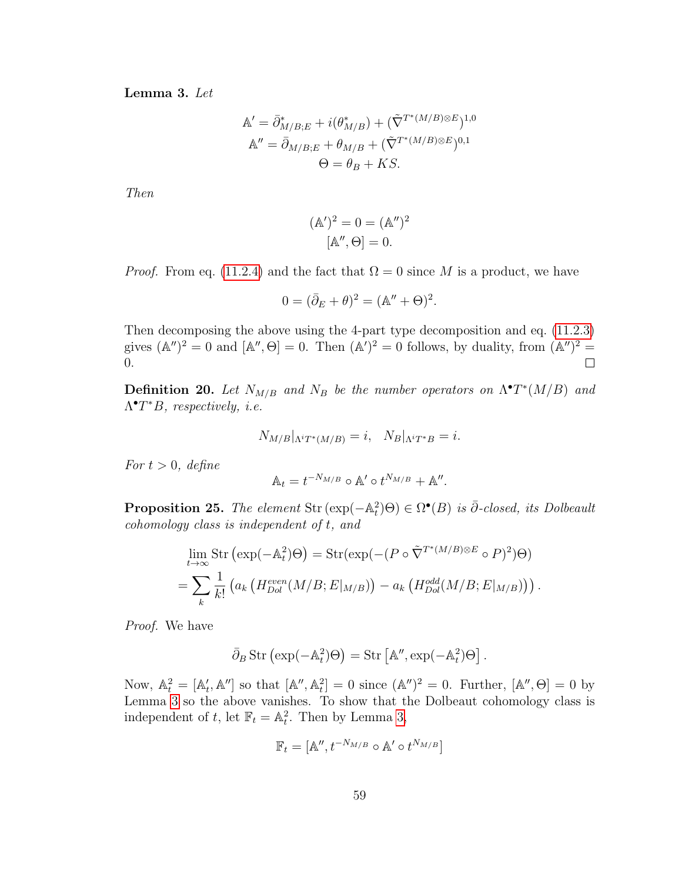**Lemma 3.** *Let*

$$
\begin{aligned}
\mathbb{A}' &= \bar{\partial}^*_{M/B;E} + i(\theta^*_{M/B}) + (\tilde{\nabla}^{T^*(M/B)\otimes E})^{1,0} \\
\mathbb{A}'' &= \bar{\partial}_{M/B;E} + \theta_{M/B} + (\tilde{\nabla}^{T^*(M/B)\otimes E})^{0,1} \\
\Theta &= \theta_B + KS.
\end{aligned}
$$

*Then*

$$
\begin{aligned}
(\mathbb{A}')^2 = 0 &= (\mathbb{A}'')^2 \\
[\mathbb{A}'', \Theta] &= 0.
\end{aligned}
$$

*Proof.* From eq. (11.2.4) and the fact that $\Omega = 0$ since $M$ is a product, we have

$$
0 = (\bar{\partial}_E + \theta)^2 = (\mathbb{A}'' + \Theta)^2.
$$

Then decomposing the above using the 4-part type decomposition and eq. (11.2.3) gives $(\mathbb{A}'')^2 = 0$ and $[\mathbb{A}'', \Theta] = 0$. Then $(\mathbb{A}')^2 = 0$ follows, by duality, from $(\mathbb{A}'')^2 = 0$. $\square$

**Definition 20.** *Let $N_{M/B}$ and $N_B$ be the number operators on $\Lambda^\bullet T^*(M/B)$ and $\Lambda^\bullet T^*B$, respectively, i.e.*

$$
N_{M/B}|_{\Lambda^i T^*(M/B)} = i, \quad N_B|_{\Lambda^i T^* B} = i.
$$

*For $t > 0$, define*

$$
\mathbb{A}_t = t^{-N_{M/B}} \circ \mathbb{A}' \circ t^{N_{M/B}} + \mathbb{A}''.
$$

**Proposition 25.** *The element $\operatorname{Str}(\exp(-\mathbb{A}_t^2)\Theta) \in \Omega^\bullet(B)$ is $\bar{\partial}$-closed, its Dolbeault cohomology class is independent of $t$, and*

$$
\begin{aligned}
&\lim_{t\to\infty} \operatorname{Str}\left(\exp(-\mathbb{A}_t^2)\Theta\right) = \operatorname{Str}(\exp(-(P \circ \tilde{\nabla}^{T^*(M/B)\otimes E} \circ P)^2)\Theta) \\
&= \sum_k \frac{1}{k!} \left( a_k \left(H^{even}_{Dol}(M/B; E|_{M/B})\right) - a_k \left(H^{odd}_{Dol}(M/B; E|_{M/B})\right)\right).
\end{aligned}
$$

*Proof.* We have

$$
\bar{\partial}_B \operatorname{Str}\left(\exp(-\mathbb{A}_t^2)\Theta\right) = \operatorname{Str}\left[\mathbb{A}'', \exp(-\mathbb{A}_t^2)\Theta\right].
$$

Now, $\mathbb{A}_t^2 = [\mathbb{A}_t', \mathbb{A}'']$ so that $[\mathbb{A}'', \mathbb{A}_t^2] = 0$ since $(\mathbb{A}'')^2 = 0$. Further, $[\mathbb{A}'', \Theta] = 0$ by Lemma 3 so the above vanishes. To show that the Dolbeault cohomology class is independent of $t$, let $\mathbb{F}_t = \mathbb{A}_t^2$. Then by Lemma 3,

$$
\mathbb{F}_t = [\mathbb{A}'', t^{-N_{M/B}} \circ \mathbb{A}' \circ t^{N_{M/B}}]
$$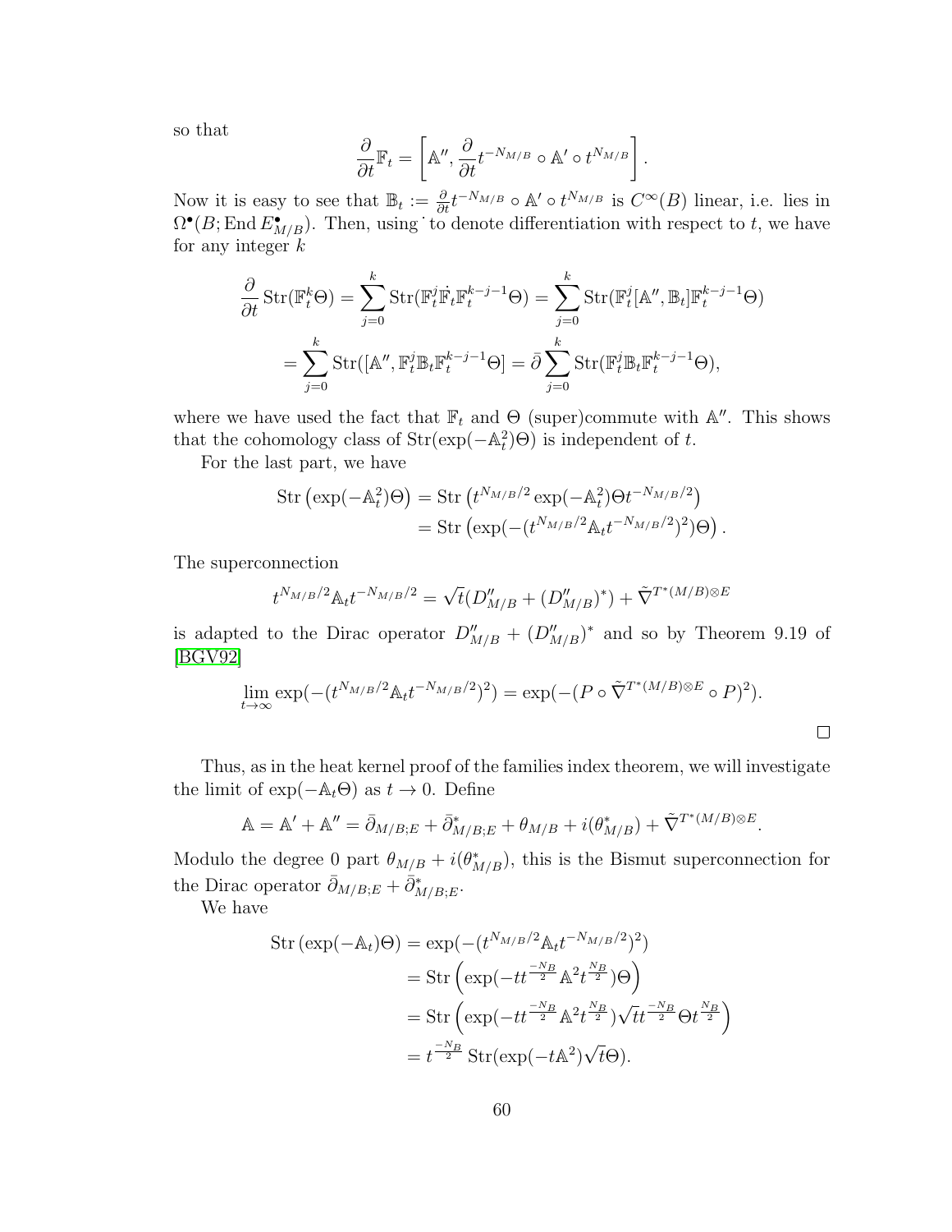so that

$$\frac{\partial}{\partial t}\mathbb{F}_t = \left[\mathbb{A}'', \frac{\partial}{\partial t} t^{-N_{M/B}} \circ \mathbb{A}' \circ t^{N_{M/B}}\right].$$

Now it is easy to see that $\mathbb{B}_t := \frac{\partial}{\partial t} t^{-N_{M/B}} \circ \mathbb{A}' \circ t^{N_{M/B}}$ is $C^\infty(B)$ linear, i.e. lies in $\Omega^\bullet(B; \operatorname{End} E^\bullet_{M/B})$. Then, using $\dot{}$ to denote differentiation with respect to $t$, we have for any integer $k$

$$\begin{aligned}
\frac{\partial}{\partial t}\operatorname{Str}(\mathbb{F}_t^k \Theta) &= \sum_{j=0}^{k} \operatorname{Str}(\mathbb{F}_t^j \dot{\mathbb{F}}_t \mathbb{F}_t^{k-j-1}\Theta) = \sum_{j=0}^{k} \operatorname{Str}(\mathbb{F}_t^j [\mathbb{A}'', \mathbb{B}_t]\mathbb{F}_t^{k-j-1}\Theta) \\
&= \sum_{j=0}^{k} \operatorname{Str}([\mathbb{A}'', \mathbb{F}_t^j \mathbb{B}_t \mathbb{F}_t^{k-j-1}\Theta] = \bar{\partial} \sum_{j=0}^{k} \operatorname{Str}(\mathbb{F}_t^j \mathbb{B}_t \mathbb{F}_t^{k-j-1}\Theta),
\end{aligned}$$

where we have used the fact that $\mathbb{F}_t$ and $\Theta$ (super)commute with $\mathbb{A}''$. This shows that the cohomology class of $\operatorname{Str}(\exp(-\mathbb{A}_t^2)\Theta)$ is independent of $t$.

For the last part, we have

$$\begin{aligned}
\operatorname{Str}\left(\exp(-\mathbb{A}_t^2)\Theta\right) &= \operatorname{Str}\left(t^{N_{M/B}/2}\exp(-\mathbb{A}_t^2)\Theta t^{-N_{M/B}/2}\right) \\
&= \operatorname{Str}\left(\exp(-(t^{N_{M/B}/2}\mathbb{A}_t t^{-N_{M/B}/2})^2)\Theta\right).
\end{aligned}$$

The superconnection

$$t^{N_{M/B}/2}\mathbb{A}_t t^{-N_{M/B}/2} = \sqrt{t}(D''_{M/B} + (D''_{M/B})^*) + \tilde{\nabla}^{T^*(M/B)\otimes E}$$

is adapted to the Dirac operator $D''_{M/B} + (D''_{M/B})^*$ and so by Theorem 9.19 of [BGV92]

$$\lim_{t\to\infty} \exp(-(t^{N_{M/B}/2}\mathbb{A}_t t^{-N_{M/B}/2})^2) = \exp(-(P \circ \tilde{\nabla}^{T^*(M/B)\otimes E} \circ P)^2).$$

□

Thus, as in the heat kernel proof of the families index theorem, we will investigate the limit of $\exp(-\mathbb{A}_t\Theta)$ as $t \to 0$. Define

$$\mathbb{A} = \mathbb{A}' + \mathbb{A}'' = \bar{\partial}_{M/B;E} + \bar{\partial}^*_{M/B;E} + \theta_{M/B} + i(\theta^*_{M/B}) + \tilde{\nabla}^{T^*(M/B)\otimes E}.$$

Modulo the degree 0 part $\theta_{M/B} + i(\theta^*_{M/B})$, this is the Bismut superconnection for the Dirac operator $\bar{\partial}_{M/B;E} + \bar{\partial}^*_{M/B;E}$.

We have

$$\begin{aligned}
\operatorname{Str}\left(\exp(-\mathbb{A}_t)\Theta\right) &= \exp(-(t^{N_{M/B}/2}\mathbb{A}_t t^{-N_{M/B}/2})^2) \\
&= \operatorname{Str}\left(\exp(-t t^{\frac{-N_B}{2}}\mathbb{A}^2 t^{\frac{N_B}{2}})\Theta\right) \\
&= \operatorname{Str}\left(\exp(-t t^{\frac{-N_B}{2}}\mathbb{A}^2 t^{\frac{N_B}{2}})\sqrt{t} t^{\frac{-N_B}{2}}\Theta t^{\frac{N_B}{2}}\right) \\
&= t^{\frac{-N_B}{2}}\operatorname{Str}(\exp(-t\mathbb{A}^2)\sqrt{t}\Theta).
\end{aligned}$$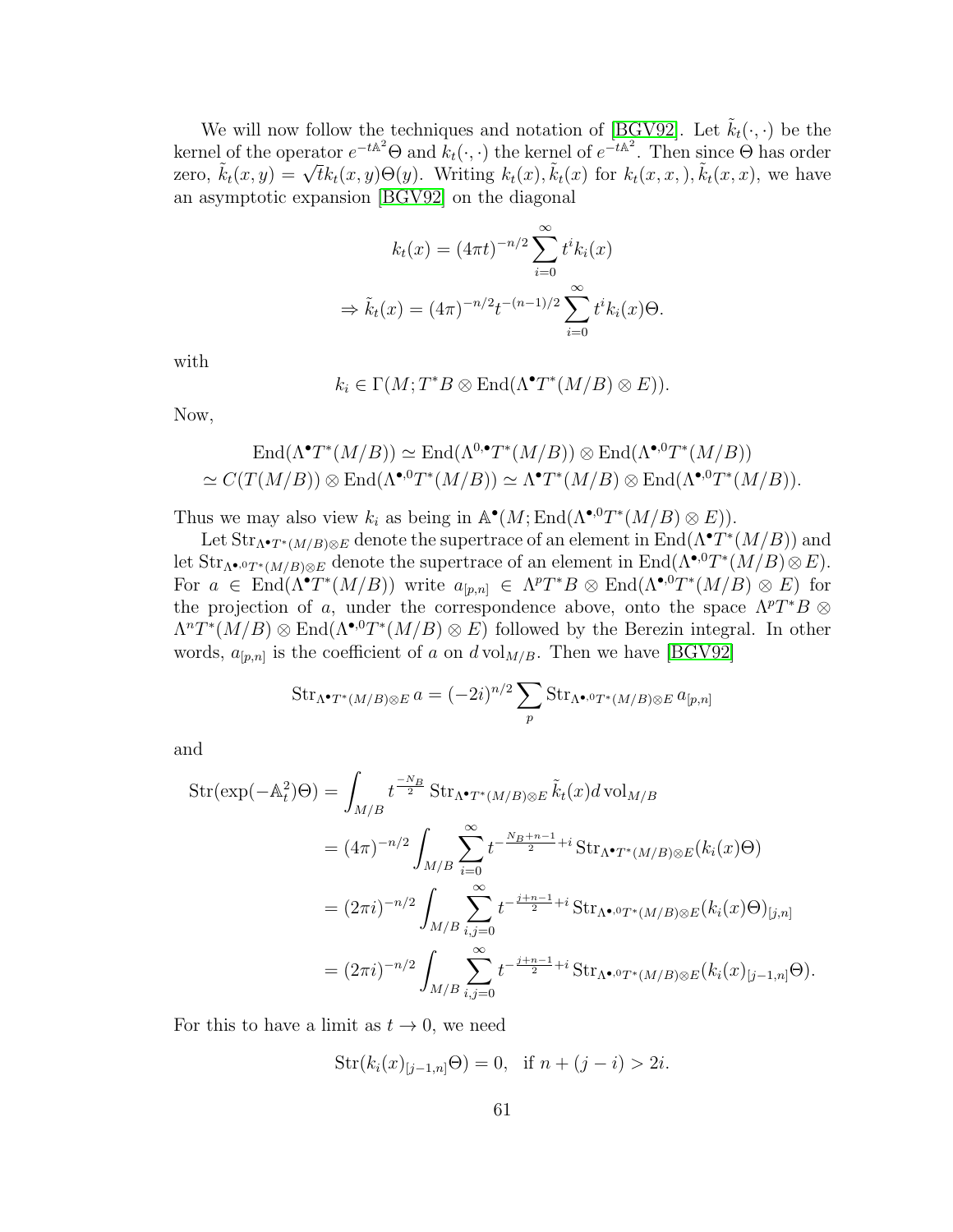We will now follow the techniques and notation of [BGV92]. Let $\tilde{k}_t(\cdot,\cdot)$ be the kernel of the operator $e^{-t\mathbb{A}^2}\Theta$ and $k_t(\cdot,\cdot)$ the kernel of $e^{-t\mathbb{A}^2}$. Then since $\Theta$ has order zero, $\tilde{k}_t(x,y) = \sqrt{t}k_t(x,y)\Theta(y)$. Writing $k_t(x), \tilde{k}_t(x)$ for $k_t(x,x,), \tilde{k}_t(x,x)$, we have an asymptotic expansion [BGV92] on the diagonal

$$k_t(x) = (4\pi t)^{-n/2} \sum_{i=0}^{\infty} t^i k_i(x)$$

$$\Rightarrow \tilde{k}_t(x) = (4\pi)^{-n/2} t^{-(n-1)/2} \sum_{i=0}^{\infty} t^i k_i(x)\Theta.$$

with

$$k_i \in \Gamma(M; T^*B \otimes \operatorname{End}(\Lambda^\bullet T^*(M/B) \otimes E)).$$

Now,

$$\operatorname{End}(\Lambda^\bullet T^*(M/B)) \simeq \operatorname{End}(\Lambda^{0,\bullet} T^*(M/B)) \otimes \operatorname{End}(\Lambda^{\bullet,0} T^*(M/B))$$
$$\simeq C(T(M/B)) \otimes \operatorname{End}(\Lambda^{\bullet,0} T^*(M/B)) \simeq \Lambda^\bullet T^*(M/B) \otimes \operatorname{End}(\Lambda^{\bullet,0} T^*(M/B)).$$

Thus we may also view $k_i$ as being in $\mathbb{A}^\bullet(M; \operatorname{End}(\Lambda^{\bullet,0} T^*(M/B) \otimes E))$.

Let $\operatorname{Str}_{\Lambda^\bullet T^*(M/B)\otimes E}$ denote the supertrace of an element in $\operatorname{End}(\Lambda^\bullet T^*(M/B))$ and let $\operatorname{Str}_{\Lambda^{\bullet,0} T^*(M/B)\otimes E}$ denote the supertrace of an element in $\operatorname{End}(\Lambda^{\bullet,0} T^*(M/B) \otimes E)$. For $a \in \operatorname{End}(\Lambda^\bullet T^*(M/B))$ write $a_{[p,n]} \in \Lambda^p T^*B \otimes \operatorname{End}(\Lambda^{\bullet,0} T^*(M/B) \otimes E)$ for the projection of $a$, under the correspondence above, onto the space $\Lambda^p T^*B \otimes \Lambda^n T^*(M/B) \otimes \operatorname{End}(\Lambda^{\bullet,0} T^*(M/B) \otimes E)$ followed by the Berezin integral. In other words, $a_{[p,n]}$ is the coefficient of $a$ on $d\operatorname{vol}_{M/B}$. Then we have [BGV92]

$$\operatorname{Str}_{\Lambda^\bullet T^*(M/B)\otimes E}\, a = (-2i)^{n/2} \sum_p \operatorname{Str}_{\Lambda^{\bullet,0} T^*(M/B)\otimes E}\, a_{[p,n]}$$

and

$$\begin{aligned}
\operatorname{Str}(\exp(-\mathbb{A}_t^2)\Theta) &= \int_{M/B} t^{\frac{-N_B}{2}} \operatorname{Str}_{\Lambda^\bullet T^*(M/B)\otimes E}\, \tilde{k}_t(x) d\operatorname{vol}_{M/B} \\
&= (4\pi)^{-n/2} \int_{M/B} \sum_{i=0}^{\infty} t^{-\frac{N_B+n-1}{2}+i} \operatorname{Str}_{\Lambda^\bullet T^*(M/B)\otimes E}(k_i(x)\Theta) \\
&= (2\pi i)^{-n/2} \int_{M/B} \sum_{i,j=0}^{\infty} t^{-\frac{j+n-1}{2}+i} \operatorname{Str}_{\Lambda^{\bullet,0} T^*(M/B)\otimes E}(k_i(x)\Theta)_{[j,n]} \\
&= (2\pi i)^{-n/2} \int_{M/B} \sum_{i,j=0}^{\infty} t^{-\frac{j+n-1}{2}+i} \operatorname{Str}_{\Lambda^{\bullet,0} T^*(M/B)\otimes E}(k_i(x)_{[j-1,n]}\Theta).
\end{aligned}$$

For this to have a limit as $t \to 0$, we need

$$\operatorname{Str}(k_i(x)_{[j-1,n]}\Theta) = 0, \quad \text{if } n + (j - i) > 2i.$$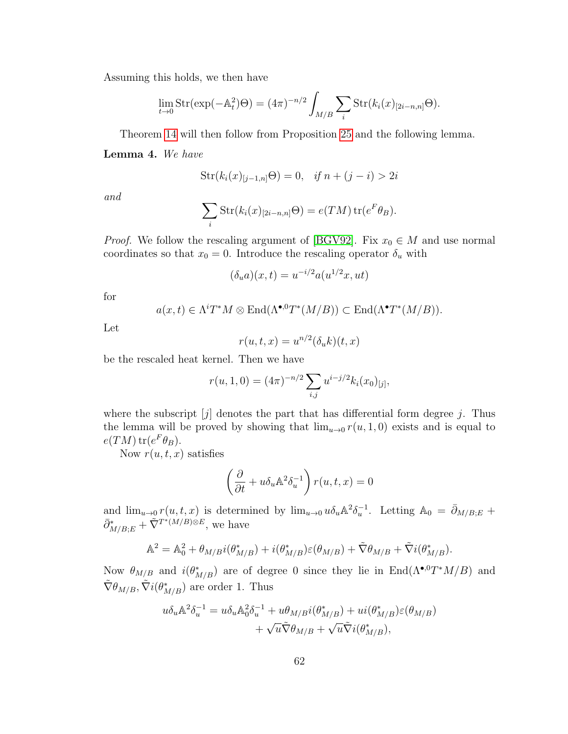Assuming this holds, we then have

$$\lim_{t\to 0} \operatorname{Str}(\exp(-\mathbb{A}_t^2)\Theta) = (4\pi)^{-n/2} \int_{M/B} \sum_i \operatorname{Str}(k_i(x)_{[2i-n,n]}\Theta).$$

Theorem 14 will then follow from Proposition 25 and the following lemma.

**Lemma 4.** *We have*

$$\operatorname{Str}(k_i(x)_{[j-1,n]}\Theta) = 0, \quad \text{if } n + (j-i) > 2i$$

*and*

$$\sum_i \operatorname{Str}(k_i(x)_{[2i-n,n]}\Theta) = e(TM)\operatorname{tr}(e^F \theta_B).$$

*Proof.* We follow the rescaling argument of [BGV92]. Fix $x_0 \in M$ and use normal coordinates so that $x_0 = 0$. Introduce the rescaling operator $\delta_u$ with

$$(\delta_u a)(x,t) = u^{-i/2} a(u^{1/2}x, ut)$$

for

$$a(x,t) \in \Lambda^i T^*M \otimes \operatorname{End}(\Lambda^{\bullet,0}T^*(M/B)) \subset \operatorname{End}(\Lambda^\bullet T^*(M/B)).$$

Let

$$r(u,t,x) = u^{n/2}(\delta_u k)(t,x)$$

be the rescaled heat kernel. Then we have

$$r(u,1,0) = (4\pi)^{-n/2} \sum_{i,j} u^{i-j/2} k_i(x_0)_{[j]},$$

where the subscript $[j]$ denotes the part that has differential form degree $j$. Thus the lemma will be proved by showing that $\lim_{u\to 0} r(u,1,0)$ exists and is equal to $e(TM)\operatorname{tr}(e^F\theta_B)$.

Now $r(u,t,x)$ satisfies

$$\left(\frac{\partial}{\partial t} + u\delta_u \mathbb{A}^2 \delta_u^{-1}\right) r(u,t,x) = 0$$

and $\lim_{u\to 0} r(u,t,x)$ is determined by $\lim_{u\to 0} u\delta_u\mathbb{A}^2\delta_u^{-1}$. Letting $\mathbb{A}_0 = \bar{\partial}_{M/B;E} + \bar{\partial}^*_{M/B;E} + \tilde{\nabla}^{T^*(M/B)\otimes E}$, we have

$$\mathbb{A}^2 = \mathbb{A}_0^2 + \theta_{M/B} i(\theta^*_{M/B}) + i(\theta^*_{M/B})\varepsilon(\theta_{M/B}) + \tilde{\nabla}\theta_{M/B} + \tilde{\nabla} i(\theta^*_{M/B}).$$

Now $\theta_{M/B}$ and $i(\theta^*_{M/B})$ are of degree 0 since they lie in $\operatorname{End}(\Lambda^{\bullet,0}T^*M/B)$ and $\tilde{\nabla}\theta_{M/B}, \tilde{\nabla} i(\theta^*_{M/B})$ are order 1. Thus

$$\begin{aligned} u\delta_u\mathbb{A}^2\delta_u^{-1} = u\delta_u\mathbb{A}_0^2\delta_u^{-1} + u\theta_{M/B} i(\theta^*_{M/B}) + u i(\theta^*_{M/B})\varepsilon(\theta_{M/B}) \\ + \sqrt{u}\tilde{\nabla}\theta_{M/B} + \sqrt{u}\tilde{\nabla} i(\theta^*_{M/B}), \end{aligned}$$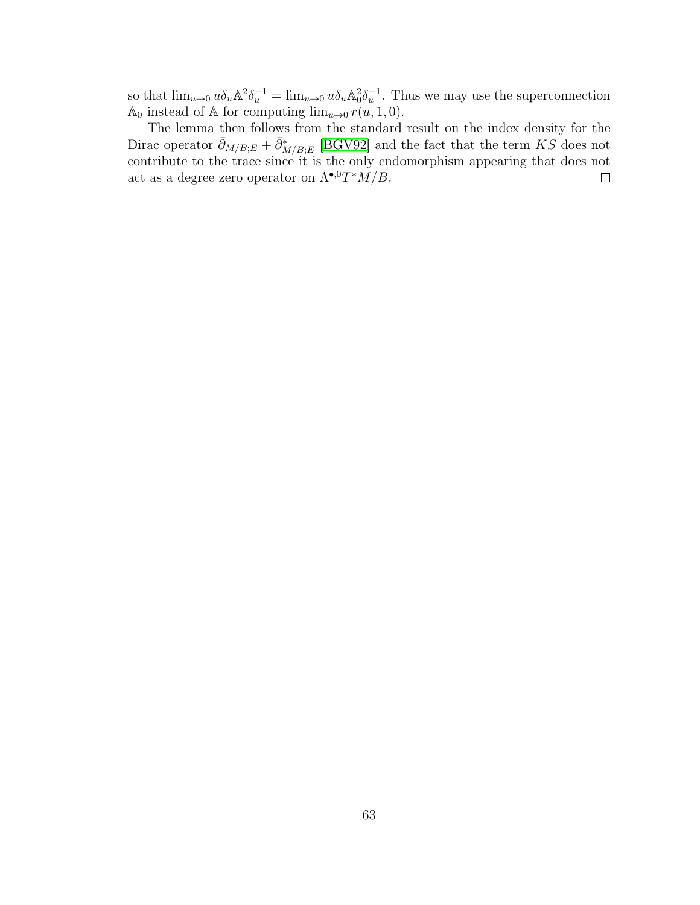so that $\lim_{u\to 0} u\delta_u \mathbb{A}^2 \delta_u^{-1} = \lim_{u\to 0} u\delta_u \mathbb{A}_0^2 \delta_u^{-1}$. Thus we may use the superconnection $\mathbb{A}_0$ instead of $\mathbb{A}$ for computing $\lim_{u\to 0} r(u, 1, 0)$.

The lemma then follows from the standard result on the index density for the Dirac operator $\bar{\partial}_{M/B;E} + \bar{\partial}^*_{M/B;E}$ [BGV92] and the fact that the term $KS$ does not contribute to the trace since it is the only endomorphism appearing that does not act as a degree zero operator on $\Lambda^{\bullet,0} T^* M/B$. □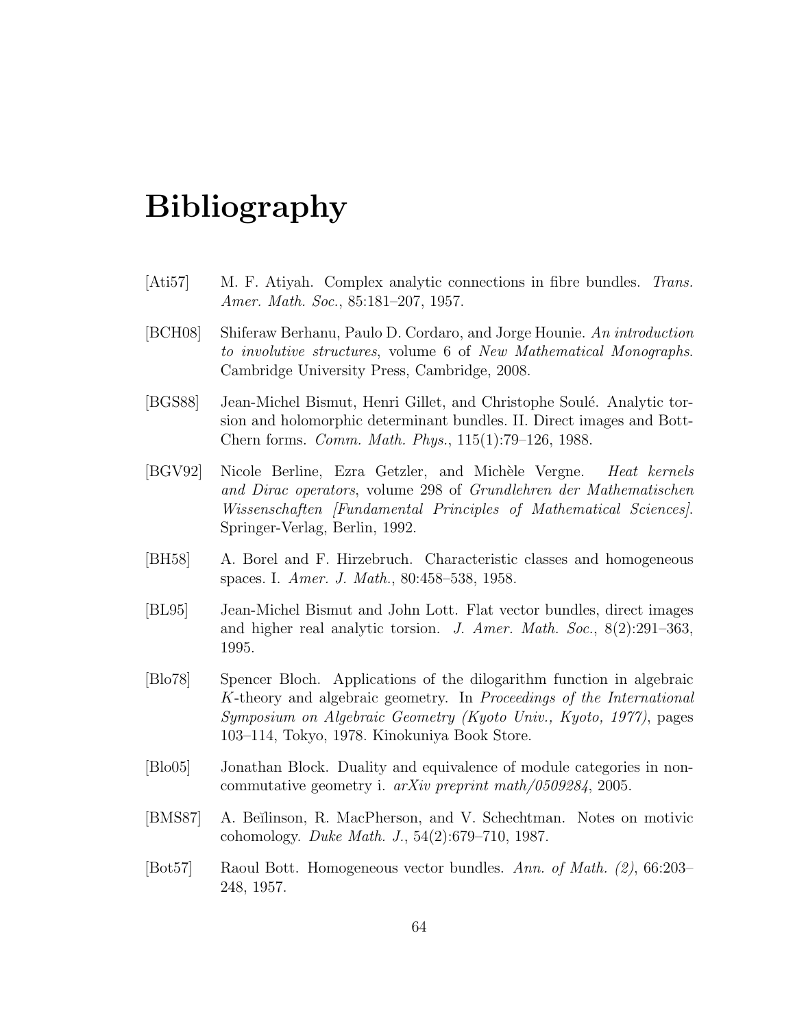# Bibliography

[Ati57] M. F. Atiyah. Complex analytic connections in fibre bundles. *Trans. Amer. Math. Soc.*, 85:181–207, 1957.

[BCH08] Shiferaw Berhanu, Paulo D. Cordaro, and Jorge Hounie. *An introduction to involutive structures*, volume 6 of *New Mathematical Monographs*. Cambridge University Press, Cambridge, 2008.

[BGS88] Jean-Michel Bismut, Henri Gillet, and Christophe Soulé. Analytic torsion and holomorphic determinant bundles. II. Direct images and Bott-Chern forms. *Comm. Math. Phys.*, 115(1):79–126, 1988.

[BGV92] Nicole Berline, Ezra Getzler, and Michèle Vergne. *Heat kernels and Dirac operators*, volume 298 of *Grundlehren der Mathematischen Wissenschaften [Fundamental Principles of Mathematical Sciences]*. Springer-Verlag, Berlin, 1992.

[BH58] A. Borel and F. Hirzebruch. Characteristic classes and homogeneous spaces. I. *Amer. J. Math.*, 80:458–538, 1958.

[BL95] Jean-Michel Bismut and John Lott. Flat vector bundles, direct images and higher real analytic torsion. *J. Amer. Math. Soc.*, 8(2):291–363, 1995.

[Blo78] Spencer Bloch. Applications of the dilogarithm function in algebraic $K$-theory and algebraic geometry. In *Proceedings of the International Symposium on Algebraic Geometry (Kyoto Univ., Kyoto, 1977)*, pages 103–114, Tokyo, 1978. Kinokuniya Book Store.

[Blo05] Jonathan Block. Duality and equivalence of module categories in noncommutative geometry i. *arXiv preprint math/0509284*, 2005.

[BMS87] A. Beĭlinson, R. MacPherson, and V. Schechtman. Notes on motivic cohomology. *Duke Math. J.*, 54(2):679–710, 1987.

[Bot57] Raoul Bott. Homogeneous vector bundles. *Ann. of Math. (2)*, 66:203–248, 1957.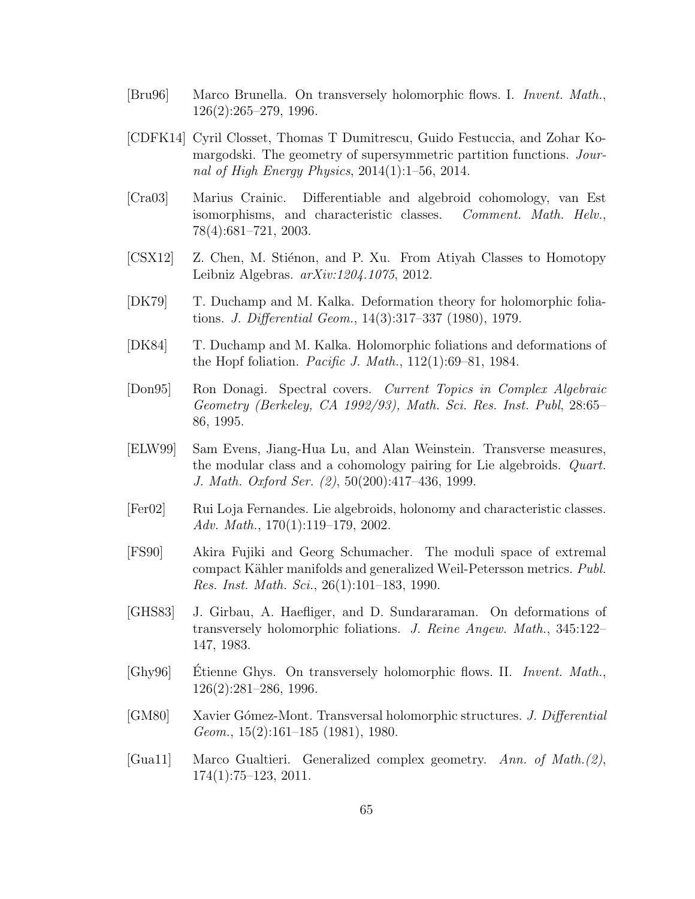[Bru96] Marco Brunella. On transversely holomorphic flows. I. *Invent. Math.*, 126(2):265–279, 1996.

[CDFK14] Cyril Closset, Thomas T Dumitrescu, Guido Festuccia, and Zohar Komargodski. The geometry of supersymmetric partition functions. *Journal of High Energy Physics*, 2014(1):1–56, 2014.

[Cra03] Marius Crainic. Differentiable and algebroid cohomology, van Est isomorphisms, and characteristic classes. *Comment. Math. Helv.*, 78(4):681–721, 2003.

[CSX12] Z. Chen, M. Stiénon, and P. Xu. From Atiyah Classes to Homotopy Leibniz Algebras. *arXiv:1204.1075*, 2012.

[DK79] T. Duchamp and M. Kalka. Deformation theory for holomorphic foliations. *J. Differential Geom.*, 14(3):317–337 (1980), 1979.

[DK84] T. Duchamp and M. Kalka. Holomorphic foliations and deformations of the Hopf foliation. *Pacific J. Math.*, 112(1):69–81, 1984.

[Don95] Ron Donagi. Spectral covers. *Current Topics in Complex Algebraic Geometry (Berkeley, CA 1992/93), Math. Sci. Res. Inst. Publ*, 28:65–86, 1995.

[ELW99] Sam Evens, Jiang-Hua Lu, and Alan Weinstein. Transverse measures, the modular class and a cohomology pairing for Lie algebroids. *Quart. J. Math. Oxford Ser. (2)*, 50(200):417–436, 1999.

[Fer02] Rui Loja Fernandes. Lie algebroids, holonomy and characteristic classes. *Adv. Math.*, 170(1):119–179, 2002.

[FS90] Akira Fujiki and Georg Schumacher. The moduli space of extremal compact Kähler manifolds and generalized Weil-Petersson metrics. *Publ. Res. Inst. Math. Sci.*, 26(1):101–183, 1990.

[GHS83] J. Girbau, A. Haefliger, and D. Sundararaman. On deformations of transversely holomorphic foliations. *J. Reine Angew. Math.*, 345:122–147, 1983.

[Ghy96] Étienne Ghys. On transversely holomorphic flows. II. *Invent. Math.*, 126(2):281–286, 1996.

[GM80] Xavier Gómez-Mont. Transversal holomorphic structures. *J. Differential Geom.*, 15(2):161–185 (1981), 1980.

[Gua11] Marco Gualtieri. Generalized complex geometry. *Ann. of Math.(2)*, 174(1):75–123, 2011.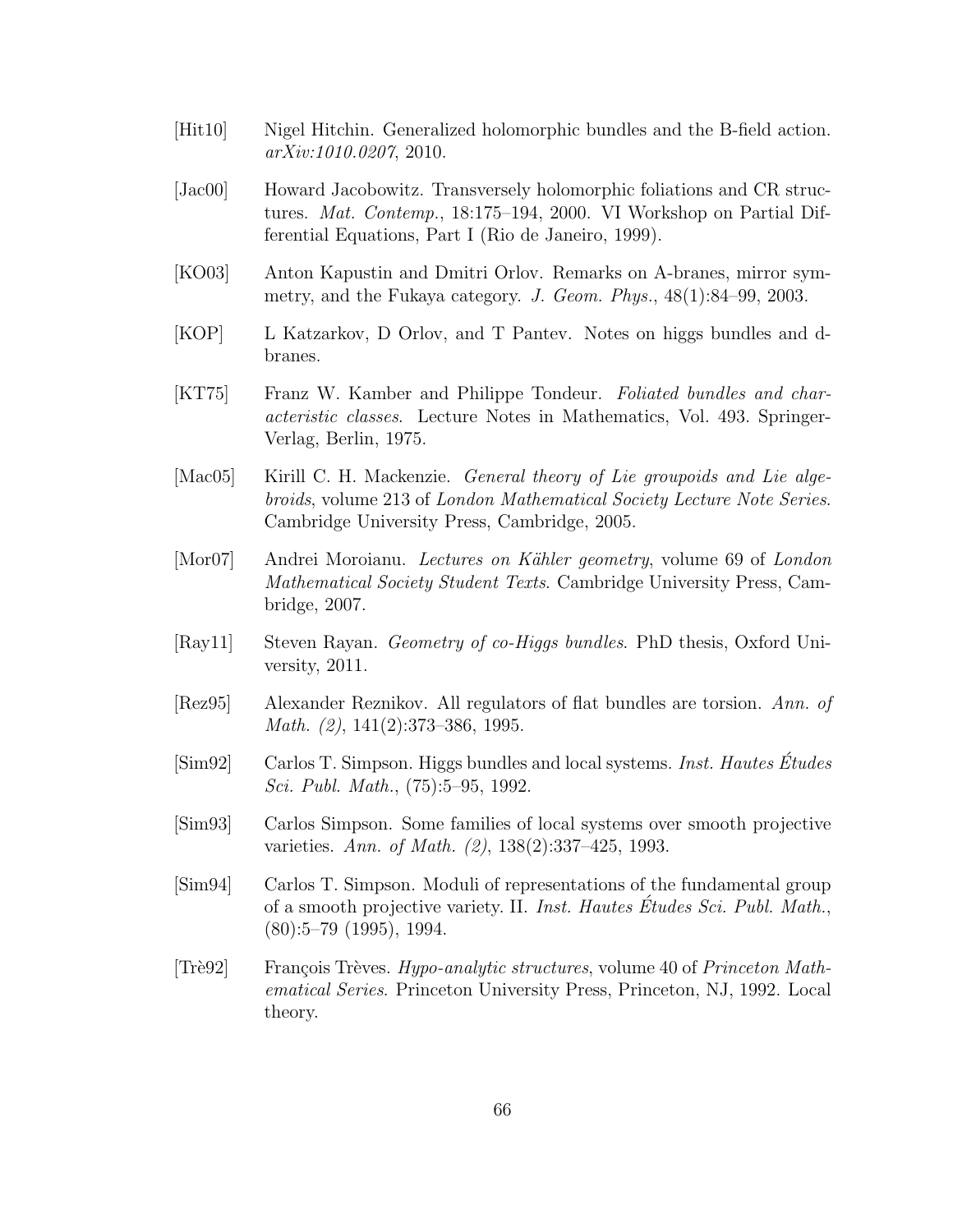[Hit10] Nigel Hitchin. Generalized holomorphic bundles and the B-field action. *arXiv:1010.0207*, 2010.

[Jac00] Howard Jacobowitz. Transversely holomorphic foliations and CR structures. *Mat. Contemp.*, 18:175–194, 2000. VI Workshop on Partial Differential Equations, Part I (Rio de Janeiro, 1999).

[KO03] Anton Kapustin and Dmitri Orlov. Remarks on A-branes, mirror symmetry, and the Fukaya category. *J. Geom. Phys.*, 48(1):84–99, 2003.

[KOP] L Katzarkov, D Orlov, and T Pantev. Notes on higgs bundles and d-branes.

[KT75] Franz W. Kamber and Philippe Tondeur. *Foliated bundles and characteristic classes*. Lecture Notes in Mathematics, Vol. 493. Springer-Verlag, Berlin, 1975.

[Mac05] Kirill C. H. Mackenzie. *General theory of Lie groupoids and Lie algebroids*, volume 213 of *London Mathematical Society Lecture Note Series*. Cambridge University Press, Cambridge, 2005.

[Mor07] Andrei Moroianu. *Lectures on Kähler geometry*, volume 69 of *London Mathematical Society Student Texts*. Cambridge University Press, Cambridge, 2007.

[Ray11] Steven Rayan. *Geometry of co-Higgs bundles*. PhD thesis, Oxford University, 2011.

[Rez95] Alexander Reznikov. All regulators of flat bundles are torsion. *Ann. of Math. (2)*, 141(2):373–386, 1995.

[Sim92] Carlos T. Simpson. Higgs bundles and local systems. *Inst. Hautes Études Sci. Publ. Math.*, (75):5–95, 1992.

[Sim93] Carlos Simpson. Some families of local systems over smooth projective varieties. *Ann. of Math. (2)*, 138(2):337–425, 1993.

[Sim94] Carlos T. Simpson. Moduli of representations of the fundamental group of a smooth projective variety. II. *Inst. Hautes Études Sci. Publ. Math.*, (80):5–79 (1995), 1994.

[Trè92] François Trèves. *Hypo-analytic structures*, volume 40 of *Princeton Mathematical Series*. Princeton University Press, Princeton, NJ, 1992. Local theory.